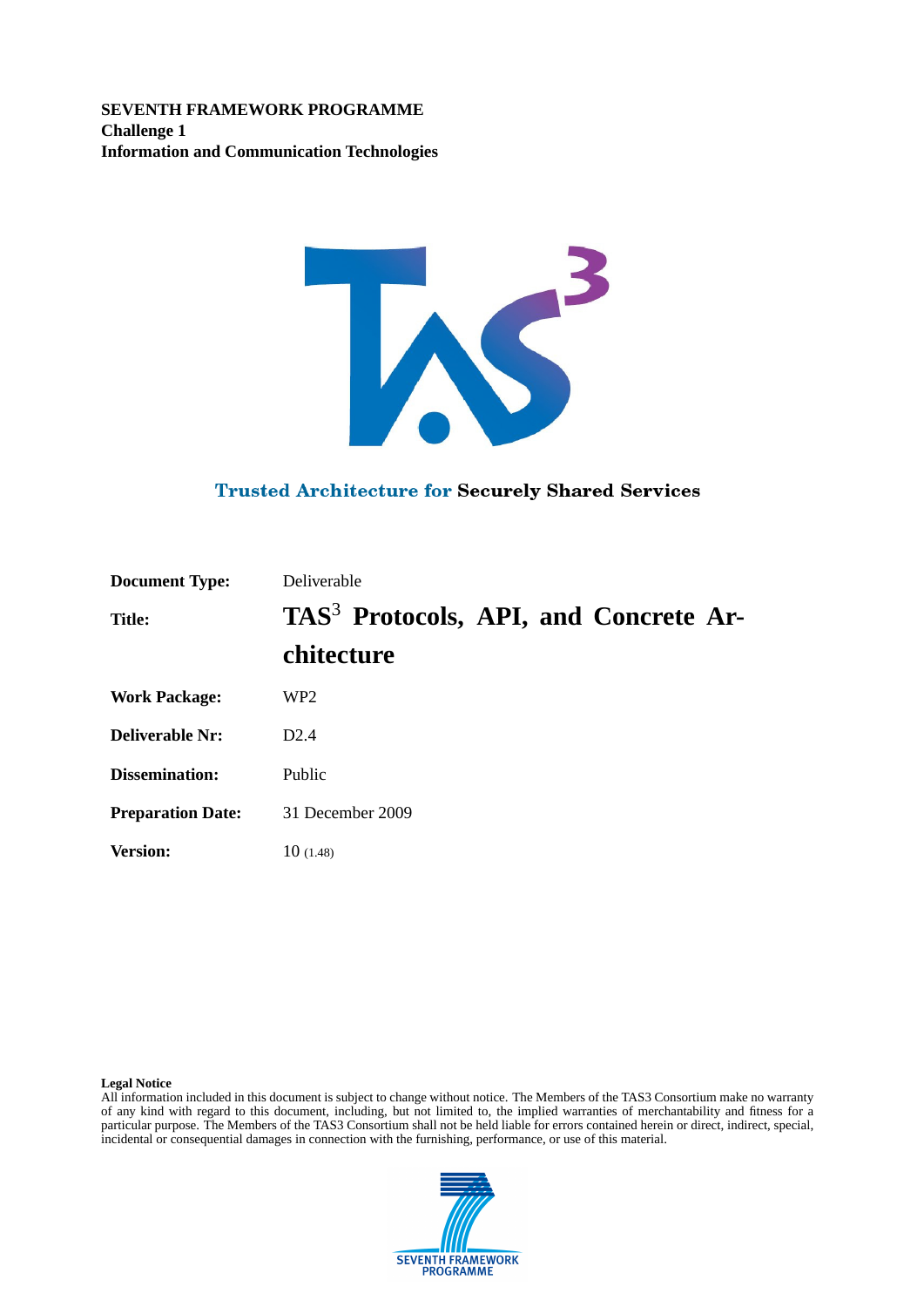**SEVENTH FRAMEWORK PROGRAMME**
**Challenge 1**
**Information and Communication Technologies**

Trusted Architecture for Securely Shared Services

| | |
|---|---|
| **Document Type:** | Deliverable |
| **Title:** | **TAS$^3$ Protocols, API, and Concrete Architecture** |
| **Work Package:** | WP2 |
| **Deliverable Nr:** | D2.4 |
| **Dissemination:** | Public |
| **Preparation Date:** | 31 December 2009 |
| **Version:** | 10 (1.48) |

**Legal Notice**
All information included in this document is subject to change without notice. The Members of the TAS3 Consortium make no warranty of any kind with regard to this document, including, but not limited to, the implied warranties of merchantability and fitness for a particular purpose. The Members of the TAS3 Consortium shall not be held liable for errors contained herein or direct, indirect, special, incidental or consequential damages in connection with the furnishing, performance, or use of this material.

SEVENTH FRAMEWORK PROGRAMME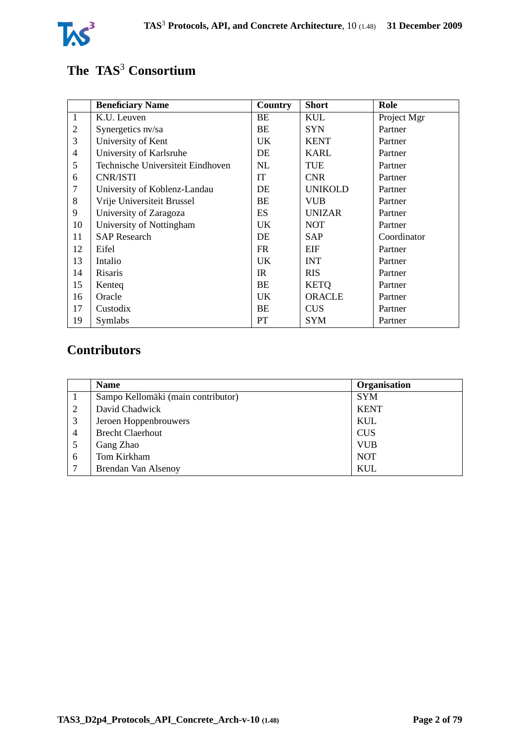# The TAS$^3$ Consortium

| | Beneficiary Name | Country | Short | Role |
|---|---|---|---|---|
| 1 | K.U. Leuven | BE | KUL | Project Mgr |
| 2 | Synergetics nv/sa | BE | SYN | Partner |
| 3 | University of Kent | UK | KENT | Partner |
| 4 | University of Karlsruhe | DE | KARL | Partner |
| 5 | Technische Universiteit Eindhoven | NL | TUE | Partner |
| 6 | CNR/ISTI | IT | CNR | Partner |
| 7 | University of Koblenz-Landau | DE | UNIKOLD | Partner |
| 8 | Vrije Universiteit Brussel | BE | VUB | Partner |
| 9 | University of Zaragoza | ES | UNIZAR | Partner |
| 10 | University of Nottingham | UK | NOT | Partner |
| 11 | SAP Research | DE | SAP | Coordinator |
| 12 | Eifel | FR | EIF | Partner |
| 13 | Intalio | UK | INT | Partner |
| 14 | Risaris | IR | RIS | Partner |
| 15 | Kenteq | BE | KETQ | Partner |
| 16 | Oracle | UK | ORACLE | Partner |
| 17 | Custodix | BE | CUS | Partner |
| 19 | Symlabs | PT | SYM | Partner |

# Contributors

| | Name | Organisation |
|---|---|---|
| 1 | Sampo Kellomäki (main contributor) | SYM |
| 2 | David Chadwick | KENT |
| 3 | Jeroen Hoppenbrouwers | KUL |
| 4 | Brecht Claerhout | CUS |
| 5 | Gang Zhao | VUB |
| 6 | Tom Kirkham | NOT |
| 7 | Brendan Van Alsenoy | KUL |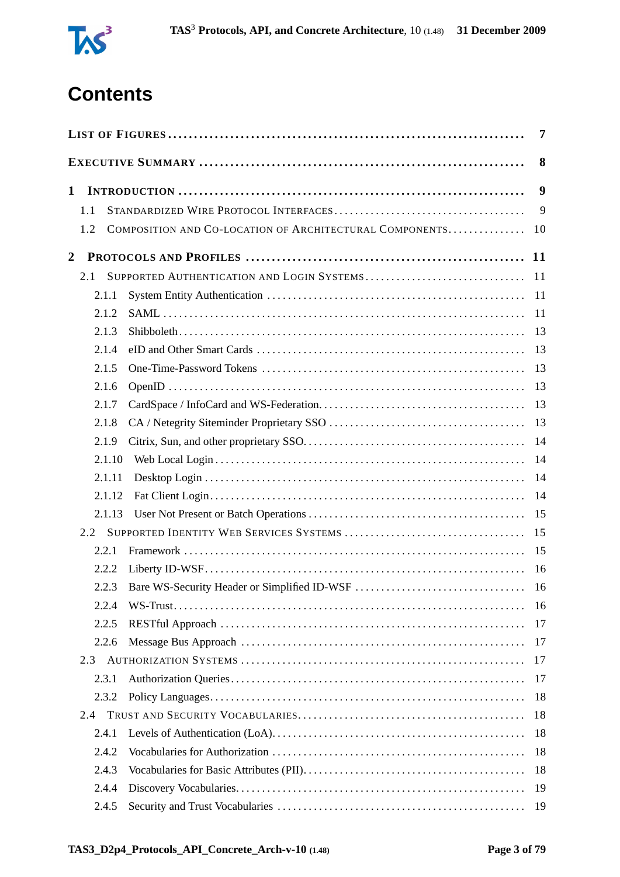# Contents

- **List of Figures** — 7
- **Executive Summary** — 8
- **1 Introduction** — 9
  - 1.1 Standardized Wire Protocol Interfaces — 9
  - 1.2 Composition and Co-location of Architectural Components — 10
- **2 Protocols and Profiles** — 11
  - 2.1 Supported Authentication and Login Systems — 11
    - 2.1.1 System Entity Authentication — 11
    - 2.1.2 SAML — 11
    - 2.1.3 Shibboleth — 13
    - 2.1.4 eID and Other Smart Cards — 13
    - 2.1.5 One-Time-Password Tokens — 13
    - 2.1.6 OpenID — 13
    - 2.1.7 CardSpace / InfoCard and WS-Federation — 13
    - 2.1.8 CA / Netegrity Siteminder Proprietary SSO — 13
    - 2.1.9 Citrix, Sun, and other proprietary SSO — 14
    - 2.1.10 Web Local Login — 14
    - 2.1.11 Desktop Login — 14
    - 2.1.12 Fat Client Login — 14
    - 2.1.13 User Not Present or Batch Operations — 15
  - 2.2 Supported Identity Web Services Systems — 15
    - 2.2.1 Framework — 15
    - 2.2.2 Liberty ID-WSF — 16
    - 2.2.3 Bare WS-Security Header or Simplified ID-WSF — 16
    - 2.2.4 WS-Trust — 16
    - 2.2.5 RESTful Approach — 17
    - 2.2.6 Message Bus Approach — 17
  - 2.3 Authorization Systems — 17
    - 2.3.1 Authorization Queries — 17
    - 2.3.2 Policy Languages — 18
  - 2.4 Trust and Security Vocabularies — 18
    - 2.4.1 Levels of Authentication (LoA) — 18
    - 2.4.2 Vocabularies for Authorization — 18
    - 2.4.3 Vocabularies for Basic Attributes (PII) — 18
    - 2.4.4 Discovery Vocabularies — 19
    - 2.4.5 Security and Trust Vocabularies — 19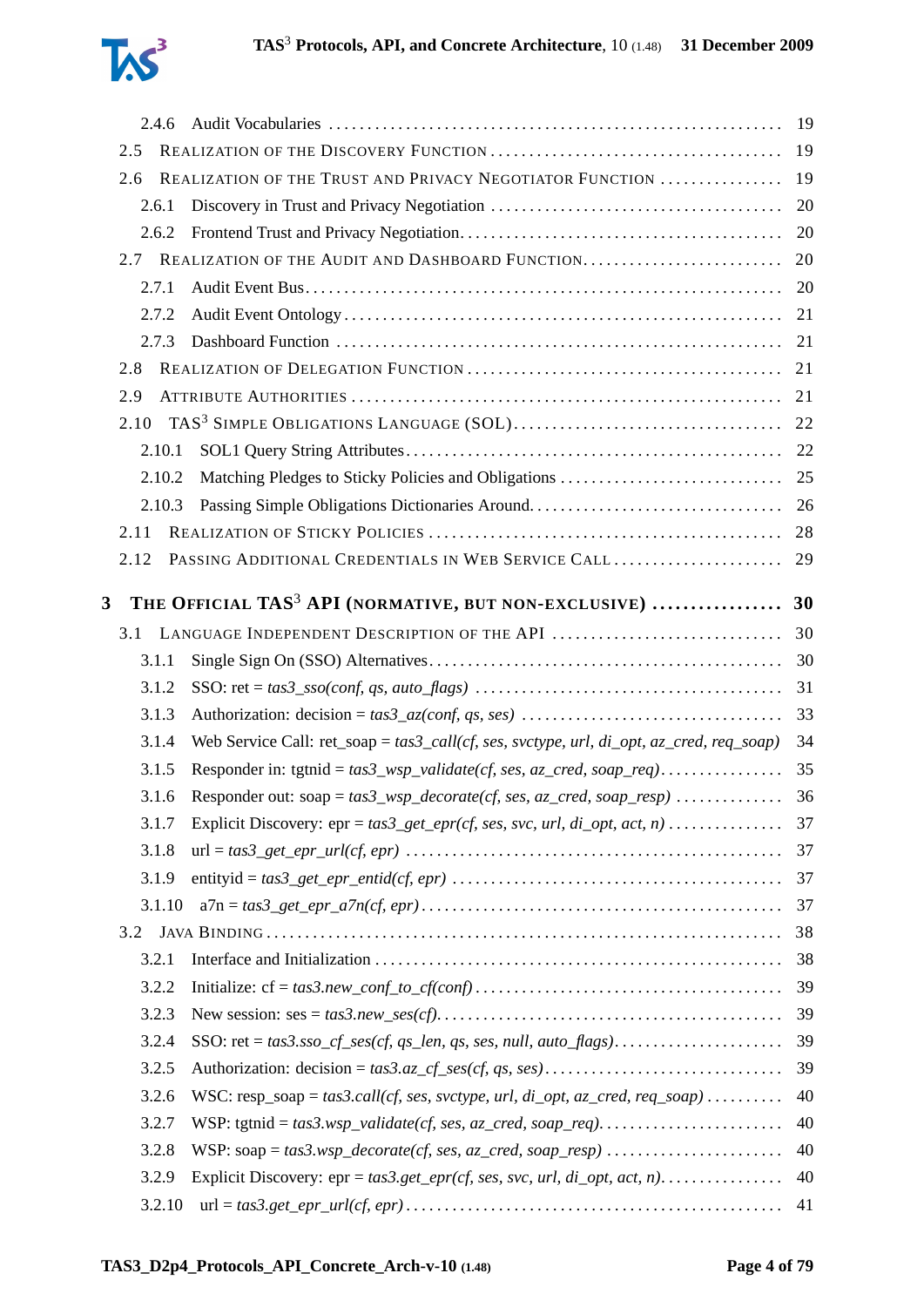- 2.4.6 Audit Vocabularies ... 19
- 2.5 Realization of the Discovery Function ... 19
- 2.6 Realization of the Trust and Privacy Negotiator Function ... 19
  - 2.6.1 Discovery in Trust and Privacy Negotiation ... 20
  - 2.6.2 Frontend Trust and Privacy Negotiation ... 20
- 2.7 Realization of the Audit and Dashboard Function ... 20
  - 2.7.1 Audit Event Bus ... 20
  - 2.7.2 Audit Event Ontology ... 21
  - 2.7.3 Dashboard Function ... 21
- 2.8 Realization of Delegation Function ... 21
- 2.9 Attribute Authorities ... 21
- 2.10 TAS$^3$ Simple Obligations Language (SOL) ... 22
  - 2.10.1 SOL1 Query String Attributes ... 22
  - 2.10.2 Matching Pledges to Sticky Policies and Obligations ... 25
  - 2.10.3 Passing Simple Obligations Dictionaries Around ... 26
- 2.11 Realization of Sticky Policies ... 28
- 2.12 Passing Additional Credentials in Web Service Call ... 29

**3 The Official TAS$^3$ API (normative, but non-exclusive) ... 30**

- 3.1 Language Independent Description of the API ... 30
  - 3.1.1 Single Sign On (SSO) Alternatives ... 30
  - 3.1.2 SSO: ret = *tas3_sso(conf, qs, auto_flags)* ... 31
  - 3.1.3 Authorization: decision = *tas3_az(conf, qs, ses)* ... 33
  - 3.1.4 Web Service Call: ret_soap = *tas3_call(cf, ses, svctype, url, di_opt, az_cred, req_soap)* 34
  - 3.1.5 Responder in: tgtnid = *tas3_wsp_validate(cf, ses, az_cred, soap_req)* ... 35
  - 3.1.6 Responder out: soap = *tas3_wsp_decorate(cf, ses, az_cred, soap_resp)* ... 36
  - 3.1.7 Explicit Discovery: epr = *tas3_get_epr(cf, ses, svc, url, di_opt, act, n)* ... 37
  - 3.1.8 url = *tas3_get_epr_url(cf, epr)* ... 37
  - 3.1.9 entityid = *tas3_get_epr_entid(cf, epr)* ... 37
  - 3.1.10 a7n = *tas3_get_epr_a7n(cf, epr)* ... 37
- 3.2 Java Binding ... 38
  - 3.2.1 Interface and Initialization ... 38
  - 3.2.2 Initialize: cf = *tas3.new_conf_to_cf(conf)* ... 39
  - 3.2.3 New session: ses = *tas3.new_ses(cf)* ... 39
  - 3.2.4 SSO: ret = *tas3.sso_cf_ses(cf, qs_len, qs, ses, null, auto_flags)* ... 39
  - 3.2.5 Authorization: decision = *tas3.az_cf_ses(cf, qs, ses)* ... 39
  - 3.2.6 WSC: resp_soap = *tas3.call(cf, ses, svctype, url, di_opt, az_cred, req_soap)* ... 40
  - 3.2.7 WSP: tgtnid = *tas3.wsp_validate(cf, ses, az_cred, soap_req)* ... 40
  - 3.2.8 WSP: soap = *tas3.wsp_decorate(cf, ses, az_cred, soap_resp)* ... 40
  - 3.2.9 Explicit Discovery: epr = *tas3.get_epr(cf, ses, svc, url, di_opt, act, n)* ... 40
  - 3.2.10 url = *tas3.get_epr_url(cf, epr)* ... 41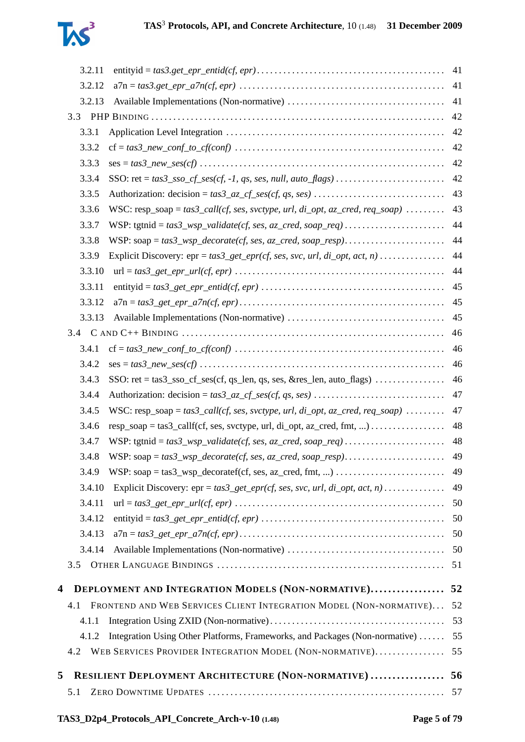- 3.2.11 entityid = *tas3.get_epr_entid(cf, epr)* .......... 41
- 3.2.12 a7n = *tas3.get_epr_a7n(cf, epr)* .......... 41
- 3.2.13 Available Implementations (Non-normative) .......... 41
- 3.3 PHP Binding .......... 42
  - 3.3.1 Application Level Integration .......... 42
  - 3.3.2 cf = *tas3_new_conf_to_cf(conf)* .......... 42
  - 3.3.3 ses = *tas3_new_ses(cf)* .......... 42
  - 3.3.4 SSO: ret = *tas3_sso_cf_ses(cf, -1, qs, ses, null, auto_flags)* .......... 42
  - 3.3.5 Authorization: decision = *tas3_az_cf_ses(cf, qs, ses)* .......... 43
  - 3.3.6 WSC: resp_soap = *tas3_call(cf, ses, svctype, url, di_opt, az_cred, req_soap)* .......... 43
  - 3.3.7 WSP: tgtnid = *tas3_wsp_validate(cf, ses, az_cred, soap_req)* .......... 44
  - 3.3.8 WSP: soap = *tas3_wsp_decorate(cf, ses, az_cred, soap_resp)* .......... 44
  - 3.3.9 Explicit Discovery: epr = *tas3_get_epr(cf, ses, svc, url, di_opt, act, n)* .......... 44
  - 3.3.10 url = *tas3_get_epr_url(cf, epr)* .......... 44
  - 3.3.11 entityid = *tas3_get_epr_entid(cf, epr)* .......... 45
  - 3.3.12 a7n = *tas3_get_epr_a7n(cf, epr)* .......... 45
  - 3.3.13 Available Implementations (Non-normative) .......... 45
- 3.4 C and C++ Binding .......... 46
  - 3.4.1 cf = *tas3_new_conf_to_cf(conf)* .......... 46
  - 3.4.2 ses = *tas3_new_ses(cf)* .......... 46
  - 3.4.3 SSO: ret = tas3_sso_cf_ses(cf, qs_len, qs, ses, &res_len, auto_flags) .......... 46
  - 3.4.4 Authorization: decision = *tas3_az_cf_ses(cf, qs, ses)* .......... 47
  - 3.4.5 WSC: resp_soap = *tas3_call(cf, ses, svctype, url, di_opt, az_cred, req_soap)* .......... 47
  - 3.4.6 resp_soap = tas3_callf(cf, ses, svctype, url, di_opt, az_cred, fmt, ...) .......... 48
  - 3.4.7 WSP: tgtnid = *tas3_wsp_validate(cf, ses, az_cred, soap_req)* .......... 48
  - 3.4.8 WSP: soap = *tas3_wsp_decorate(cf, ses, az_cred, soap_resp)* .......... 49
  - 3.4.9 WSP: soap = tas3_wsp_decoratef(cf, ses, az_cred, fmt, ...) .......... 49
  - 3.4.10 Explicit Discovery: epr = *tas3_get_epr(cf, ses, svc, url, di_opt, act, n)* .......... 49
  - 3.4.11 url = *tas3_get_epr_url(cf, epr)* .......... 50
  - 3.4.12 entityid = *tas3_get_epr_entid(cf, epr)* .......... 50
  - 3.4.13 a7n = *tas3_get_epr_a7n(cf, epr)* .......... 50
  - 3.4.14 Available Implementations (Non-normative) .......... 50
- 3.5 Other Language Bindings .......... 51

**4 Deployment and Integration Models (Non-normative) .......... 52**

- 4.1 Frontend and Web Services Client Integration Model (Non-normative) .......... 52
  - 4.1.1 Integration Using ZXID (Non-normative) .......... 53
  - 4.1.2 Integration Using Other Platforms, Frameworks, and Packages (Non-normative) .......... 55
- 4.2 Web Services Provider Integration Model (Non-normative) .......... 55

**5 Resilient Deployment Architecture (Non-normative) .......... 56**

- 5.1 Zero Downtime Updates .......... 57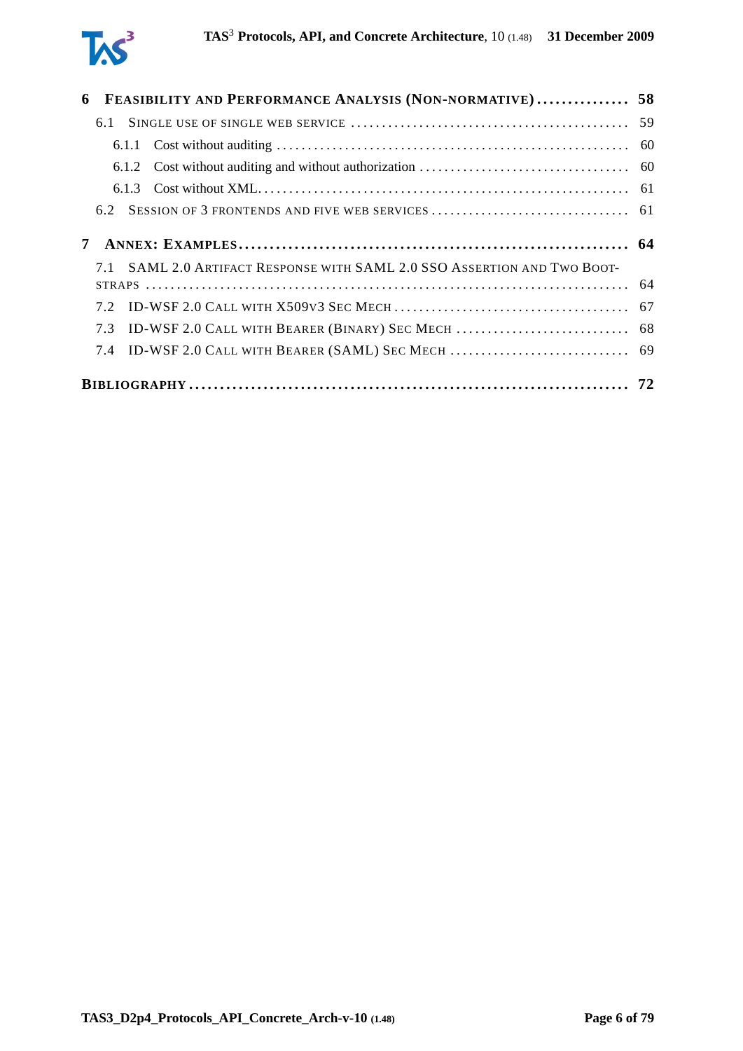**6 Feasibility and Performance Analysis (Non-normative) ............... 58**

6.1 Single use of single web service ............................................ 59

6.1.1 Cost without auditing ........................................................ 60

6.1.2 Cost without auditing and without authorization .................................. 60

6.1.3 Cost without XML........................................................... 61

6.2 Session of 3 frontends and five web services ................................ 61

**7 Annex: Examples ............................................................. 64**

7.1 SAML 2.0 Artifact Response with SAML 2.0 SSO Assertion and Two Bootstraps ........................................................................... 64

7.2 ID-WSF 2.0 Call with X509v3 Sec Mech ...................................... 67

7.3 ID-WSF 2.0 Call with Bearer (Binary) Sec Mech ............................ 68

7.4 ID-WSF 2.0 Call with Bearer (SAML) Sec Mech ............................ 69

**Bibliography ...................................................................... 72**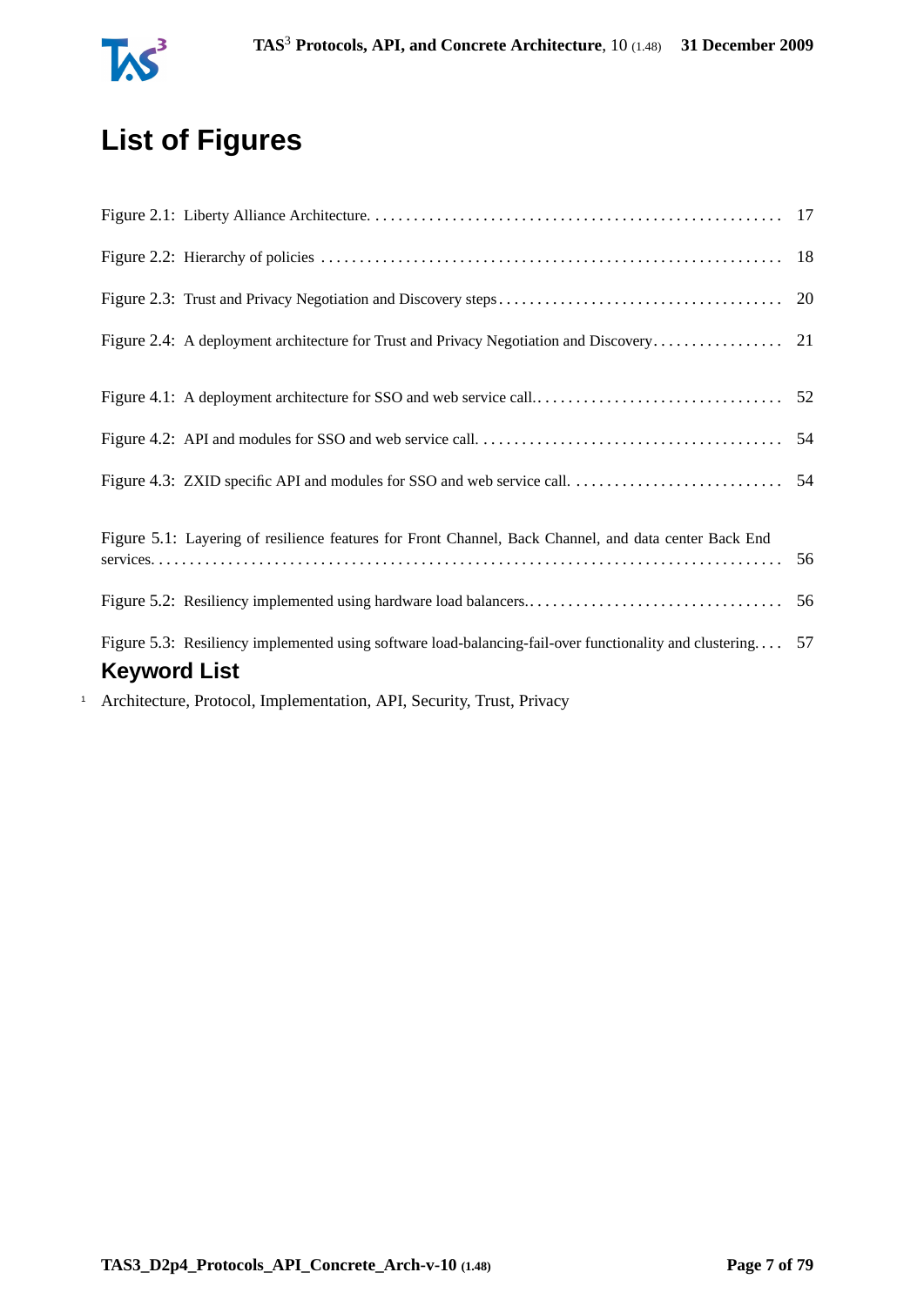# List of Figures

Figure 2.1: Liberty Alliance Architecture. . . . . . . . . . . . . . . . . . . . . . . . . . . . . . . . . . . . . . . . . . . . . . . . . . . . . 17

Figure 2.2: Hierarchy of policies . . . . . . . . . . . . . . . . . . . . . . . . . . . . . . . . . . . . . . . . . . . . . . . . . . . . . . . . . . . 18

Figure 2.3: Trust and Privacy Negotiation and Discovery steps . . . . . . . . . . . . . . . . . . . . . . . . . . . . . . . . . . . . 20

Figure 2.4: A deployment architecture for Trust and Privacy Negotiation and Discovery . . . . . . . . . . . . . . . . . 21

Figure 4.1: A deployment architecture for SSO and web service call. . . . . . . . . . . . . . . . . . . . . . . . . . . . . . . . . 52

Figure 4.2: API and modules for SSO and web service call. . . . . . . . . . . . . . . . . . . . . . . . . . . . . . . . . . . . . . . . 54

Figure 4.3: ZXID specific API and modules for SSO and web service call. . . . . . . . . . . . . . . . . . . . . . . . . . . . 54

Figure 5.1: Layering of resilience features for Front Channel, Back Channel, and data center Back End services. . . . . . . . . . . . . . . . . . . . . . . . . . . . . . . . . . . . . . . . . . . . . . . . . . . . . . . . . . . . . . . . . . . . . . . . . . . . . 56

Figure 5.2: Resiliency implemented using hardware load balancers. . . . . . . . . . . . . . . . . . . . . . . . . . . . . . . . . . 56

Figure 5.3: Resiliency implemented using software load-balancing-fail-over functionality and clustering. . . . . 57

## Keyword List

Architecture, Protocol, Implementation, API, Security, Trust, Privacy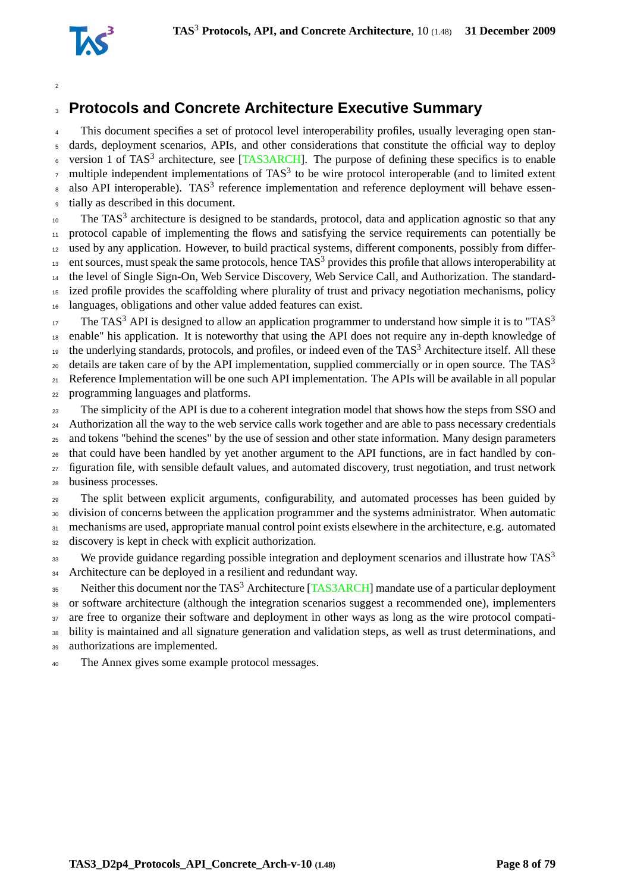# Protocols and Concrete Architecture Executive Summary

This document specifies a set of protocol level interoperability profiles, usually leveraging open standards, deployment scenarios, APIs, and other considerations that constitute the official way to deploy version 1 of TAS$^3$ architecture, see [TAS3ARCH]. The purpose of defining these specifics is to enable multiple independent implementations of TAS$^3$ to be wire protocol interoperable (and to limited extent also API interoperable). TAS$^3$ reference implementation and reference deployment will behave essentially as described in this document.

The TAS$^3$ architecture is designed to be standards, protocol, data and application agnostic so that any protocol capable of implementing the flows and satisfying the service requirements can potentially be used by any application. However, to build practical systems, different components, possibly from different sources, must speak the same protocols, hence TAS$^3$ provides this profile that allows interoperability at the level of Single Sign-On, Web Service Discovery, Web Service Call, and Authorization. The standardized profile provides the scaffolding where plurality of trust and privacy negotiation mechanisms, policy languages, obligations and other value added features can exist.

The TAS$^3$ API is designed to allow an application programmer to understand how simple it is to "TAS$^3$ enable" his application. It is noteworthy that using the API does not require any in-depth knowledge of the underlying standards, protocols, and profiles, or indeed even of the TAS$^3$ Architecture itself. All these details are taken care of by the API implementation, supplied commercially or in open source. The TAS$^3$ Reference Implementation will be one such API implementation. The APIs will be available in all popular programming languages and platforms.

The simplicity of the API is due to a coherent integration model that shows how the steps from SSO and Authorization all the way to the web service calls work together and are able to pass necessary credentials and tokens "behind the scenes" by the use of session and other state information. Many design parameters that could have been handled by yet another argument to the API functions, are in fact handled by configuration file, with sensible default values, and automated discovery, trust negotiation, and trust network business processes.

The split between explicit arguments, configurability, and automated processes has been guided by division of concerns between the application programmer and the systems administrator. When automatic mechanisms are used, appropriate manual control point exists elsewhere in the architecture, e.g. automated discovery is kept in check with explicit authorization.

We provide guidance regarding possible integration and deployment scenarios and illustrate how TAS$^3$ Architecture can be deployed in a resilient and redundant way.

Neither this document nor the TAS$^3$ Architecture [TAS3ARCH] mandate use of a particular deployment or software architecture (although the integration scenarios suggest a recommended one), implementers are free to organize their software and deployment in other ways as long as the wire protocol compatibility is maintained and all signature generation and validation steps, as well as trust determinations, and authorizations are implemented.

The Annex gives some example protocol messages.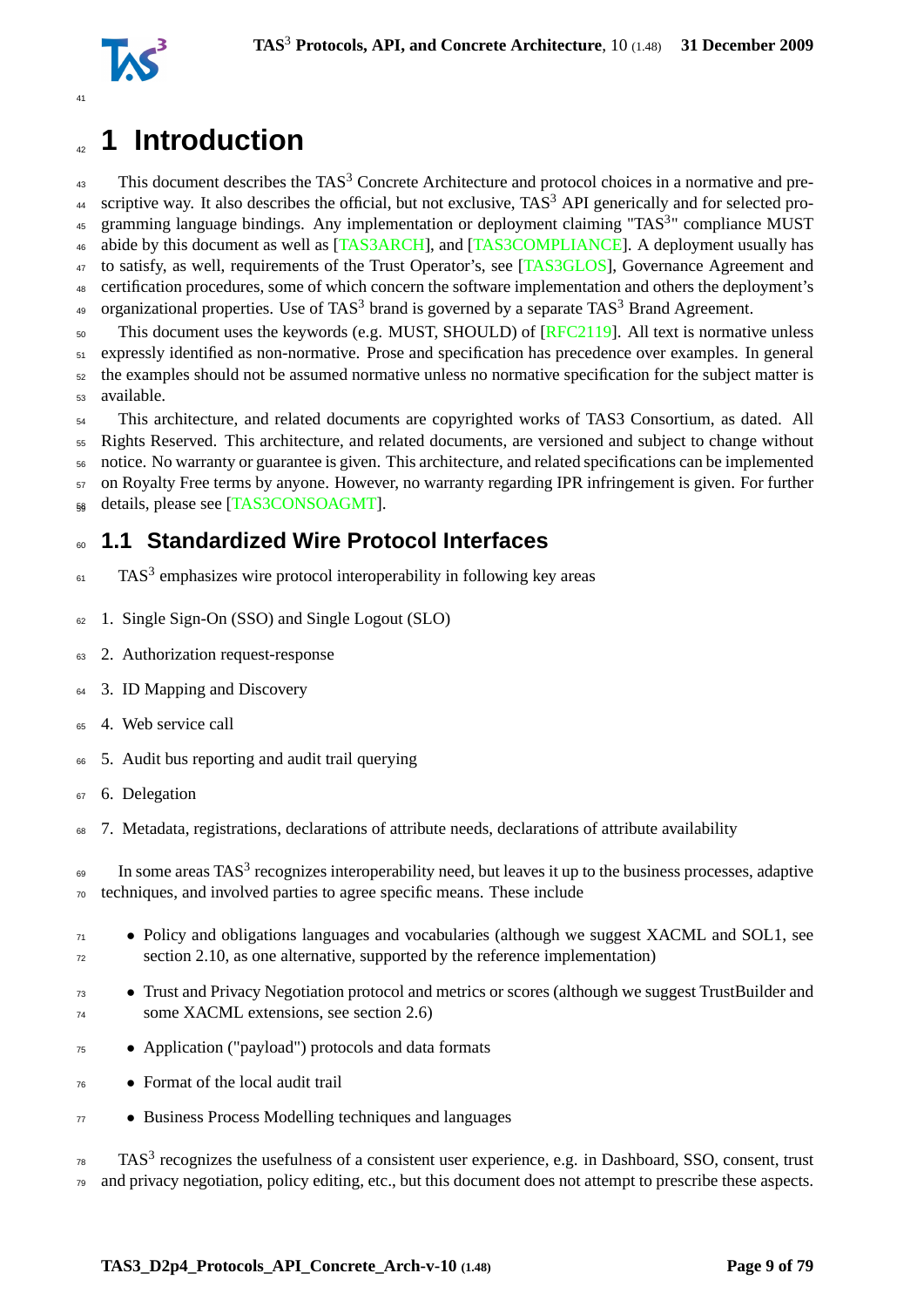# 1 Introduction

This document describes the TAS$^3$ Concrete Architecture and protocol choices in a normative and prescriptive way. It also describes the official, but not exclusive, TAS$^3$ API generically and for selected programming language bindings. Any implementation or deployment claiming "TAS$^3$" compliance MUST abide by this document as well as [TAS3ARCH], and [TAS3COMPLIANCE]. A deployment usually has to satisfy, as well, requirements of the Trust Operator's, see [TAS3GLOS], Governance Agreement and certification procedures, some of which concern the software implementation and others the deployment's organizational properties. Use of TAS$^3$ brand is governed by a separate TAS$^3$ Brand Agreement.

This document uses the keywords (e.g. MUST, SHOULD) of [RFC2119]. All text is normative unless expressly identified as non-normative. Prose and specification has precedence over examples. In general the examples should not be assumed normative unless no normative specification for the subject matter is available.

This architecture, and related documents are copyrighted works of TAS3 Consortium, as dated. All Rights Reserved. This architecture, and related documents, are versioned and subject to change without notice. No warranty or guarantee is given. This architecture, and related specifications can be implemented on Royalty Free terms by anyone. However, no warranty regarding IPR infringement is given. For further details, please see [TAS3CONSOAGMT].

## 1.1 Standardized Wire Protocol Interfaces

TAS$^3$ emphasizes wire protocol interoperability in following key areas

1. Single Sign-On (SSO) and Single Logout (SLO)
2. Authorization request-response
3. ID Mapping and Discovery
4. Web service call
5. Audit bus reporting and audit trail querying
6. Delegation
7. Metadata, registrations, declarations of attribute needs, declarations of attribute availability

In some areas TAS$^3$ recognizes interoperability need, but leaves it up to the business processes, adaptive techniques, and involved parties to agree specific means. These include

- Policy and obligations languages and vocabularies (although we suggest XACML and SOL1, see section 2.10, as one alternative, supported by the reference implementation)
- Trust and Privacy Negotiation protocol and metrics or scores (although we suggest TrustBuilder and some XACML extensions, see section 2.6)
- Application ("payload") protocols and data formats
- Format of the local audit trail
- Business Process Modelling techniques and languages

TAS$^3$ recognizes the usefulness of a consistent user experience, e.g. in Dashboard, SSO, consent, trust and privacy negotiation, policy editing, etc., but this document does not attempt to prescribe these aspects.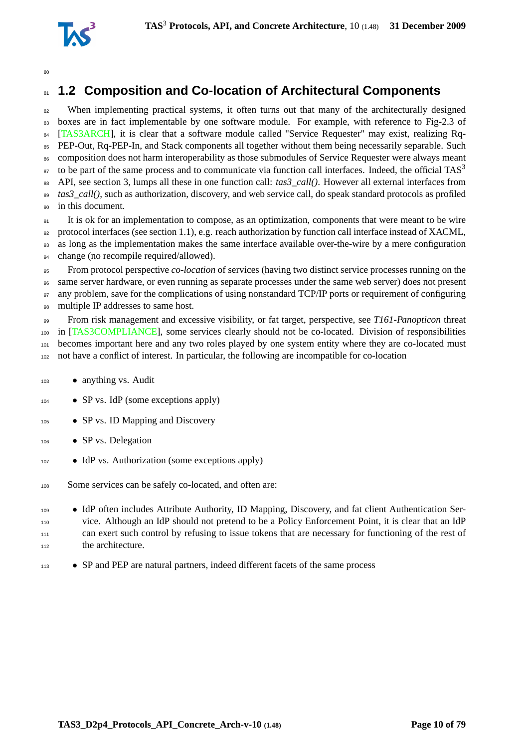## 1.2 Composition and Co-location of Architectural Components

When implementing practical systems, it often turns out that many of the architecturally designed boxes are in fact implementable by one software module. For example, with reference to Fig-2.3 of [TAS3ARCH], it is clear that a software module called "Service Requester" may exist, realizing Rq-PEP-Out, Rq-PEP-In, and Stack components all together without them being necessarily separable. Such composition does not harm interoperability as those submodules of Service Requester were always meant to be part of the same process and to communicate via function call interfaces. Indeed, the official TAS[3] API, see section 3, lumps all these in one function call: *tas3_call()*. However all external interfaces from *tas3_call()*, such as authorization, discovery, and web service call, do speak standard protocols as profiled in this document.

It is ok for an implementation to compose, as an optimization, components that were meant to be wire protocol interfaces (see section 1.1), e.g. reach authorization by function call interface instead of XACML, as long as the implementation makes the same interface available over-the-wire by a mere configuration change (no recompile required/allowed).

From protocol perspective *co-location* of services (having two distinct service processes running on the same server hardware, or even running as separate processes under the same web server) does not present any problem, save for the complications of using nonstandard TCP/IP ports or requirement of configuring multiple IP addresses to same host.

From risk management and excessive visibility, or fat target, perspective, see *T161-Panopticon* threat in [TAS3COMPLIANCE], some services clearly should not be co-located. Division of responsibilities becomes important here and any two roles played by one system entity where they are co-located must not have a conflict of interest. In particular, the following are incompatible for co-location

- anything vs. Audit
- SP vs. IdP (some exceptions apply)
- SP vs. ID Mapping and Discovery
- SP vs. Delegation
- IdP vs. Authorization (some exceptions apply)

Some services can be safely co-located, and often are:

- IdP often includes Attribute Authority, ID Mapping, Discovery, and fat client Authentication Service. Although an IdP should not pretend to be a Policy Enforcement Point, it is clear that an IdP can exert such control by refusing to issue tokens that are necessary for functioning of the rest of the architecture.
- SP and PEP are natural partners, indeed different facets of the same process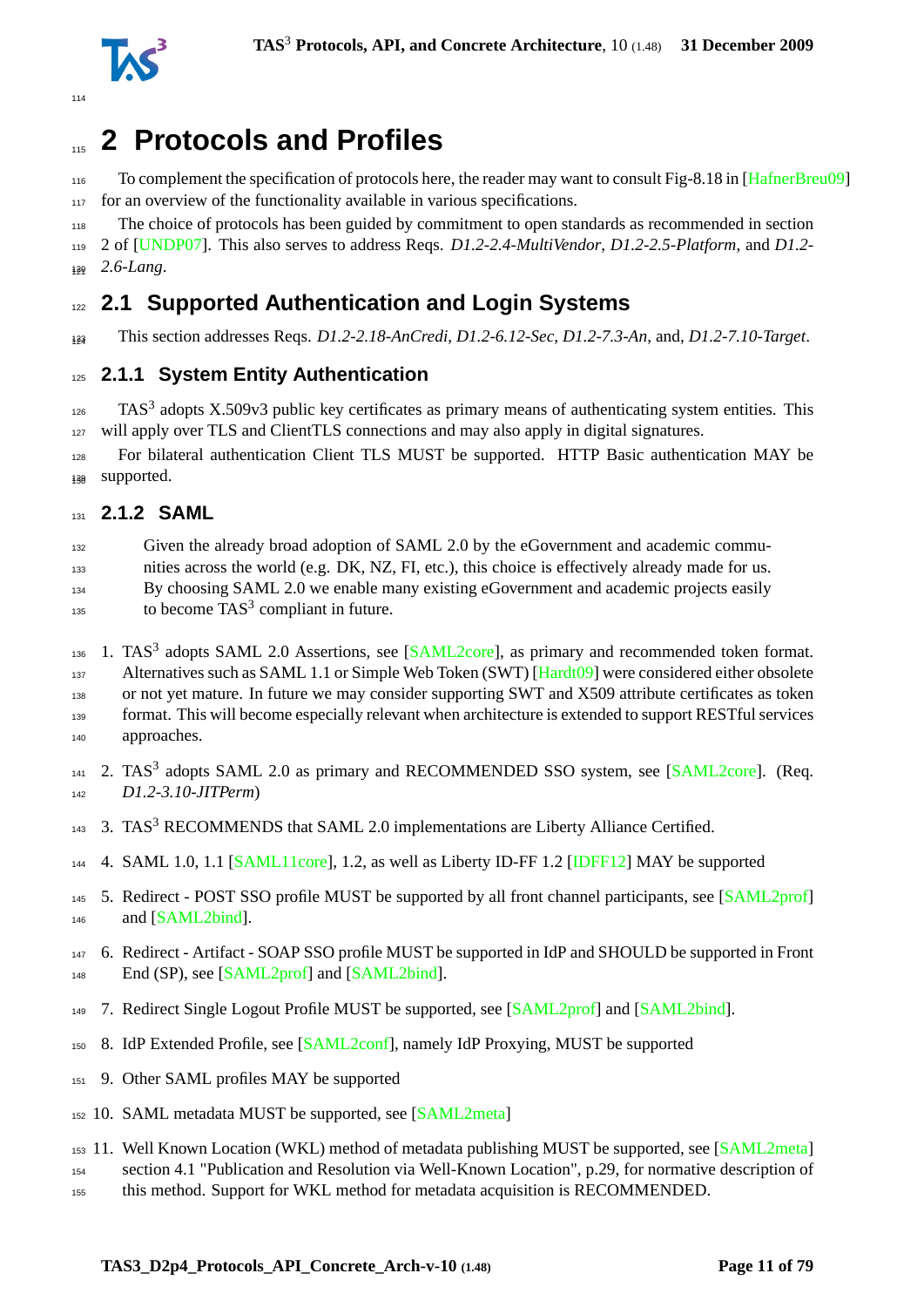# 2 Protocols and Profiles

To complement the specification of protocols here, the reader may want to consult Fig-8.18 in [HafnerBreu09] for an overview of the functionality available in various specifications.

The choice of protocols has been guided by commitment to open standards as recommended in section 2 of [UNDP07]. This also serves to address Reqs. *D1.2-2.4-MultiVendor*, *D1.2-2.5-Platform*, and *D1.2-2.6-Lang*.

## 2.1 Supported Authentication and Login Systems

This section addresses Reqs. *D1.2-2.18-AnCredi*, *D1.2-6.12-Sec*, *D1.2-7.3-An*, and, *D1.2-7.10-Target*.

### 2.1.1 System Entity Authentication

TAS[3] adopts X.509v3 public key certificates as primary means of authenticating system entities. This will apply over TLS and ClientTLS connections and may also apply in digital signatures.

For bilateral authentication Client TLS MUST be supported. HTTP Basic authentication MAY be supported.

### 2.1.2 SAML

> Given the already broad adoption of SAML 2.0 by the eGovernment and academic communities across the world (e.g. DK, NZ, FI, etc.), this choice is effectively already made for us. By choosing SAML 2.0 we enable many existing eGovernment and academic projects easily to become TAS[3] compliant in future.

1. TAS[3] adopts SAML 2.0 Assertions, see [SAML2core], as primary and recommended token format. Alternatives such as SAML 1.1 or Simple Web Token (SWT) [Hardt09] were considered either obsolete or not yet mature. In future we may consider supporting SWT and X509 attribute certificates as token format. This will become especially relevant when architecture is extended to support RESTful services approaches.
2. TAS[3] adopts SAML 2.0 as primary and RECOMMENDED SSO system, see [SAML2core]. (Req. *D1.2-3.10-JITPerm*)
3. TAS[3] RECOMMENDS that SAML 2.0 implementations are Liberty Alliance Certified.
4. SAML 1.0, 1.1 [SAML11core], 1.2, as well as Liberty ID-FF 1.2 [IDFF12] MAY be supported
5. Redirect - POST SSO profile MUST be supported by all front channel participants, see [SAML2prof] and [SAML2bind].
6. Redirect - Artifact - SOAP SSO profile MUST be supported in IdP and SHOULD be supported in Front End (SP), see [SAML2prof] and [SAML2bind].
7. Redirect Single Logout Profile MUST be supported, see [SAML2prof] and [SAML2bind].
8. IdP Extended Profile, see [SAML2conf], namely IdP Proxying, MUST be supported
9. Other SAML profiles MAY be supported
10. SAML metadata MUST be supported, see [SAML2meta]
11. Well Known Location (WKL) method of metadata publishing MUST be supported, see [SAML2meta] section 4.1 "Publication and Resolution via Well-Known Location", p.29, for normative description of this method. Support for WKL method for metadata acquisition is RECOMMENDED.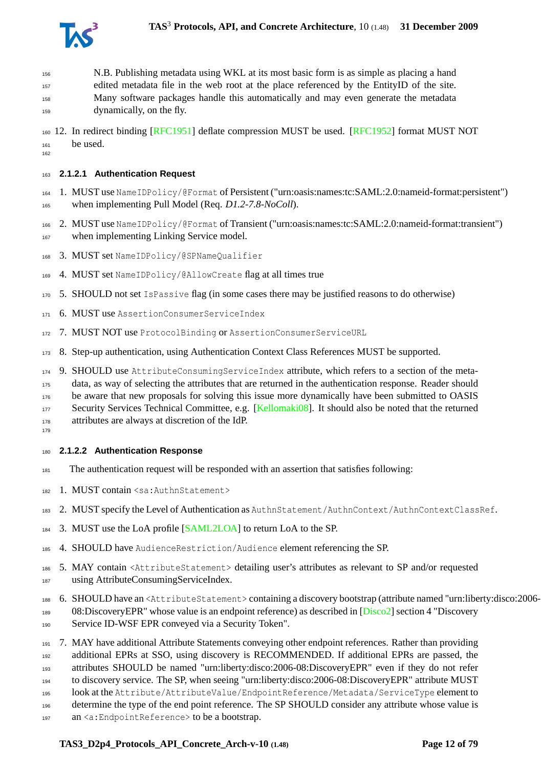N.B. Publishing metadata using WKL at its most basic form is as simple as placing a hand edited metadata file in the web root at the place referenced by the EntityID of the site. Many software packages handle this automatically and may even generate the metadata dynamically, on the fly.

12. In redirect binding [RFC1951] deflate compression MUST be used. [RFC1952] format MUST NOT be used.

#### 2.1.2.1 Authentication Request

1. MUST use `NameIDPolicy/@Format` of Persistent ("urn:oasis:names:tc:SAML:2.0:nameid-format:persistent") when implementing Pull Model (Req. *D1.2-7.8-NoColl*).
2. MUST use `NameIDPolicy/@Format` of Transient ("urn:oasis:names:tc:SAML:2.0:nameid-format:transient") when implementing Linking Service model.
3. MUST set `NameIDPolicy/@SPNameQualifier`
4. MUST set `NameIDPolicy/@AllowCreate` flag at all times true
5. SHOULD not set `IsPassive` flag (in some cases there may be justified reasons to do otherwise)
6. MUST use `AssertionConsumerServiceIndex`
7. MUST NOT use `ProtocolBinding` or `AssertionConsumerServiceURL`
8. Step-up authentication, using Authentication Context Class References MUST be supported.
9. SHOULD use `AttributeConsumingServiceIndex` attribute, which refers to a section of the metadata, as way of selecting the attributes that are returned in the authentication response. Reader should be aware that new proposals for solving this issue more dynamically have been submitted to OASIS Security Services Technical Committee, e.g. [Kellomaki08]. It should also be noted that the returned attributes are always at discretion of the IdP.

#### 2.1.2.2 Authentication Response

The authentication request will be responded with an assertion that satisfies following:

1. MUST contain `<sa:AuthnStatement>`
2. MUST specify the Level of Authentication as `AuthnStatement/AuthnContext/AuthnContextClassRef`.
3. MUST use the LoA profile [SAML2LOA] to return LoA to the SP.
4. SHOULD have `AudienceRestriction/Audience` element referencing the SP.
5. MAY contain `<AttributeStatement>` detailing user's attributes as relevant to SP and/or requested using AttributeConsumingServiceIndex.
6. SHOULD have an `<AttributeStatement>` containing a discovery bootstrap (attribute named "urn:liberty:disco:2006-08:DiscoveryEPR" whose value is an endpoint reference) as described in [Disco2] section 4 "Discovery Service ID-WSF EPR conveyed via a Security Token".
7. MAY have additional Attribute Statements conveying other endpoint references. Rather than providing additional EPRs at SSO, using discovery is RECOMMENDED. If additional EPRs are passed, the attributes SHOULD be named "urn:liberty:disco:2006-08:DiscoveryEPR" even if they do not refer to discovery service. The SP, when seeing "urn:liberty:disco:2006-08:DiscoveryEPR" attribute MUST look at the `Attribute/AttributeValue/EndpointReference/Metadata/ServiceType` element to determine the type of the end point reference. The SP SHOULD consider any attribute whose value is an `<a:EndpointReference>` to be a bootstrap.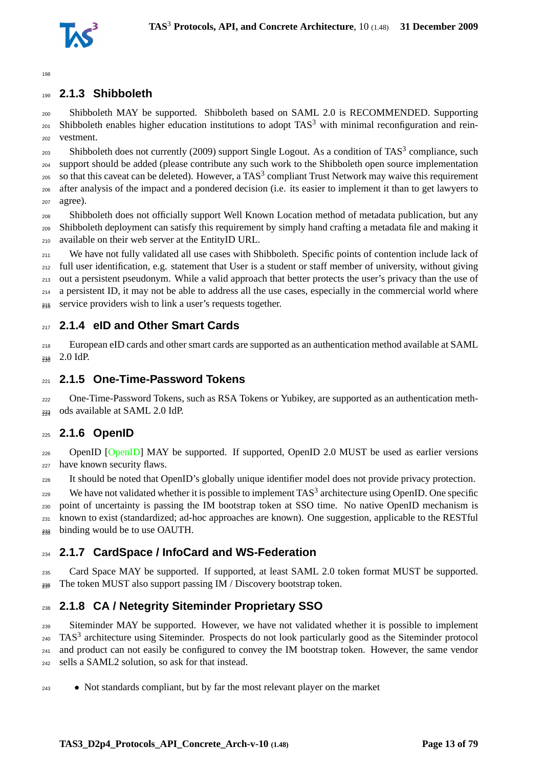### 2.1.3 Shibboleth

Shibboleth MAY be supported. Shibboleth based on SAML 2.0 is RECOMMENDED. Supporting Shibboleth enables higher education institutions to adopt TAS$^3$ with minimal reconfiguration and reinvestment.

Shibboleth does not currently (2009) support Single Logout. As a condition of TAS$^3$ compliance, such support should be added (please contribute any such work to the Shibboleth open source implementation so that this caveat can be deleted). However, a TAS$^3$ compliant Trust Network may waive this requirement after analysis of the impact and a pondered decision (i.e. its easier to implement it than to get lawyers to agree).

Shibboleth does not officially support Well Known Location method of metadata publication, but any Shibboleth deployment can satisfy this requirement by simply hand crafting a metadata file and making it available on their web server at the EntityID URL.

We have not fully validated all use cases with Shibboleth. Specific points of contention include lack of full user identification, e.g. statement that User is a student or staff member of university, without giving out a persistent pseudonym. While a valid approach that better protects the user's privacy than the use of a persistent ID, it may not be able to address all the use cases, especially in the commercial world where service providers wish to link a user's requests together.

### 2.1.4 eID and Other Smart Cards

European eID cards and other smart cards are supported as an authentication method available at SAML 2.0 IdP.

### 2.1.5 One-Time-Password Tokens

One-Time-Password Tokens, such as RSA Tokens or Yubikey, are supported as an authentication methods available at SAML 2.0 IdP.

### 2.1.6 OpenID

OpenID [OpenID] MAY be supported. If supported, OpenID 2.0 MUST be used as earlier versions have known security flaws.

It should be noted that OpenID's globally unique identifier model does not provide privacy protection.

We have not validated whether it is possible to implement TAS$^3$ architecture using OpenID. One specific point of uncertainty is passing the IM bootstrap token at SSO time. No native OpenID mechanism is known to exist (standardized; ad-hoc approaches are known). One suggestion, applicable to the RESTful binding would be to use OAUTH.

### 2.1.7 CardSpace / InfoCard and WS-Federation

Card Space MAY be supported. If supported, at least SAML 2.0 token format MUST be supported. The token MUST also support passing IM / Discovery bootstrap token.

### 2.1.8 CA / Netegrity Siteminder Proprietary SSO

Siteminder MAY be supported. However, we have not validated whether it is possible to implement TAS$^3$ architecture using Siteminder. Prospects do not look particularly good as the Siteminder protocol and product can not easily be configured to convey the IM bootstrap token. However, the same vendor sells a SAML2 solution, so ask for that instead.

- Not standards compliant, but by far the most relevant player on the market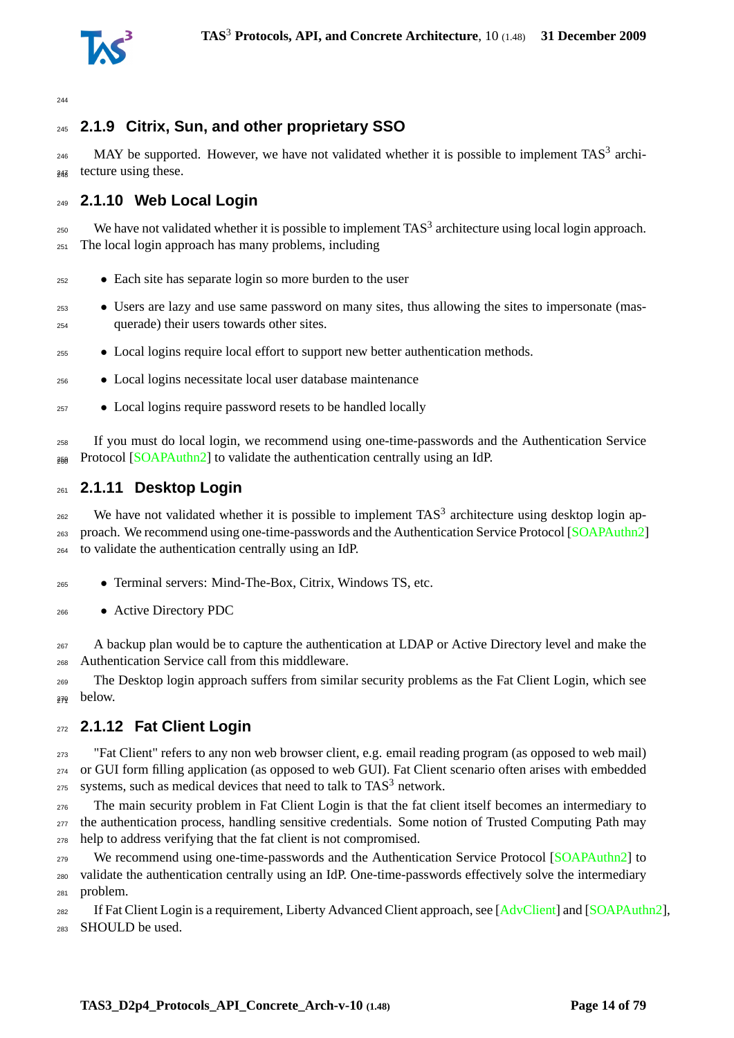### 2.1.9 Citrix, Sun, and other proprietary SSO

MAY be supported. However, we have not validated whether it is possible to implement TAS$^3$ architecture using these.

### 2.1.10 Web Local Login

We have not validated whether it is possible to implement TAS$^3$ architecture using local login approach. The local login approach has many problems, including

- Each site has separate login so more burden to the user
- Users are lazy and use same password on many sites, thus allowing the sites to impersonate (masquerade) their users towards other sites.
- Local logins require local effort to support new better authentication methods.
- Local logins necessitate local user database maintenance
- Local logins require password resets to be handled locally

If you must do local login, we recommend using one-time-passwords and the Authentication Service Protocol [SOAPAuthn2] to validate the authentication centrally using an IdP.

### 2.1.11 Desktop Login

We have not validated whether it is possible to implement TAS$^3$ architecture using desktop login approach. We recommend using one-time-passwords and the Authentication Service Protocol [SOAPAuthn2] to validate the authentication centrally using an IdP.

- Terminal servers: Mind-The-Box, Citrix, Windows TS, etc.
- Active Directory PDC

A backup plan would be to capture the authentication at LDAP or Active Directory level and make the Authentication Service call from this middleware.

The Desktop login approach suffers from similar security problems as the Fat Client Login, which see below.

### 2.1.12 Fat Client Login

"Fat Client" refers to any non web browser client, e.g. email reading program (as opposed to web mail) or GUI form filling application (as opposed to web GUI). Fat Client scenario often arises with embedded systems, such as medical devices that need to talk to TAS$^3$ network.

The main security problem in Fat Client Login is that the fat client itself becomes an intermediary to the authentication process, handling sensitive credentials. Some notion of Trusted Computing Path may help to address verifying that the fat client is not compromised.

We recommend using one-time-passwords and the Authentication Service Protocol [SOAPAuthn2] to validate the authentication centrally using an IdP. One-time-passwords effectively solve the intermediary problem.

If Fat Client Login is a requirement, Liberty Advanced Client approach, see [AdvClient] and [SOAPAuthn2], SHOULD be used.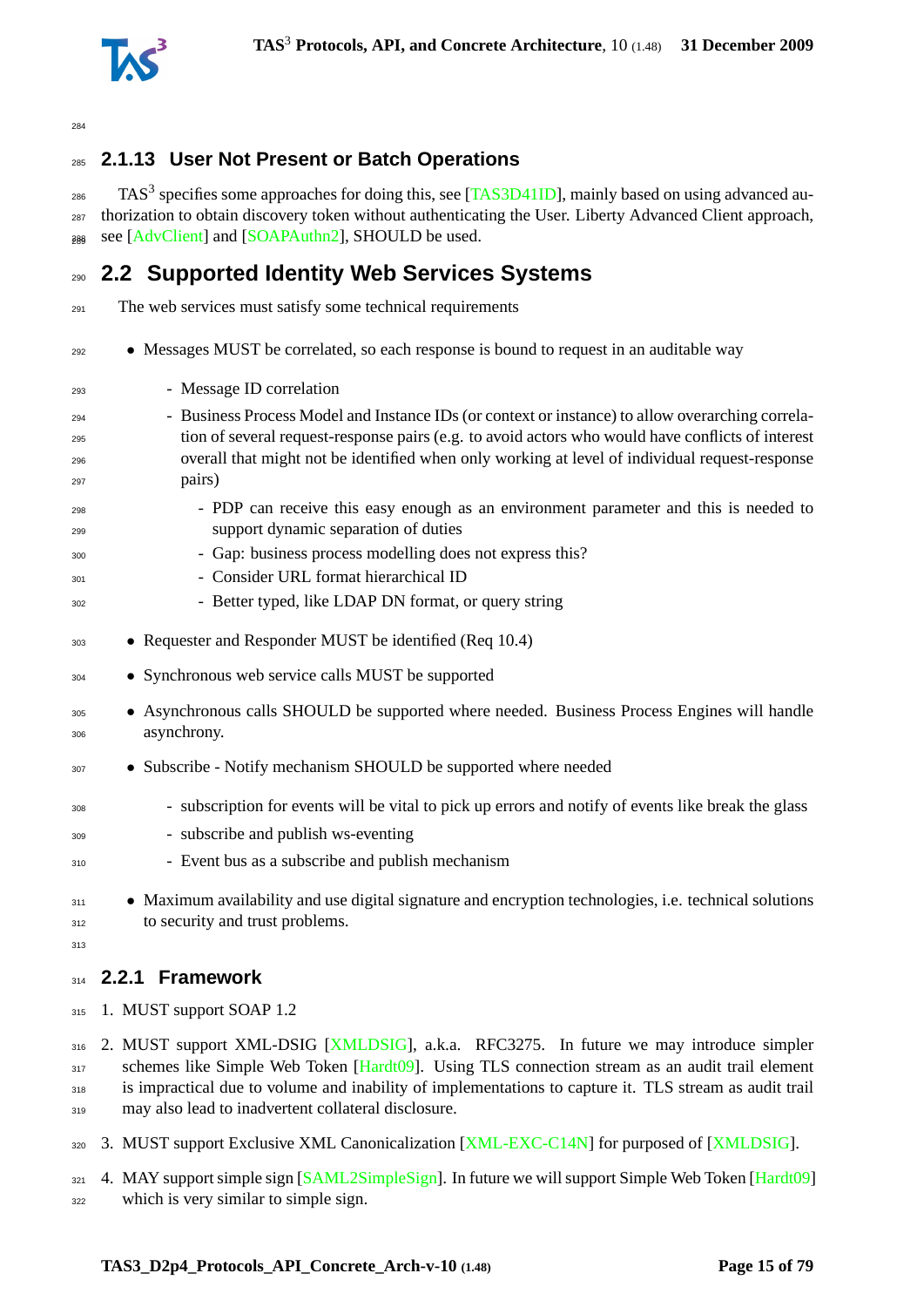### 2.1.13 User Not Present or Batch Operations

TAS[3] specifies some approaches for doing this, see [TAS3D41ID], mainly based on using advanced authorization to obtain discovery token without authenticating the User. Liberty Advanced Client approach, see [AdvClient] and [SOAPAuthn2], SHOULD be used.

## 2.2 Supported Identity Web Services Systems

The web services must satisfy some technical requirements

- Messages MUST be correlated, so each response is bound to request in an auditable way
  - Message ID correlation
  - Business Process Model and Instance IDs (or context or instance) to allow overarching correlation of several request-response pairs (e.g. to avoid actors who would have conflicts of interest overall that might not be identified when only working at level of individual request-response pairs)
    - PDP can receive this easy enough as an environment parameter and this is needed to support dynamic separation of duties
    - Gap: business process modelling does not express this?
    - Consider URL format hierarchical ID
    - Better typed, like LDAP DN format, or query string
- Requester and Responder MUST be identified (Req 10.4)
- Synchronous web service calls MUST be supported
- Asynchronous calls SHOULD be supported where needed. Business Process Engines will handle asynchrony.
- Subscribe - Notify mechanism SHOULD be supported where needed
  - subscription for events will be vital to pick up errors and notify of events like break the glass
  - subscribe and publish ws-eventing
  - Event bus as a subscribe and publish mechanism
- Maximum availability and use digital signature and encryption technologies, i.e. technical solutions to security and trust problems.

### 2.2.1 Framework

1. MUST support SOAP 1.2
2. MUST support XML-DSIG [XMLDSIG], a.k.a. RFC3275. In future we may introduce simpler schemes like Simple Web Token [Hardt09]. Using TLS connection stream as an audit trail element is impractical due to volume and inability of implementations to capture it. TLS stream as audit trail may also lead to inadvertent collateral disclosure.
3. MUST support Exclusive XML Canonicalization [XML-EXC-C14N] for purposed of [XMLDSIG].
4. MAY support simple sign [SAML2SimpleSign]. In future we will support Simple Web Token [Hardt09] which is very similar to simple sign.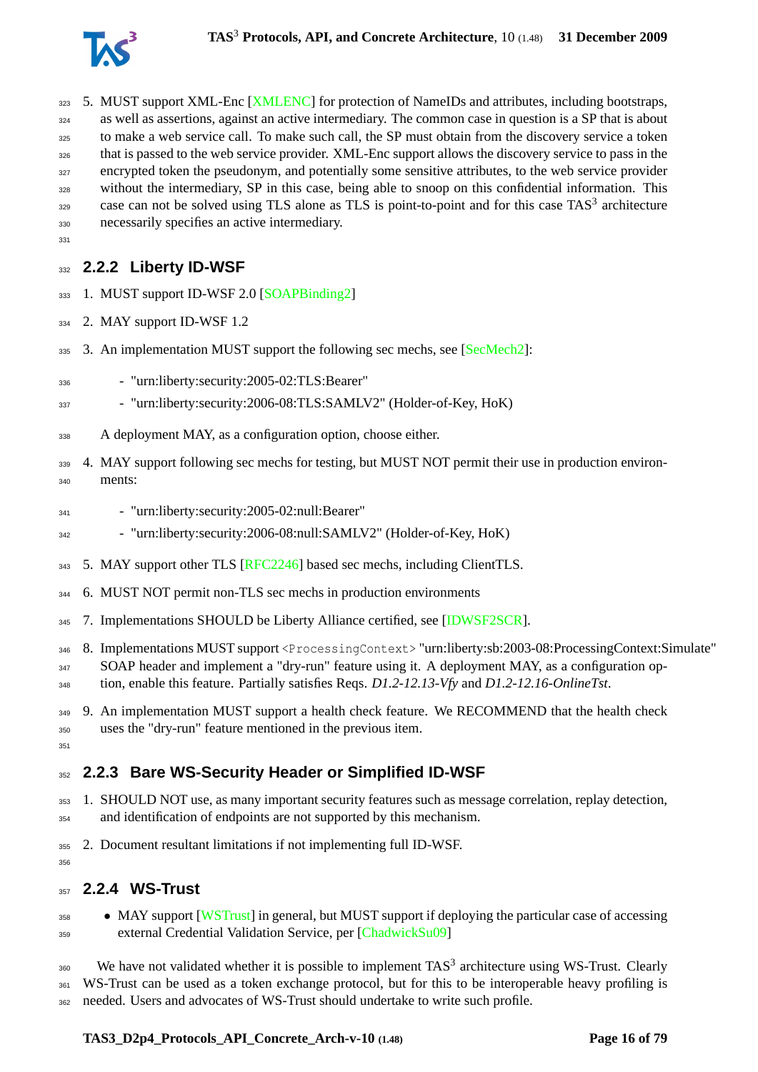5. MUST support XML-Enc [XMLENC] for protection of NameIDs and attributes, including bootstraps, as well as assertions, against an active intermediary. The common case in question is a SP that is about to make a web service call. To make such call, the SP must obtain from the discovery service a token that is passed to the web service provider. XML-Enc support allows the discovery service to pass in the encrypted token the pseudonym, and potentially some sensitive attributes, to the web service provider without the intermediary, SP in this case, being able to snoop on this confidential information. This case can not be solved using TLS alone as TLS is point-to-point and for this case TAS$^3$ architecture necessarily specifies an active intermediary.

### 2.2.2 Liberty ID-WSF

1. MUST support ID-WSF 2.0 [SOAPBinding2]
2. MAY support ID-WSF 1.2
3. An implementation MUST support the following sec mechs, see [SecMech2]:
   - "urn:liberty:security:2005-02:TLS:Bearer"
   - "urn:liberty:security:2006-08:TLS:SAMLV2" (Holder-of-Key, HoK)

   A deployment MAY, as a configuration option, choose either.
4. MAY support following sec mechs for testing, but MUST NOT permit their use in production environments:
   - "urn:liberty:security:2005-02:null:Bearer"
   - "urn:liberty:security:2006-08:null:SAMLV2" (Holder-of-Key, HoK)
5. MAY support other TLS [RFC2246] based sec mechs, including ClientTLS.
6. MUST NOT permit non-TLS sec mechs in production environments
7. Implementations SHOULD be Liberty Alliance certified, see [IDWSF2SCR].
8. Implementations MUST support `<ProcessingContext>` "urn:liberty:sb:2003-08:ProcessingContext:Simulate" SOAP header and implement a "dry-run" feature using it. A deployment MAY, as a configuration option, enable this feature. Partially satisfies Reqs. *D1.2-12.13-Vfy* and *D1.2-12.16-OnlineTst*.
9. An implementation MUST support a health check feature. We RECOMMEND that the health check uses the "dry-run" feature mentioned in the previous item.

### 2.2.3 Bare WS-Security Header or Simplified ID-WSF

1. SHOULD NOT use, as many important security features such as message correlation, replay detection, and identification of endpoints are not supported by this mechanism.
2. Document resultant limitations if not implementing full ID-WSF.

### 2.2.4 WS-Trust

- MAY support [WSTrust] in general, but MUST support if deploying the particular case of accessing external Credential Validation Service, per [ChadwickSu09]

We have not validated whether it is possible to implement TAS$^3$ architecture using WS-Trust. Clearly WS-Trust can be used as a token exchange protocol, but for this to be interoperable heavy profiling is needed. Users and advocates of WS-Trust should undertake to write such profile.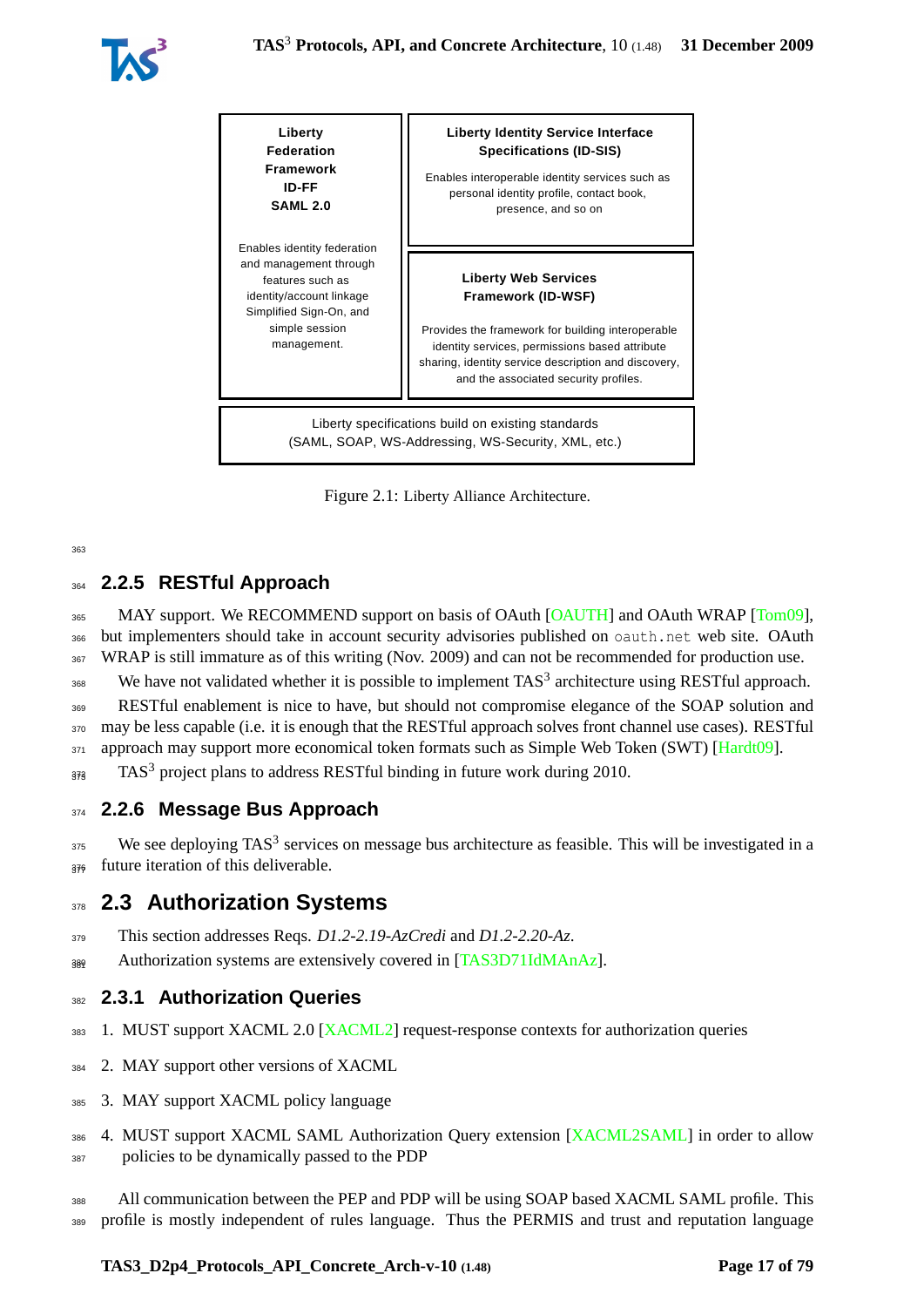| Liberty Federation Framework ID-FF SAML 2.0<br><br>Enables identity federation and management through features such as identity/account linkage Simplified Sign-On, and simple session management. | Liberty Identity Service Interface Specifications (ID-SIS)<br><br>Enables interoperable identity services such as personal identity profile, contact book, presence, and so on<br><br>Liberty Web Services Framework (ID-WSF)<br><br>Provides the framework for building interoperable identity services, permissions based attribute sharing, identity service description and discovery, and the associated security profiles. |
|---|---|
| Liberty specifications build on existing standards (SAML, SOAP, WS-Addressing, WS-Security, XML, etc.) | |

Figure 2.1: Liberty Alliance Architecture.

### 2.2.5 RESTful Approach

MAY support. We RECOMMEND support on basis of OAuth [OAUTH] and OAuth WRAP [Tom09], but implementers should take in account security advisories published on `oauth.net` web site. OAuth WRAP is still immature as of this writing (Nov. 2009) and can not be recommended for production use.

We have not validated whether it is possible to implement TAS$^3$ architecture using RESTful approach.

RESTful enablement is nice to have, but should not compromise elegance of the SOAP solution and may be less capable (i.e. it is enough that the RESTful approach solves front channel use cases). RESTful approach may support more economical token formats such as Simple Web Token (SWT) [Hardt09].

TAS$^3$ project plans to address RESTful binding in future work during 2010.

### 2.2.6 Message Bus Approach

We see deploying TAS$^3$ services on message bus architecture as feasible. This will be investigated in a future iteration of this deliverable.

## 2.3 Authorization Systems

This section addresses Reqs. *D1.2-2.19-AzCredi* and *D1.2-2.20-Az*.

Authorization systems are extensively covered in [TAS3D71IdMAnAz].

### 2.3.1 Authorization Queries

1. MUST support XACML 2.0 [XACML2] request-response contexts for authorization queries
2. MAY support other versions of XACML
3. MAY support XACML policy language
4. MUST support XACML SAML Authorization Query extension [XACML2SAML] in order to allow policies to be dynamically passed to the PDP

All communication between the PEP and PDP will be using SOAP based XACML SAML profile. This profile is mostly independent of rules language. Thus the PERMIS and trust and reputation language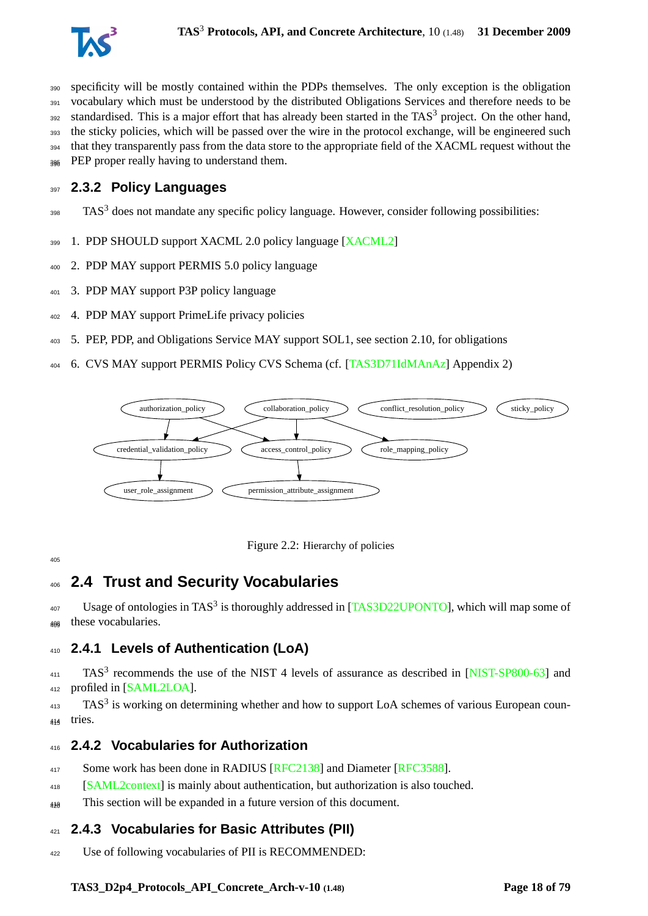specificity will be mostly contained within the PDPs themselves. The only exception is the obligation vocabulary which must be understood by the distributed Obligations Services and therefore needs to be standardised. This is a major effort that has already been started in the TAS[3] project. On the other hand, the sticky policies, which will be passed over the wire in the protocol exchange, will be engineered such that they transparently pass from the data store to the appropriate field of the XACML request without the PEP proper really having to understand them.

### 2.3.2 Policy Languages

TAS[3] does not mandate any specific policy language. However, consider following possibilities:

1. PDP SHOULD support XACML 2.0 policy language [XACML2]
2. PDP MAY support PERMIS 5.0 policy language
3. PDP MAY support P3P policy language
4. PDP MAY support PrimeLife privacy policies
5. PEP, PDP, and Obligations Service MAY support SOL1, see section 2.10, for obligations
6. CVS MAY support PERMIS Policy CVS Schema (cf. [TAS3D71IdMAnAz] Appendix 2)

Figure 2.2: Hierarchy of policies

## 2.4 Trust and Security Vocabularies

Usage of ontologies in TAS[3] is thoroughly addressed in [TAS3D22UPONTO], which will map some of these vocabularies.

### 2.4.1 Levels of Authentication (LoA)

TAS[3] recommends the use of the NIST 4 levels of assurance as described in [NIST-SP800-63] and profiled in [SAML2LOA].

TAS[3] is working on determining whether and how to support LoA schemes of various European countries.

### 2.4.2 Vocabularies for Authorization

Some work has been done in RADIUS [RFC2138] and Diameter [RFC3588].

[SAML2context] is mainly about authentication, but authorization is also touched.

This section will be expanded in a future version of this document.

### 2.4.3 Vocabularies for Basic Attributes (PII)

Use of following vocabularies of PII is RECOMMENDED: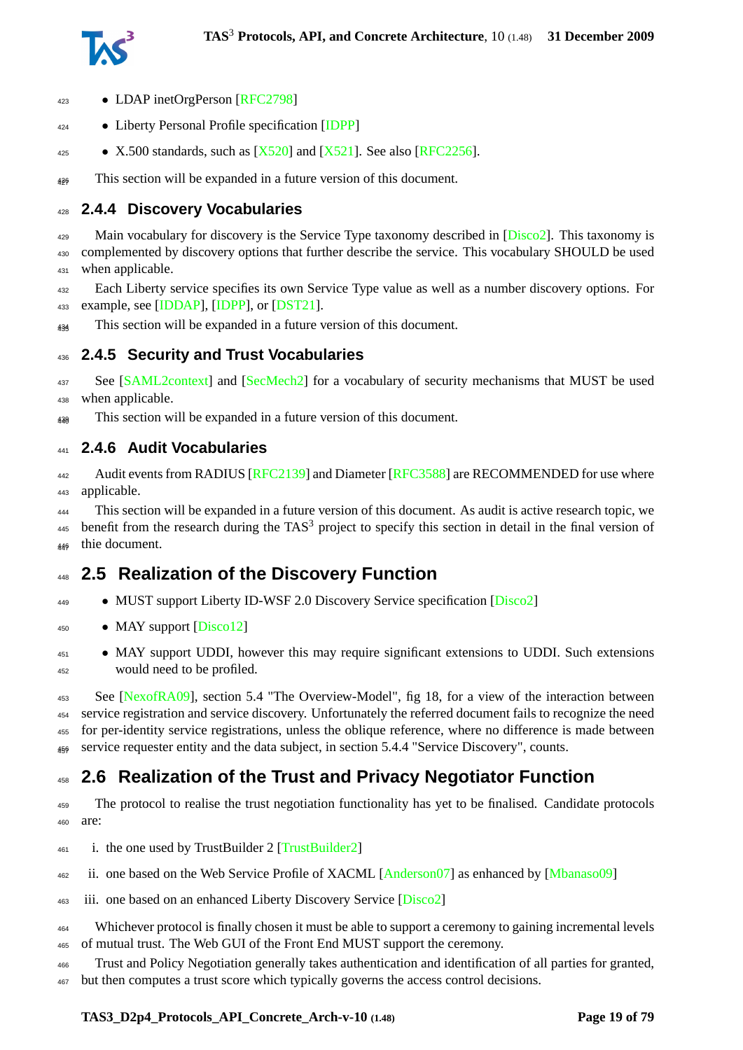- LDAP inetOrgPerson [RFC2798]
- Liberty Personal Profile specification [IDPP]
- X.500 standards, such as [X520] and [X521]. See also [RFC2256].

This section will be expanded in a future version of this document.

### 2.4.4 Discovery Vocabularies

Main vocabulary for discovery is the Service Type taxonomy described in [Disco2]. This taxonomy is complemented by discovery options that further describe the service. This vocabulary SHOULD be used when applicable.

Each Liberty service specifies its own Service Type value as well as a number discovery options. For example, see [IDDAP], [IDPP], or [DST21].

This section will be expanded in a future version of this document.

### 2.4.5 Security and Trust Vocabularies

See [SAML2context] and [SecMech2] for a vocabulary of security mechanisms that MUST be used when applicable.

This section will be expanded in a future version of this document.

### 2.4.6 Audit Vocabularies

Audit events from RADIUS [RFC2139] and Diameter [RFC3588] are RECOMMENDED for use where applicable.

This section will be expanded in a future version of this document. As audit is active research topic, we benefit from the research during the TAS$^3$ project to specify this section in detail in the final version of thie document.

## 2.5 Realization of the Discovery Function

- MUST support Liberty ID-WSF 2.0 Discovery Service specification [Disco2]
- MAY support [Disco12]
- MAY support UDDI, however this may require significant extensions to UDDI. Such extensions would need to be profiled.

See [NexofRA09], section 5.4 "The Overview-Model", fig 18, for a view of the interaction between service registration and service discovery. Unfortunately the referred document fails to recognize the need for per-identity service registrations, unless the oblique reference, where no difference is made between service requester entity and the data subject, in section 5.4.4 "Service Discovery", counts.

## 2.6 Realization of the Trust and Privacy Negotiator Function

The protocol to realise the trust negotiation functionality has yet to be finalised. Candidate protocols are:

i. the one used by TrustBuilder 2 [TrustBuilder2]

ii. one based on the Web Service Profile of XACML [Anderson07] as enhanced by [Mbanaso09]

iii. one based on an enhanced Liberty Discovery Service [Disco2]

Whichever protocol is finally chosen it must be able to support a ceremony to gaining incremental levels of mutual trust. The Web GUI of the Front End MUST support the ceremony.

Trust and Policy Negotiation generally takes authentication and identification of all parties for granted, but then computes a trust score which typically governs the access control decisions.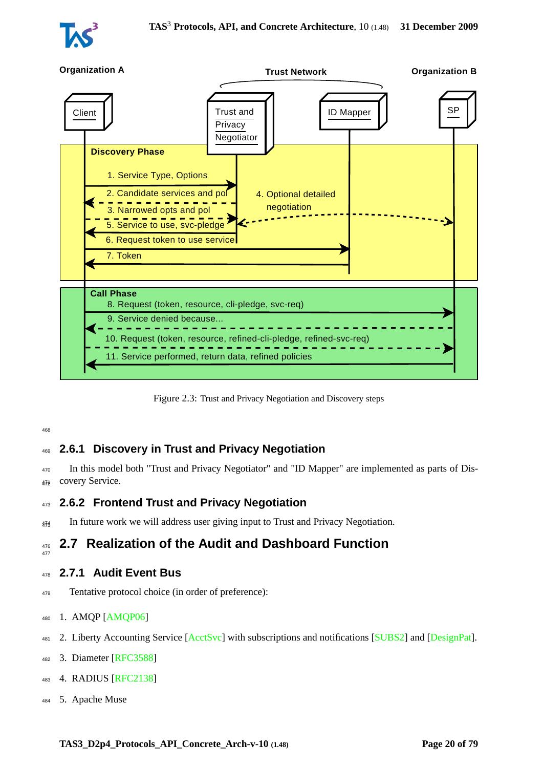Figure 2.3: Trust and Privacy Negotiation and Discovery steps

### 2.6.1 Discovery in Trust and Privacy Negotiation

In this model both "Trust and Privacy Negotiator" and "ID Mapper" are implemented as parts of Discovery Service.

### 2.6.2 Frontend Trust and Privacy Negotiation

In future work we will address user giving input to Trust and Privacy Negotiation.

## 2.7 Realization of the Audit and Dashboard Function

### 2.7.1 Audit Event Bus

Tentative protocol choice (in order of preference):

1. AMQP [AMQP06]
2. Liberty Accounting Service [AcctSvc] with subscriptions and notifications [SUBS2] and [DesignPat].
3. Diameter [RFC3588]
4. RADIUS [RFC2138]
5. Apache Muse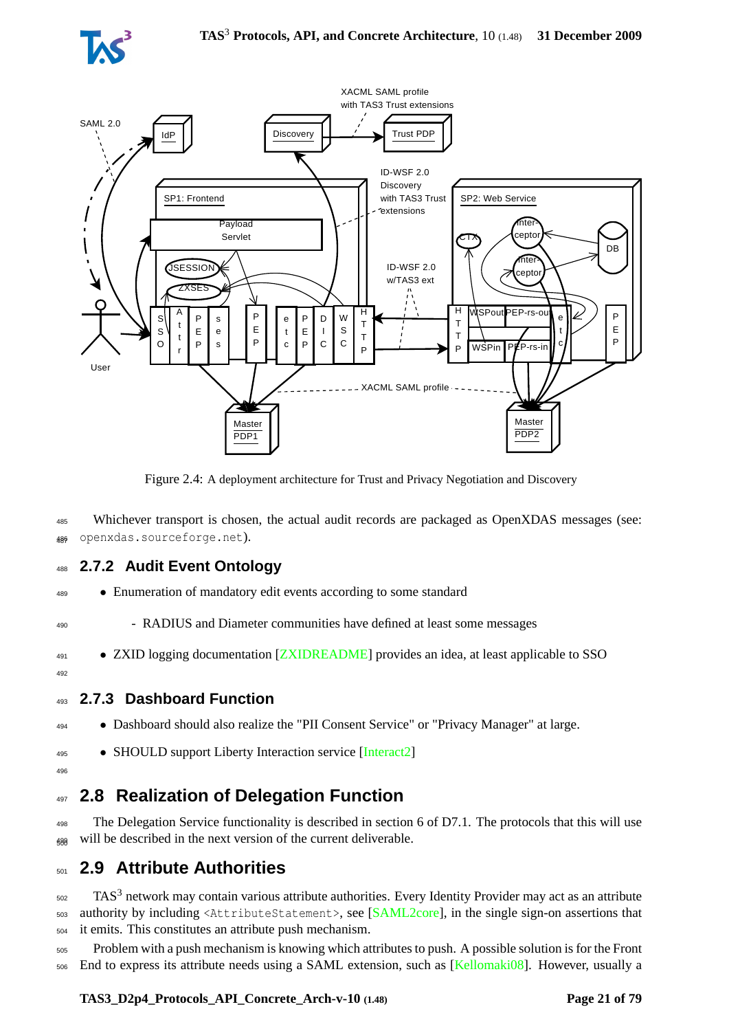Figure 2.4: A deployment architecture for Trust and Privacy Negotiation and Discovery

Whichever transport is chosen, the actual audit records are packaged as OpenXDAS messages (see: openxdas.sourceforge.net).

### 2.7.2 Audit Event Ontology

- Enumeration of mandatory edit events according to some standard
  - RADIUS and Diameter communities have defined at least some messages
- ZXID logging documentation [ZXIDREADME] provides an idea, at least applicable to SSO

### 2.7.3 Dashboard Function

- Dashboard should also realize the "PII Consent Service" or "Privacy Manager" at large.
- SHOULD support Liberty Interaction service [Interact2]

## 2.8 Realization of Delegation Function

The Delegation Service functionality is described in section 6 of D7.1. The protocols that this will use will be described in the next version of the current deliverable.

## 2.9 Attribute Authorities

TAS[3] network may contain various attribute authorities. Every Identity Provider may act as an attribute authority by including `<AttributeStatement>`, see [SAML2core], in the single sign-on assertions that it emits. This constitutes an attribute push mechanism.

Problem with a push mechanism is knowing which attributes to push. A possible solution is for the Front End to express its attribute needs using a SAML extension, such as [Kellomaki08]. However, usually a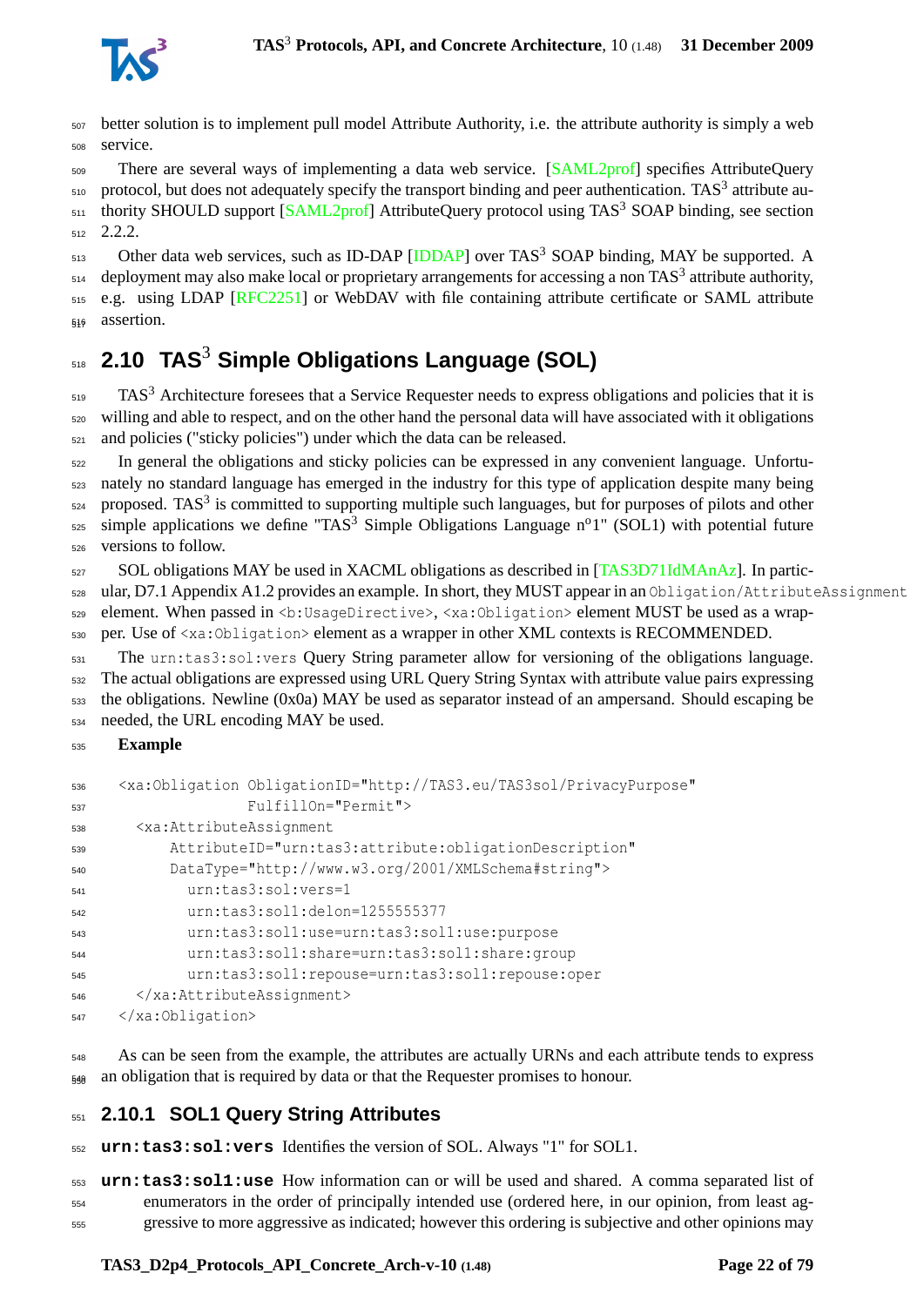better solution is to implement pull model Attribute Authority, i.e. the attribute authority is simply a web service.

There are several ways of implementing a data web service. [SAML2prof] specifies AttributeQuery protocol, but does not adequately specify the transport binding and peer authentication. TAS$^3$ attribute authority SHOULD support [SAML2prof] AttributeQuery protocol using TAS$^3$ SOAP binding, see section 2.2.2.

Other data web services, such as ID-DAP [IDDAP] over TAS$^3$ SOAP binding, MAY be supported. A deployment may also make local or proprietary arrangements for accessing a non TAS$^3$ attribute authority, e.g. using LDAP [RFC2251] or WebDAV with file containing attribute certificate or SAML attribute assertion.

## 2.10 TAS$^3$ Simple Obligations Language (SOL)

TAS$^3$ Architecture foresees that a Service Requester needs to express obligations and policies that it is willing and able to respect, and on the other hand the personal data will have associated with it obligations and policies ("sticky policies") under which the data can be released.

In general the obligations and sticky policies can be expressed in any convenient language. Unfortunately no standard language has emerged in the industry for this type of application despite many being proposed. TAS$^3$ is committed to supporting multiple such languages, but for purposes of pilots and other simple applications we define "TAS$^3$ Simple Obligations Language n$^o$1" (SOL1) with potential future versions to follow.

SOL obligations MAY be used in XACML obligations as described in [TAS3D71IdMAnAz]. In particular, D7.1 Appendix A1.2 provides an example. In short, they MUST appear in an `Obligation/AttributeAssignment` element. When passed in `<b:UsageDirective>`, `<xa:Obligation>` element MUST be used as a wrapper. Use of `<xa:Obligation>` element as a wrapper in other XML contexts is RECOMMENDED.

The `urn:tas3:sol:vers` Query String parameter allow for versioning of the obligations language. The actual obligations are expressed using URL Query String Syntax with attribute value pairs expressing the obligations. Newline (0x0a) MAY be used as separator instead of an ampersand. Should escaping be needed, the URL encoding MAY be used.

**Example**

```
<xa:Obligation ObligationID="http://TAS3.eu/TAS3sol/PrivacyPurpose"
               FulfillOn="Permit">
  <xa:AttributeAssignment
      AttributeID="urn:tas3:attribute:obligationDescription"
      DataType="http://www.w3.org/2001/XMLSchema#string">
        urn:tas3:sol:vers=1
        urn:tas3:sol1:delon=1255555377
        urn:tas3:sol1:use=urn:tas3:sol1:use:purpose
        urn:tas3:sol1:share=urn:tas3:sol1:share:group
        urn:tas3:sol1:repouse=urn:tas3:sol1:repouse:oper
  </xa:AttributeAssignment>
</xa:Obligation>
```

As can be seen from the example, the attributes are actually URNs and each attribute tends to express an obligation that is required by data or that the Requester promises to honour.

### 2.10.1 SOL1 Query String Attributes

**`urn:tas3:sol:vers`** Identifies the version of SOL. Always "1" for SOL1.

**`urn:tas3:sol1:use`** How information can or will be used and shared. A comma separated list of enumerators in the order of principally intended use (ordered here, in our opinion, from least aggressive to more aggressive as indicated; however this ordering is subjective and other opinions may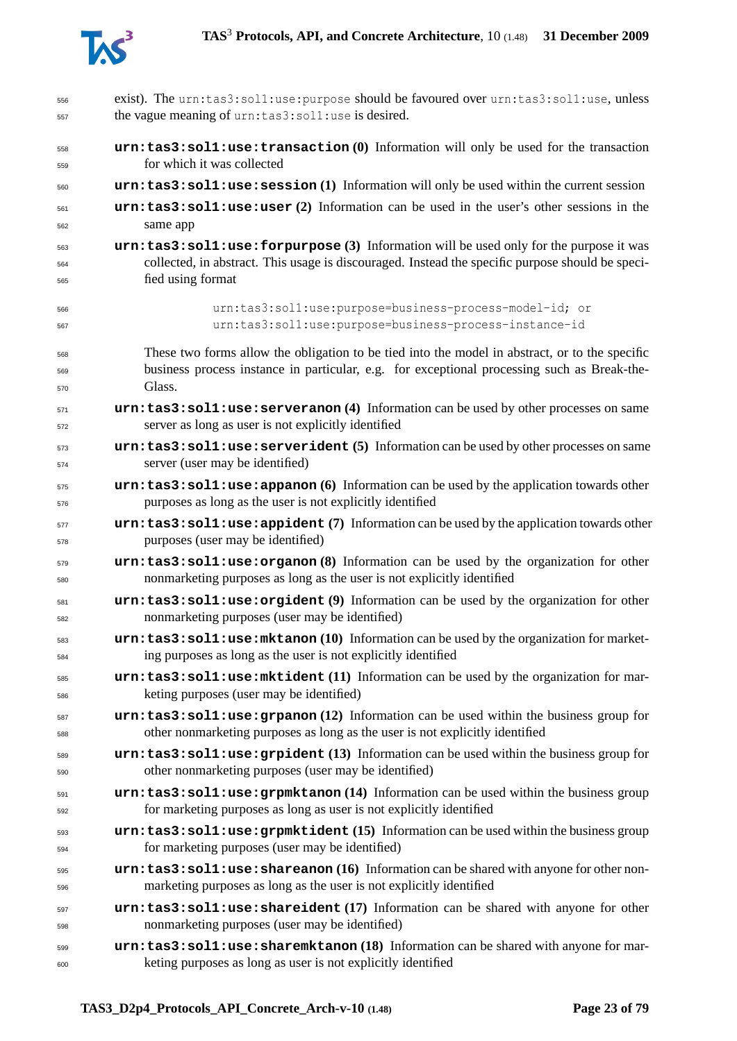exist). The `urn:tas3:sol1:use:purpose` should be favoured over `urn:tas3:sol1:use`, unless the vague meaning of `urn:tas3:sol1:use` is desired.

**`urn:tas3:sol1:use:transaction` (0)** Information will only be used for the transaction for which it was collected

**`urn:tas3:sol1:use:session` (1)** Information will only be used within the current session

**`urn:tas3:sol1:use:user` (2)** Information can be used in the user's other sessions in the same app

**`urn:tas3:sol1:use:forpurpose` (3)** Information will be used only for the purpose it was collected, in abstract. This usage is discouraged. Instead the specific purpose should be specified using format

```
urn:tas3:sol1:use:purpose=business-process-model-id; or
urn:tas3:sol1:use:purpose=business-process-instance-id
```

These two forms allow the obligation to be tied into the model in abstract, or to the specific business process instance in particular, e.g. for exceptional processing such as Break-the-Glass.

**`urn:tas3:sol1:use:serveranon` (4)** Information can be used by other processes on same server as long as user is not explicitly identified

**`urn:tas3:sol1:use:serverident` (5)** Information can be used by other processes on same server (user may be identified)

**`urn:tas3:sol1:use:appanon` (6)** Information can be used by the application towards other purposes as long as the user is not explicitly identified

**`urn:tas3:sol1:use:appident` (7)** Information can be used by the application towards other purposes (user may be identified)

**`urn:tas3:sol1:use:organon` (8)** Information can be used by the organization for other nonmarketing purposes as long as the user is not explicitly identified

**`urn:tas3:sol1:use:orgident` (9)** Information can be used by the organization for other nonmarketing purposes (user may be identified)

**`urn:tas3:sol1:use:mktanon` (10)** Information can be used by the organization for marketing purposes as long as the user is not explicitly identified

**`urn:tas3:sol1:use:mktident` (11)** Information can be used by the organization for marketing purposes (user may be identified)

**`urn:tas3:sol1:use:grpanon` (12)** Information can be used within the business group for other nonmarketing purposes as long as the user is not explicitly identified

**`urn:tas3:sol1:use:grpident` (13)** Information can be used within the business group for other nonmarketing purposes (user may be identified)

**`urn:tas3:sol1:use:grpmktanon` (14)** Information can be used within the business group for marketing purposes as long as user is not explicitly identified

**`urn:tas3:sol1:use:grpmktident` (15)** Information can be used within the business group for marketing purposes (user may be identified)

**`urn:tas3:sol1:use:shareanon` (16)** Information can be shared with anyone for other nonmarketing purposes as long as the user is not explicitly identified

**`urn:tas3:sol1:use:shareident` (17)** Information can be shared with anyone for other nonmarketing purposes (user may be identified)

**`urn:tas3:sol1:use:sharemktanon` (18)** Information can be shared with anyone for marketing purposes as long as user is not explicitly identified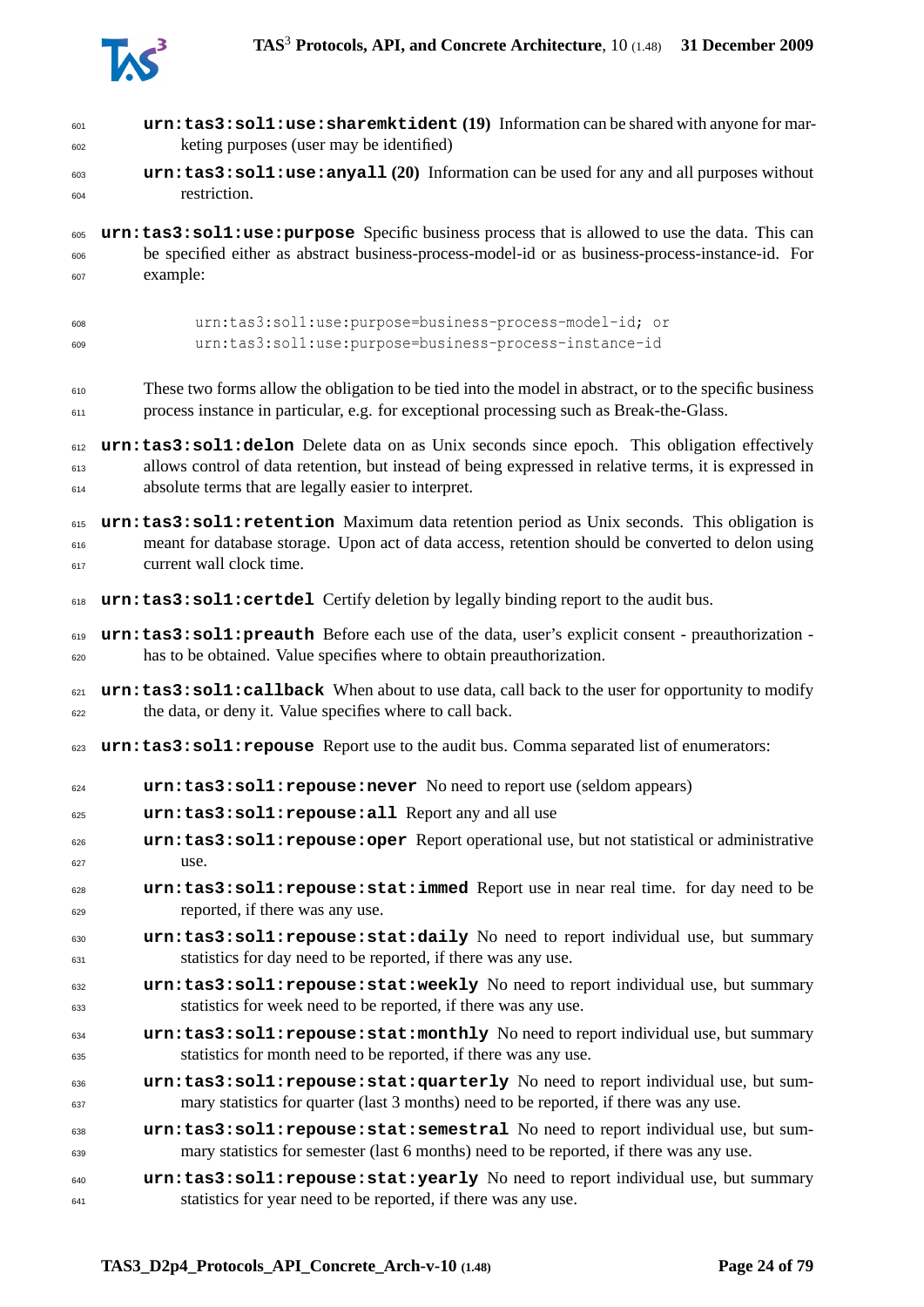- **`urn:tas3:sol1:use:sharemktident` (19)** Information can be shared with anyone for marketing purposes (user may be identified)
- **`urn:tas3:sol1:use:anyall` (20)** Information can be used for any and all purposes without restriction.

**`urn:tas3:sol1:use:purpose`** Specific business process that is allowed to use the data. This can be specified either as abstract business-process-model-id or as business-process-instance-id. For example:

```
urn:tas3:sol1:use:purpose=business-process-model-id; or
urn:tas3:sol1:use:purpose=business-process-instance-id
```

These two forms allow the obligation to be tied into the model in abstract, or to the specific business process instance in particular, e.g. for exceptional processing such as Break-the-Glass.

**`urn:tas3:sol1:delon`** Delete data on as Unix seconds since epoch. This obligation effectively allows control of data retention, but instead of being expressed in relative terms, it is expressed in absolute terms that are legally easier to interpret.

**`urn:tas3:sol1:retention`** Maximum data retention period as Unix seconds. This obligation is meant for database storage. Upon act of data access, retention should be converted to delon using current wall clock time.

**`urn:tas3:sol1:certdel`** Certify deletion by legally binding report to the audit bus.

**`urn:tas3:sol1:preauth`** Before each use of the data, user's explicit consent - preauthorization - has to be obtained. Value specifies where to obtain preauthorization.

**`urn:tas3:sol1:callback`** When about to use data, call back to the user for opportunity to modify the data, or deny it. Value specifies where to call back.

**`urn:tas3:sol1:repouse`** Report use to the audit bus. Comma separated list of enumerators:

- **`urn:tas3:sol1:repouse:never`** No need to report use (seldom appears)
- **`urn:tas3:sol1:repouse:all`** Report any and all use
- **`urn:tas3:sol1:repouse:oper`** Report operational use, but not statistical or administrative use.
- **`urn:tas3:sol1:repouse:stat:immed`** Report use in near real time. for day need to be reported, if there was any use.
- **`urn:tas3:sol1:repouse:stat:daily`** No need to report individual use, but summary statistics for day need to be reported, if there was any use.
- **`urn:tas3:sol1:repouse:stat:weekly`** No need to report individual use, but summary statistics for week need to be reported, if there was any use.
- **`urn:tas3:sol1:repouse:stat:monthly`** No need to report individual use, but summary statistics for month need to be reported, if there was any use.
- **`urn:tas3:sol1:repouse:stat:quarterly`** No need to report individual use, but summary statistics for quarter (last 3 months) need to be reported, if there was any use.
- **`urn:tas3:sol1:repouse:stat:semestral`** No need to report individual use, but summary statistics for semester (last 6 months) need to be reported, if there was any use.
- **`urn:tas3:sol1:repouse:stat:yearly`** No need to report individual use, but summary statistics for year need to be reported, if there was any use.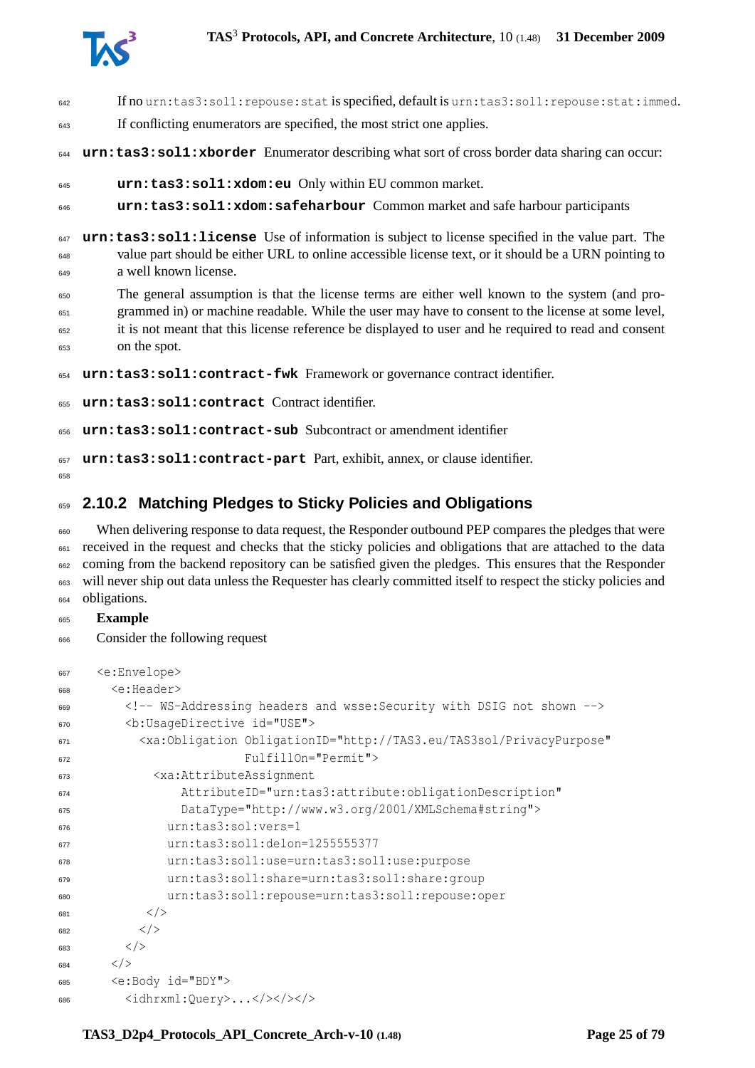If no `urn:tas3:sol1:repouse:stat` is specified, default is `urn:tas3:sol1:repouse:stat:immed`. If conflicting enumerators are specified, the most strict one applies.

**`urn:tas3:sol1:xborder`** Enumerator describing what sort of cross border data sharing can occur:

- **`urn:tas3:sol1:xdom:eu`** Only within EU common market.
- **`urn:tas3:sol1:xdom:safeharbour`** Common market and safe harbour participants

**`urn:tas3:sol1:license`** Use of information is subject to license specified in the value part. The value part should be either URL to online accessible license text, or it should be a URN pointing to a well known license.

The general assumption is that the license terms are either well known to the system (and programmed in) or machine readable. While the user may have to consent to the license at some level, it is not meant that this license reference be displayed to user and he required to read and consent on the spot.

**`urn:tas3:sol1:contract-fwk`** Framework or governance contract identifier.

**`urn:tas3:sol1:contract`** Contract identifier.

**`urn:tas3:sol1:contract-sub`** Subcontract or amendment identifier

**`urn:tas3:sol1:contract-part`** Part, exhibit, annex, or clause identifier.

### 2.10.2 Matching Pledges to Sticky Policies and Obligations

When delivering response to data request, the Responder outbound PEP compares the pledges that were received in the request and checks that the sticky policies and obligations that are attached to the data coming from the backend repository can be satisfied given the pledges. This ensures that the Responder will never ship out data unless the Requester has clearly committed itself to respect the sticky policies and obligations.

**Example**

Consider the following request

```
<e:Envelope>
  <e:Header>
    <!-- WS-Addressing headers and wsse:Security with DSIG not shown -->
    <b:UsageDirective id="USE">
      <xa:Obligation ObligationID="http://TAS3.eu/TAS3sol/PrivacyPurpose"
                     FulfillOn="Permit">
        <xa:AttributeAssignment
            AttributeID="urn:tas3:attribute:obligationDescription"
            DataType="http://www.w3.org/2001/XMLSchema#string">
          urn:tas3:sol:vers=1
          urn:tas3:sol1:delon=1255555377
          urn:tas3:sol1:use=urn:tas3:sol1:use:purpose
          urn:tas3:sol1:share=urn:tas3:sol1:share:group
          urn:tas3:sol1:repouse=urn:tas3:sol1:repouse:oper
        </>
      </>
    </>
  </>
  <e:Body id="BDY">
    <idhrxml:Query>...</></></>
```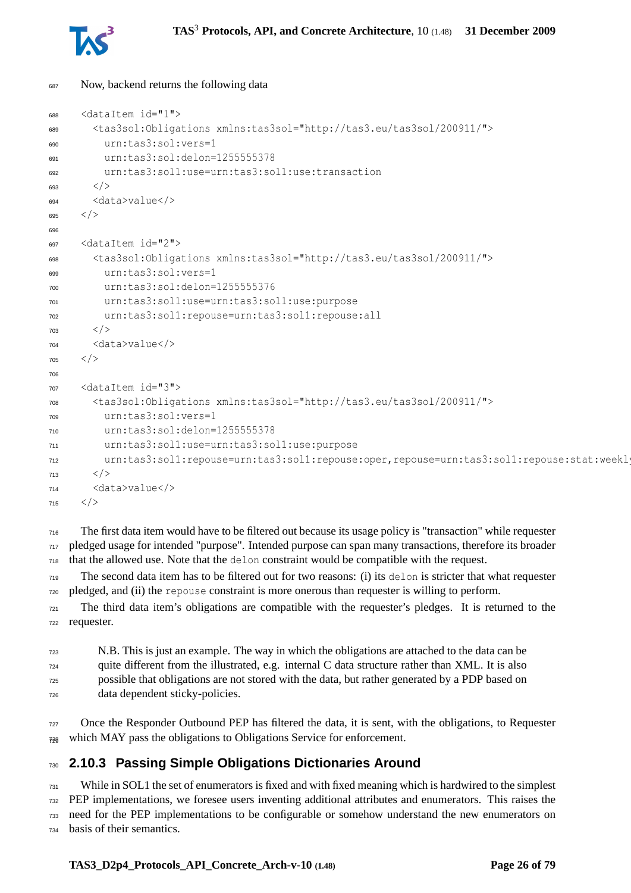Now, backend returns the following data

```
<dataItem id="1">
  <tas3sol:Obligations xmlns:tas3sol="http://tas3.eu/tas3sol/200911/">
    urn:tas3:sol:vers=1
    urn:tas3:sol:delon=1255555378
    urn:tas3:sol1:use=urn:tas3:sol1:use:transaction
  </>
  <data>value</>
</>

<dataItem id="2">
  <tas3sol:Obligations xmlns:tas3sol="http://tas3.eu/tas3sol/200911/">
    urn:tas3:sol:vers=1
    urn:tas3:sol:delon=1255555376
    urn:tas3:sol1:use=urn:tas3:sol1:use:purpose
    urn:tas3:sol1:repouse=urn:tas3:sol1:repouse:all
  </>
  <data>value</>
</>

<dataItem id="3">
  <tas3sol:Obligations xmlns:tas3sol="http://tas3.eu/tas3sol/200911/">
    urn:tas3:sol:vers=1
    urn:tas3:sol:delon=1255555378
    urn:tas3:sol1:use=urn:tas3:sol1:use:purpose
    urn:tas3:sol1:repouse=urn:tas3:sol1:repouse:oper,repouse=urn:tas3:sol1:repouse:stat:weekly
  </>
  <data>value</>
</>
```

The first data item would have to be filtered out because its usage policy is "transaction" while requester pledged usage for intended "purpose". Intended purpose can span many transactions, therefore its broader that the allowed use. Note that the `delon` constraint would be compatible with the request.

The second data item has to be filtered out for two reasons: (i) its `delon` is stricter that what requester pledged, and (ii) the `repouse` constraint is more onerous than requester is willing to perform.

The third data item's obligations are compatible with the requester's pledges. It is returned to the requester.

> N.B. This is just an example. The way in which the obligations are attached to the data can be quite different from the illustrated, e.g. internal C data structure rather than XML. It is also possible that obligations are not stored with the data, but rather generated by a PDP based on data dependent sticky-policies.

Once the Responder Outbound PEP has filtered the data, it is sent, with the obligations, to Requester which MAY pass the obligations to Obligations Service for enforcement.

### 2.10.3 Passing Simple Obligations Dictionaries Around

While in SOL1 the set of enumerators is fixed and with fixed meaning which is hardwired to the simplest PEP implementations, we foresee users inventing additional attributes and enumerators. This raises the need for the PEP implementations to be configurable or somehow understand the new enumerators on basis of their semantics.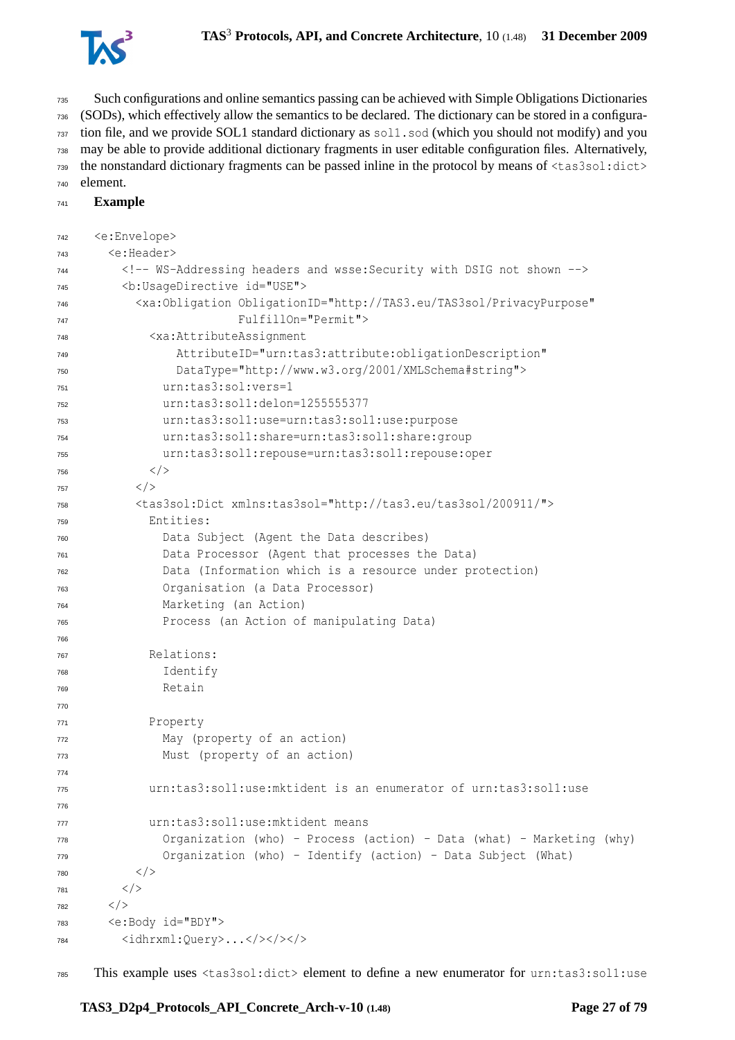Such configurations and online semantics passing can be achieved with Simple Obligations Dictionaries (SODs), which effectively allow the semantics to be declared. The dictionary can be stored in a configuration file, and we provide SOL1 standard dictionary as `sol1.sod` (which you should not modify) and you may be able to provide additional dictionary fragments in user editable configuration files. Alternatively, the nonstandard dictionary fragments can be passed inline in the protocol by means of `<tas3sol:dict>` element.

**Example**

```
<e:Envelope>
  <e:Header>
    <!-- WS-Addressing headers and wsse:Security with DSIG not shown -->
    <b:UsageDirective id="USE">
      <xa:Obligation ObligationID="http://TAS3.eu/TAS3sol/PrivacyPurpose"
                     FulfillOn="Permit">
        <xa:AttributeAssignment
            AttributeID="urn:tas3:attribute:obligationDescription"
            DataType="http://www.w3.org/2001/XMLSchema#string">
          urn:tas3:sol:vers=1
          urn:tas3:sol1:delon=1255555377
          urn:tas3:sol1:use=urn:tas3:sol1:use:purpose
          urn:tas3:sol1:share=urn:tas3:sol1:share:group
          urn:tas3:sol1:repouse=urn:tas3:sol1:repouse:oper
        </>
      </>
      <tas3sol:Dict xmlns:tas3sol="http://tas3.eu/tas3sol/200911/">
        Entities:
          Data Subject (Agent the Data describes)
          Data Processor (Agent that processes the Data)
          Data (Information which is a resource under protection)
          Organisation (a Data Processor)
          Marketing (an Action)
          Process (an Action of manipulating Data)

        Relations:
          Identify
          Retain

        Property
          May (property of an action)
          Must (property of an action)

        urn:tas3:sol1:use:mktident is an enumerator of urn:tas3:sol1:use

        urn:tas3:sol1:use:mktident means
          Organization (who) - Process (action) - Data (what) - Marketing (why)
          Organization (who) - Identify (action) - Data Subject (What)
      </>
    </>
  </>
  <e:Body id="BDY">
    <idhrxml:Query>...</></></>
```

This example uses `<tas3sol:dict>` element to define a new enumerator for `urn:tas3:sol1:use`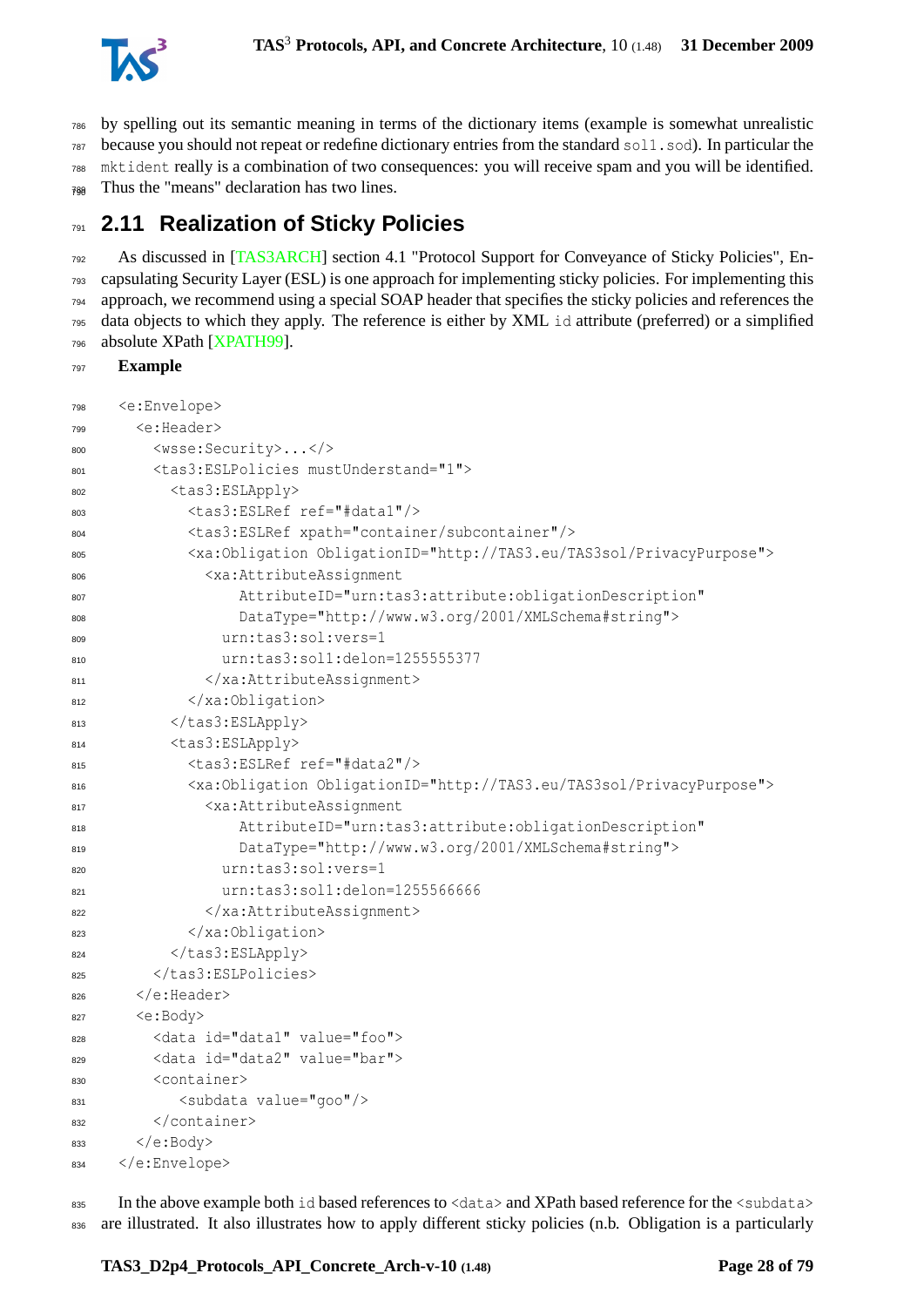by spelling out its semantic meaning in terms of the dictionary items (example is somewhat unrealistic because you should not repeat or redefine dictionary entries from the standard `sol1.sod`). In particular the `mktident` really is a combination of two consequences: you will receive spam and you will be identified. Thus the "means" declaration has two lines.

## 2.11 Realization of Sticky Policies

As discussed in [TAS3ARCH] section 4.1 "Protocol Support for Conveyance of Sticky Policies", Encapsulating Security Layer (ESL) is one approach for implementing sticky policies. For implementing this approach, we recommend using a special SOAP header that specifies the sticky policies and references the data objects to which they apply. The reference is either by XML `id` attribute (preferred) or a simplified absolute XPath [XPATH99].

**Example**

```
<e:Envelope>
  <e:Header>
    <wsse:Security>...</>
    <tas3:ESLPolicies mustUnderstand="1">
      <tas3:ESLApply>
        <tas3:ESLRef ref="#data1"/>
        <tas3:ESLRef xpath="container/subcontainer"/>
        <xa:Obligation ObligationID="http://TAS3.eu/TAS3sol/PrivacyPurpose">
          <xa:AttributeAssignment
              AttributeID="urn:tas3:attribute:obligationDescription"
              DataType="http://www.w3.org/2001/XMLSchema#string">
            urn:tas3:sol:vers=1
            urn:tas3:sol1:delon=1255555377
          </xa:AttributeAssignment>
        </xa:Obligation>
      </tas3:ESLApply>
      <tas3:ESLApply>
        <tas3:ESLRef ref="#data2"/>
        <xa:Obligation ObligationID="http://TAS3.eu/TAS3sol/PrivacyPurpose">
          <xa:AttributeAssignment
              AttributeID="urn:tas3:attribute:obligationDescription"
              DataType="http://www.w3.org/2001/XMLSchema#string">
            urn:tas3:sol:vers=1
            urn:tas3:sol1:delon=1255566666
          </xa:AttributeAssignment>
        </xa:Obligation>
      </tas3:ESLApply>
    </tas3:ESLPolicies>
  </e:Header>
  <e:Body>
    <data id="data1" value="foo">
    <data id="data2" value="bar">
    <container>
       <subdata value="goo"/>
    </container>
  </e:Body>
</e:Envelope>
```

In the above example both `id` based references to `<data>` and XPath based reference for the `<subdata>` are illustrated. It also illustrates how to apply different sticky policies (n.b. Obligation is a particularly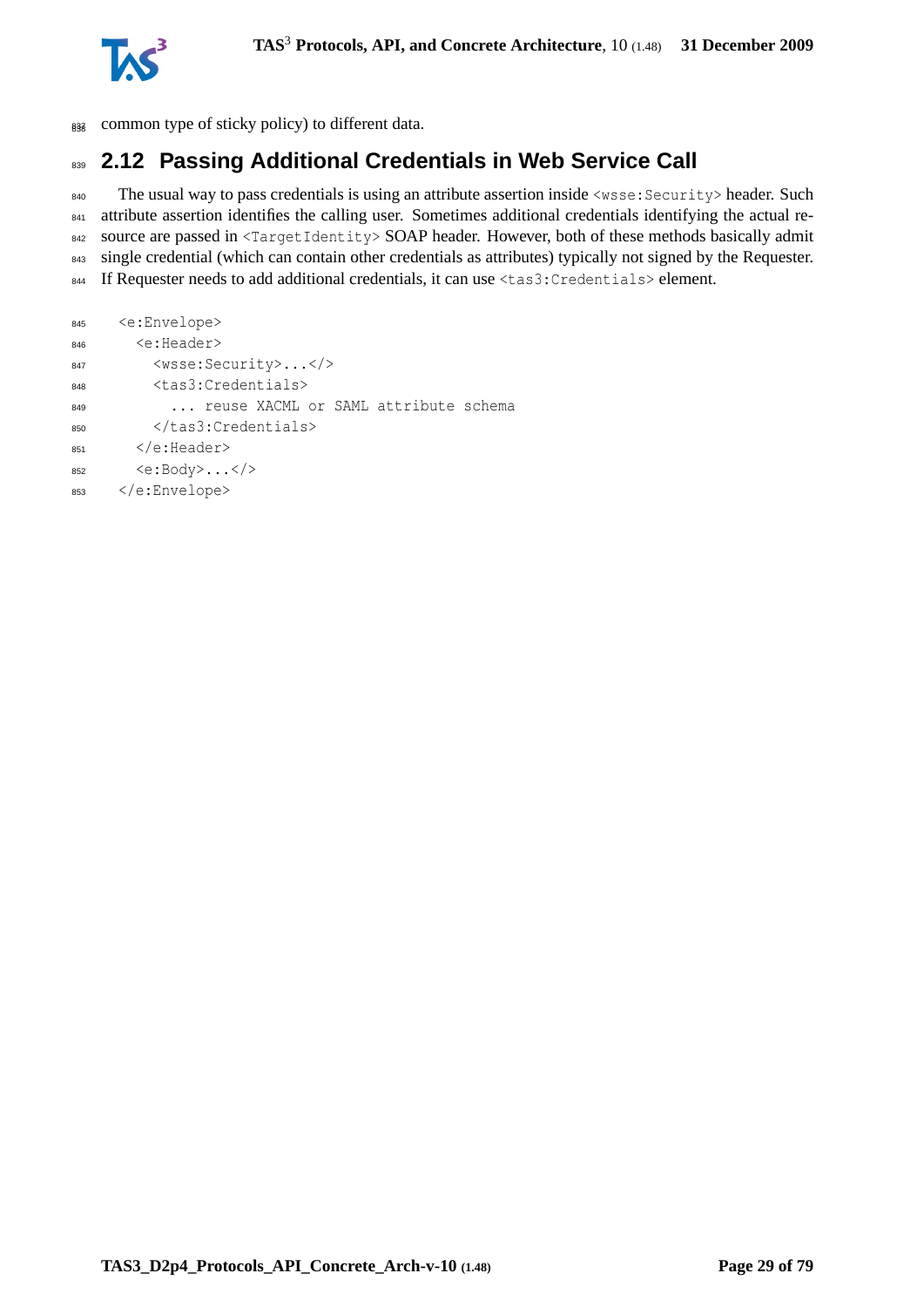common type of sticky policy) to different data.

## 2.12 Passing Additional Credentials in Web Service Call

The usual way to pass credentials is using an attribute assertion inside `<wsse:Security>` header. Such attribute assertion identifies the calling user. Sometimes additional credentials identifying the actual resource are passed in `<TargetIdentity>` SOAP header. However, both of these methods basically admit single credential (which can contain other credentials as attributes) typically not signed by the Requester. If Requester needs to add additional credentials, it can use `<tas3:Credentials>` element.

```
<e:Envelope>
  <e:Header>
    <wsse:Security>...</>
    <tas3:Credentials>
      ... reuse XACML or SAML attribute schema
    </tas3:Credentials>
  </e:Header>
  <e:Body>...</>
</e:Envelope>
```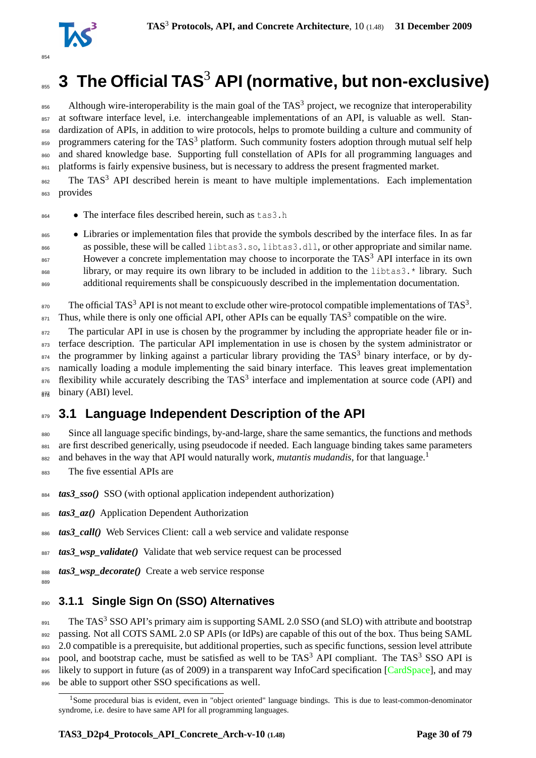# 3 The Official TAS$^3$ API (normative, but non-exclusive)

Although wire-interoperability is the main goal of the TAS$^3$ project, we recognize that interoperability at software interface level, i.e. interchangeable implementations of an API, is valuable as well. Standardization of APIs, in addition to wire protocols, helps to promote building a culture and community of programmers catering for the TAS$^3$ platform. Such community fosters adoption through mutual self help and shared knowledge base. Supporting full constellation of APIs for all programming languages and platforms is fairly expensive business, but is necessary to address the present fragmented market.

The TAS$^3$ API described herein is meant to have multiple implementations. Each implementation provides

- The interface files described herein, such as `tas3.h`
- Libraries or implementation files that provide the symbols described by the interface files. In as far as possible, these will be called `libtas3.so`, `libtas3.dll`, or other appropriate and similar name. However a concrete implementation may choose to incorporate the TAS$^3$ API interface in its own library, or may require its own library to be included in addition to the `libtas3.*` library. Such additional requirements shall be conspicuously described in the implementation documentation.

The official TAS$^3$ API is not meant to exclude other wire-protocol compatible implementations of TAS$^3$. Thus, while there is only one official API, other APIs can be equally TAS$^3$ compatible on the wire.

The particular API in use is chosen by the programmer by including the appropriate header file or interface description. The particular API implementation in use is chosen by the system administrator or the programmer by linking against a particular library providing the TAS$^3$ binary interface, or by dynamically loading a module implementing the said binary interface. This leaves great implementation flexibility while accurately describing the TAS$^3$ interface and implementation at source code (API) and binary (ABI) level.

## 3.1 Language Independent Description of the API

Since all language specific bindings, by-and-large, share the same semantics, the functions and methods are first described generically, using pseudocode if needed. Each language binding takes same parameters and behaves in the way that API would naturally work, *mutantis mudandis*, for that language.[1]

The five essential APIs are

***tas3_sso()*** SSO (with optional application independent authorization)

***tas3_az()*** Application Dependent Authorization

***tas3_call()*** Web Services Client: call a web service and validate response

***tas3_wsp_validate()*** Validate that web service request can be processed

***tas3_wsp_decorate()*** Create a web service response

### 3.1.1 Single Sign On (SSO) Alternatives

The TAS$^3$ SSO API's primary aim is supporting SAML 2.0 SSO (and SLO) with attribute and bootstrap passing. Not all COTS SAML 2.0 SP APIs (or IdPs) are capable of this out of the box. Thus being SAML 2.0 compatible is a prerequisite, but additional properties, such as specific functions, session level attribute pool, and bootstrap cache, must be satisfied as well to be TAS$^3$ API compliant. The TAS$^3$ SSO API is likely to support in future (as of 2009) in a transparent way InfoCard specification [CardSpace], and may be able to support other SSO specifications as well.

[1] Some procedural bias is evident, even in "object oriented" language bindings. This is due to least-common-denominator syndrome, i.e. desire to have same API for all programming languages.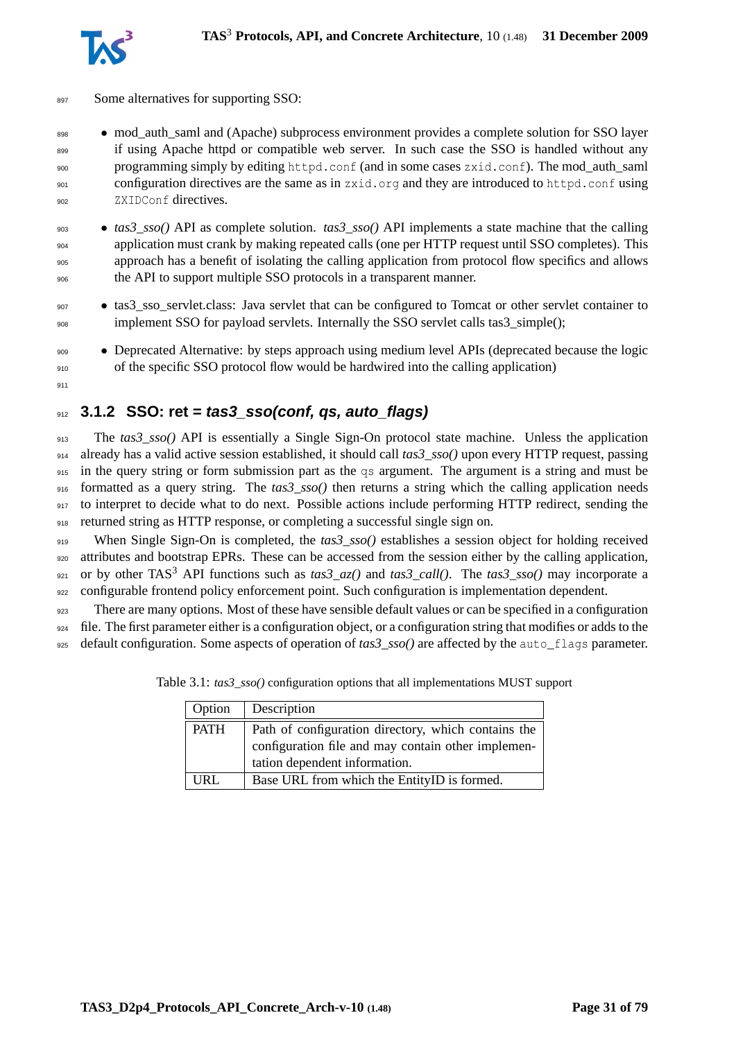Some alternatives for supporting SSO:

- mod_auth_saml and (Apache) subprocess environment provides a complete solution for SSO layer if using Apache httpd or compatible web server. In such case the SSO is handled without any programming simply by editing `httpd.conf` (and in some cases `zxid.conf`). The mod_auth_saml configuration directives are the same as in `zxid.org` and they are introduced to `httpd.conf` using `ZXIDConf` directives.
- *tas3_sso()* API as complete solution. *tas3_sso()* API implements a state machine that the calling application must crank by making repeated calls (one per HTTP request until SSO completes). This approach has a benefit of isolating the calling application from protocol flow specifics and allows the API to support multiple SSO protocols in a transparent manner.
- tas3_sso_servlet.class: Java servlet that can be configured to Tomcat or other servlet container to implement SSO for payload servlets. Internally the SSO servlet calls tas3_simple();
- Deprecated Alternative: by steps approach using medium level APIs (deprecated because the logic of the specific SSO protocol flow would be hardwired into the calling application)

### 3.1.2 SSO: ret = *tas3_sso(conf, qs, auto_flags)*

The *tas3_sso()* API is essentially a Single Sign-On protocol state machine. Unless the application already has a valid active session established, it should call *tas3_sso()* upon every HTTP request, passing in the query string or form submission part as the `qs` argument. The argument is a string and must be formatted as a query string. The *tas3_sso()* then returns a string which the calling application needs to interpret to decide what to do next. Possible actions include performing HTTP redirect, sending the returned string as HTTP response, or completing a successful single sign on.

When Single Sign-On is completed, the *tas3_sso()* establishes a session object for holding received attributes and bootstrap EPRs. These can be accessed from the session either by the calling application, or by other TAS[3] API functions such as *tas3_az()* and *tas3_call()*. The *tas3_sso()* may incorporate a configurable frontend policy enforcement point. Such configuration is implementation dependent.

There are many options. Most of these have sensible default values or can be specified in a configuration file. The first parameter either is a configuration object, or a configuration string that modifies or adds to the default configuration. Some aspects of operation of *tas3_sso()* are affected by the `auto_flags` parameter.

Table 3.1: *tas3_sso()* configuration options that all implementations MUST support

| Option | Description |
|---|---|
| PATH | Path of configuration directory, which contains the configuration file and may contain other implementation dependent information. |
| URL | Base URL from which the EntityID is formed. |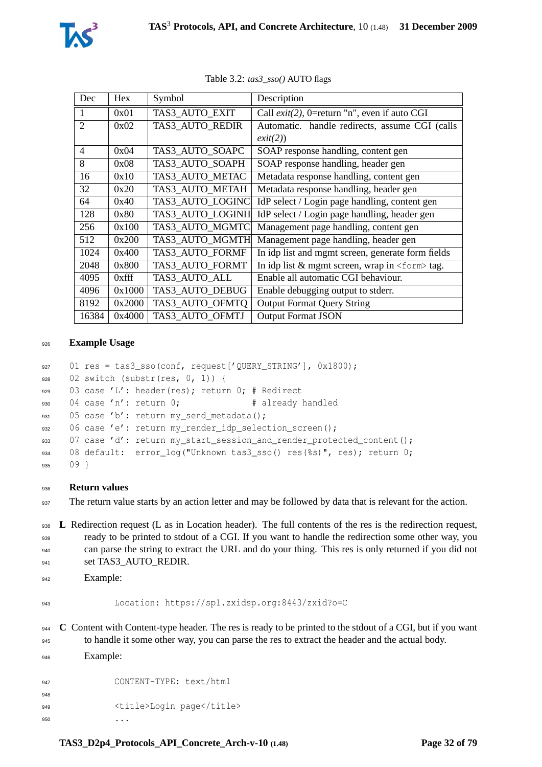Table 3.2: *tas3_sso()* AUTO flags

| Dec | Hex | Symbol | Description |
|---|---|---|---|
| 1 | 0x01 | TAS3_AUTO_EXIT | Call *exit(2)*, 0=return "n", even if auto CGI |
| 2 | 0x02 | TAS3_AUTO_REDIR | Automatic. handle redirects, assume CGI (calls *exit(2)*) |
| 4 | 0x04 | TAS3_AUTO_SOAPC | SOAP response handling, content gen |
| 8 | 0x08 | TAS3_AUTO_SOAPH | SOAP response handling, header gen |
| 16 | 0x10 | TAS3_AUTO_METAC | Metadata response handling, content gen |
| 32 | 0x20 | TAS3_AUTO_METAH | Metadata response handling, header gen |
| 64 | 0x40 | TAS3_AUTO_LOGINC | IdP select / Login page handling, content gen |
| 128 | 0x80 | TAS3_AUTO_LOGINH | IdP select / Login page handling, header gen |
| 256 | 0x100 | TAS3_AUTO_MGMTC | Management page handling, content gen |
| 512 | 0x200 | TAS3_AUTO_MGMTH | Management page handling, header gen |
| 1024 | 0x400 | TAS3_AUTO_FORMF | In idp list and mgmt screen, generate form fields |
| 2048 | 0x800 | TAS3_AUTO_FORMT | In idp list & mgmt screen, wrap in `<form>` tag. |
| 4095 | 0xfff | TAS3_AUTO_ALL | Enable all automatic CGI behaviour. |
| 4096 | 0x1000 | TAS3_AUTO_DEBUG | Enable debugging output to stderr. |
| 8192 | 0x2000 | TAS3_AUTO_OFMTQ | Output Format Query String |
| 16384 | 0x4000 | TAS3_AUTO_OFMTJ | Output Format JSON |

**Example Usage**

```
01 res = tas3_sso(conf, request['QUERY_STRING'], 0x1800);
02 switch (substr(res, 0, 1)) {
03 case 'L': header(res); return 0; # Redirect
04 case 'n': return 0;              # already handled
05 case 'b': return my_send_metadata();
06 case 'e': return my_render_idp_selection_screen();
07 case 'd': return my_start_session_and_render_protected_content();
08 default:  error_log("Unknown tas3_sso() res(%s)", res); return 0;
09 }
```

**Return values**

The return value starts by an action letter and may be followed by data that is relevant for the action.

**L** Redirection request (L as in Location header). The full contents of the res is the redirection request, ready to be printed to stdout of a CGI. If you want to handle the redirection some other way, you can parse the string to extract the URL and do your thing. This res is only returned if you did not set TAS3_AUTO_REDIR.

Example:

```
Location: https://sp1.zxidsp.org:8443/zxid?o=C
```

**C** Content with Content-type header. The res is ready to be printed to the stdout of a CGI, but if you want to handle it some other way, you can parse the res to extract the header and the actual body.

Example:

```
CONTENT-TYPE: text/html

<title>Login page</title>
...
```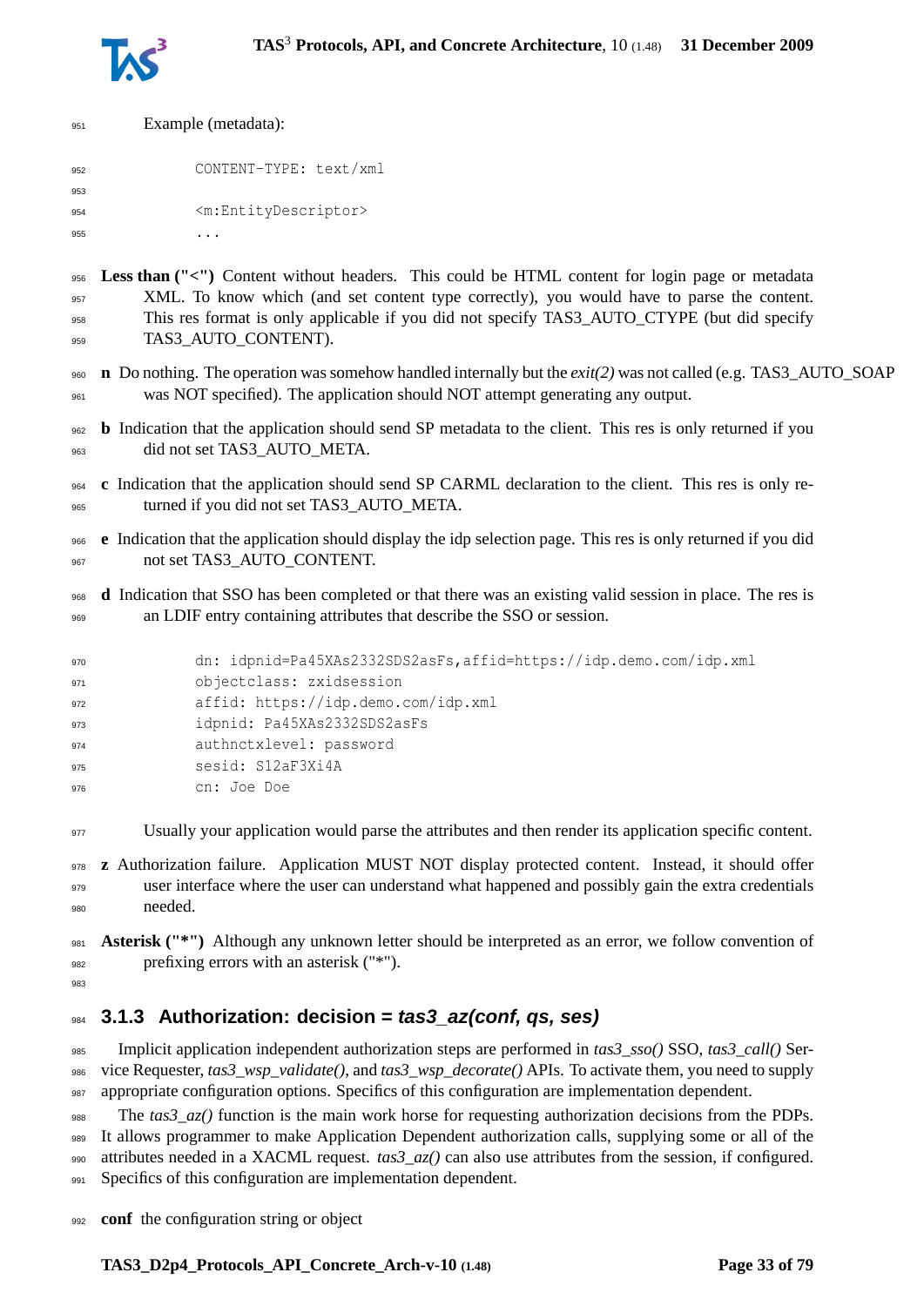Example (metadata):

```
CONTENT-TYPE: text/xml

<m:EntityDescriptor>
...
```

**Less than ("<")** Content without headers. This could be HTML content for login page or metadata XML. To know which (and set content type correctly), you would have to parse the content. This res format is only applicable if you did not specify TAS3_AUTO_CTYPE (but did specify TAS3_AUTO_CONTENT).

**n** Do nothing. The operation was somehow handled internally but the *exit(2)* was not called (e.g. TAS3_AUTO_SOAP was NOT specified). The application should NOT attempt generating any output.

**b** Indication that the application should send SP metadata to the client. This res is only returned if you did not set TAS3_AUTO_META.

**c** Indication that the application should send SP CARML declaration to the client. This res is only returned if you did not set TAS3_AUTO_META.

**e** Indication that the application should display the idp selection page. This res is only returned if you did not set TAS3_AUTO_CONTENT.

**d** Indication that SSO has been completed or that there was an existing valid session in place. The res is an LDIF entry containing attributes that describe the SSO or session.

```
dn: idpnid=Pa45XAs2332SDS2asFs,affid=https://idp.demo.com/idp.xml
objectclass: zxidsession
affid: https://idp.demo.com/idp.xml
idpnid: Pa45XAs2332SDS2asFs
authnctxlevel: password
sesid: S12aF3Xi4A
cn: Joe Doe
```

Usually your application would parse the attributes and then render its application specific content.

**z** Authorization failure. Application MUST NOT display protected content. Instead, it should offer user interface where the user can understand what happened and possibly gain the extra credentials needed.

**Asterisk ("*")** Although any unknown letter should be interpreted as an error, we follow convention of prefixing errors with an asterisk ("*").

### 3.1.3 Authorization: decision = *tas3_az(conf, qs, ses)*

Implicit application independent authorization steps are performed in *tas3_sso()* SSO, *tas3_call()* Service Requester, *tas3_wsp_validate()*, and *tas3_wsp_decorate()* APIs. To activate them, you need to supply appropriate configuration options. Specifics of this configuration are implementation dependent.

The *tas3_az()* function is the main work horse for requesting authorization decisions from the PDPs. It allows programmer to make Application Dependent authorization calls, supplying some or all of the attributes needed in a XACML request. *tas3_az()* can also use attributes from the session, if configured. Specifics of this configuration are implementation dependent.

**conf** the configuration string or object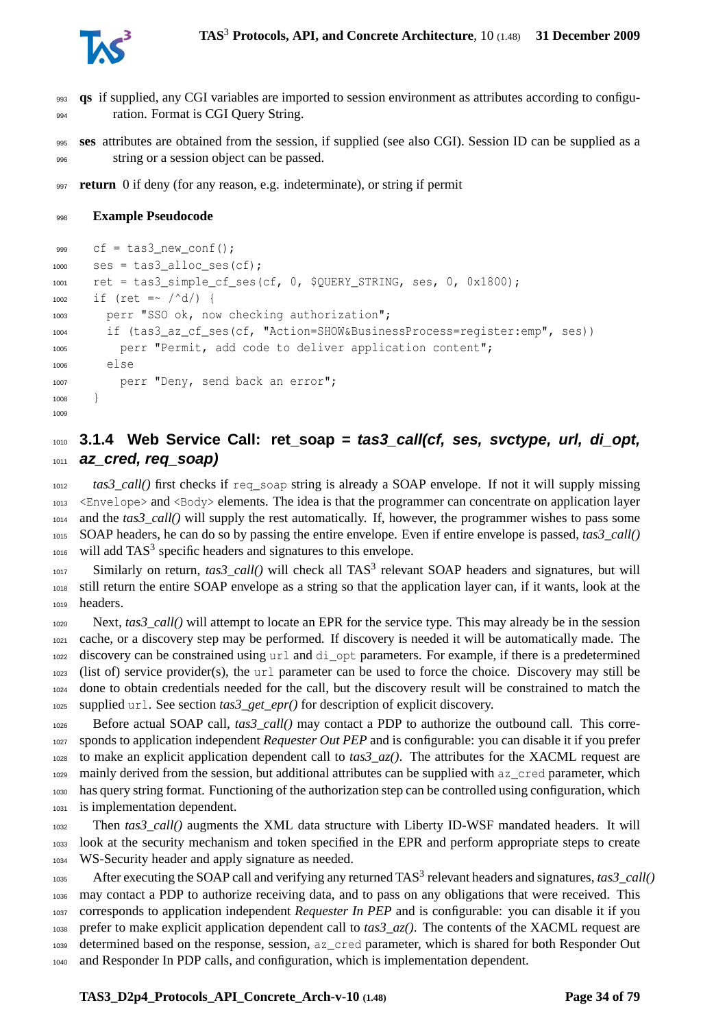**qs** if supplied, any CGI variables are imported to session environment as attributes according to configuration. Format is CGI Query String.

**ses** attributes are obtained from the session, if supplied (see also CGI). Session ID can be supplied as a string or a session object can be passed.

**return** 0 if deny (for any reason, e.g. indeterminate), or string if permit

**Example Pseudocode**

```
cf = tas3_new_conf();
ses = tas3_alloc_ses(cf);
ret = tas3_simple_cf_ses(cf, 0, $QUERY_STRING, ses, 0, 0x1800);
if (ret =~ /^d/) {
  perr "SSO ok, now checking authorization";
  if (tas3_az_cf_ses(cf, "Action=SHOW&BusinessProcess=register:emp", ses))
    perr "Permit, add code to deliver application content";
  else
    perr "Deny, send back an error";
}
```

### 3.1.4 Web Service Call: ret_soap = *tas3_call(cf, ses, svctype, url, di_opt, az_cred, req_soap)*

*tas3_call()* first checks if `req_soap` string is already a SOAP envelope. If not it will supply missing `<Envelope>` and `<Body>` elements. The idea is that the programmer can concentrate on application layer and the *tas3_call()* will supply the rest automatically. If, however, the programmer wishes to pass some SOAP headers, he can do so by passing the entire envelope. Even if entire envelope is passed, *tas3_call()* will add TAS$^3$ specific headers and signatures to this envelope.

Similarly on return, *tas3_call()* will check all TAS$^3$ relevant SOAP headers and signatures, but will still return the entire SOAP envelope as a string so that the application layer can, if it wants, look at the headers.

Next, *tas3_call()* will attempt to locate an EPR for the service type. This may already be in the session cache, or a discovery step may be performed. If discovery is needed it will be automatically made. The discovery can be constrained using `url` and `di_opt` parameters. For example, if there is a predetermined (list of) service provider(s), the `url` parameter can be used to force the choice. Discovery may still be done to obtain credentials needed for the call, but the discovery result will be constrained to match the supplied `url`. See section *tas3_get_epr()* for description of explicit discovery.

Before actual SOAP call, *tas3_call()* may contact a PDP to authorize the outbound call. This corresponds to application independent *Requester Out PEP* and is configurable: you can disable it if you prefer to make an explicit application dependent call to *tas3_az()*. The attributes for the XACML request are mainly derived from the session, but additional attributes can be supplied with `az_cred` parameter, which has query string format. Functioning of the authorization step can be controlled using configuration, which is implementation dependent.

Then *tas3_call()* augments the XML data structure with Liberty ID-WSF mandated headers. It will look at the security mechanism and token specified in the EPR and perform appropriate steps to create WS-Security header and apply signature as needed.

After executing the SOAP call and verifying any returned TAS$^3$ relevant headers and signatures, *tas3_call()* may contact a PDP to authorize receiving data, and to pass on any obligations that were received. This corresponds to application independent *Requester In PEP* and is configurable: you can disable it if you prefer to make explicit application dependent call to *tas3_az()*. The contents of the XACML request are determined based on the response, session, `az_cred` parameter, which is shared for both Responder Out and Responder In PDP calls, and configuration, which is implementation dependent.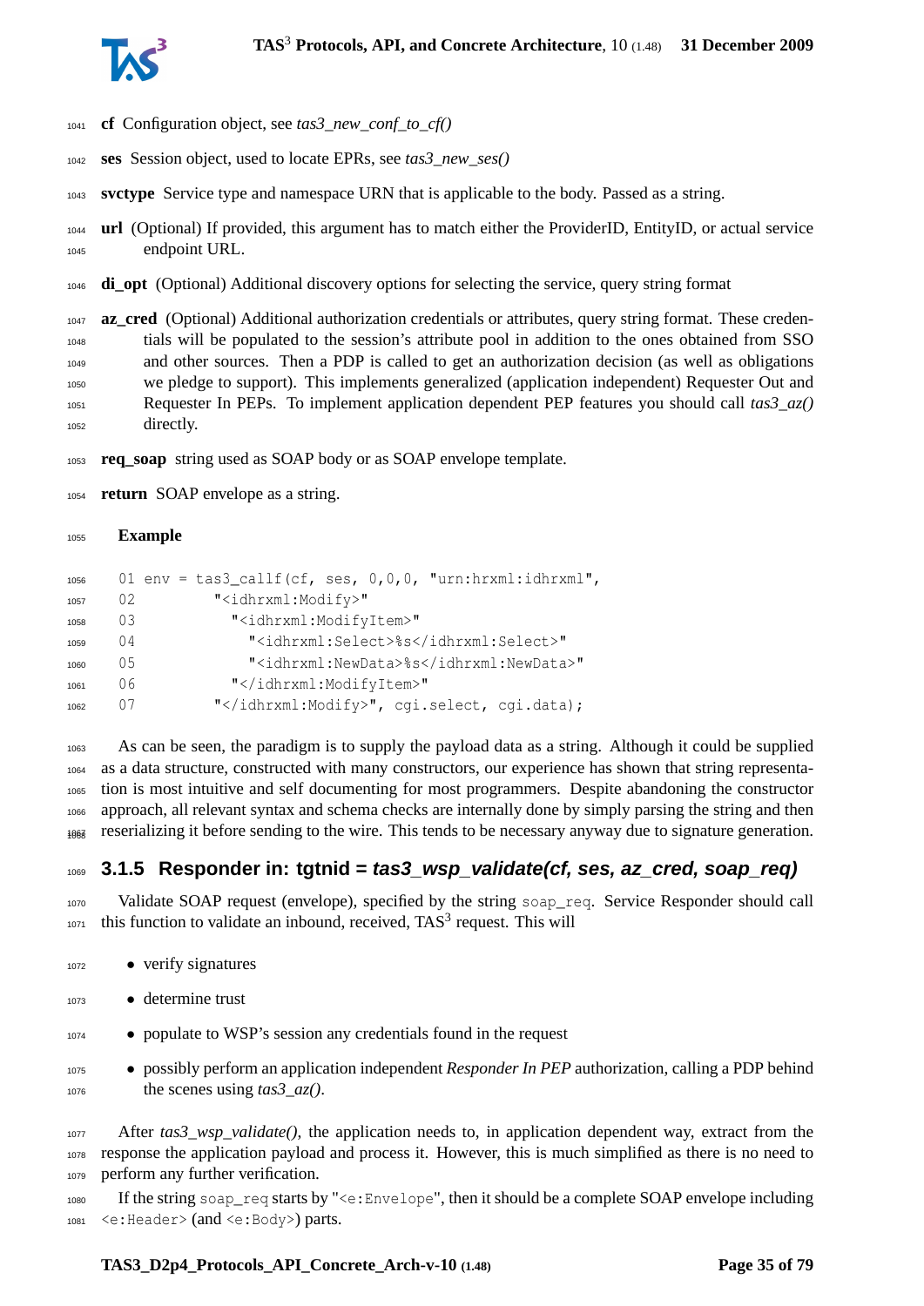**cf** Configuration object, see *tas3_new_conf_to_cf()*

**ses** Session object, used to locate EPRs, see *tas3_new_ses()*

**svctype** Service type and namespace URN that is applicable to the body. Passed as a string.

**url** (Optional) If provided, this argument has to match either the ProviderID, EntityID, or actual service endpoint URL.

**di_opt** (Optional) Additional discovery options for selecting the service, query string format

**az_cred** (Optional) Additional authorization credentials or attributes, query string format. These credentials will be populated to the session's attribute pool in addition to the ones obtained from SSO and other sources. Then a PDP is called to get an authorization decision (as well as obligations we pledge to support). This implements generalized (application independent) Requester Out and Requester In PEPs. To implement application dependent PEP features you should call *tas3_az()* directly.

**req_soap** string used as SOAP body or as SOAP envelope template.

**return** SOAP envelope as a string.

**Example**

```
01 env = tas3_callf(cf, ses, 0,0,0, "urn:hrxml:idhrxml",
02         "<idhrxml:Modify>"
03           "<idhrxml:ModifyItem>"
04             "<idhrxml:Select>%s</idhrxml:Select>"
05             "<idhrxml:NewData>%s</idhrxml:NewData>"
06           "</idhrxml:ModifyItem>"
07         "</idhrxml:Modify>", cgi.select, cgi.data);
```

As can be seen, the paradigm is to supply the payload data as a string. Although it could be supplied as a data structure, constructed with many constructors, our experience has shown that string representation is most intuitive and self documenting for most programmers. Despite abandoning the constructor approach, all relevant syntax and schema checks are internally done by simply parsing the string and then reserializing it before sending to the wire. This tends to be necessary anyway due to signature generation.

### 3.1.5 Responder in: tgtnid = *tas3_wsp_validate(cf, ses, az_cred, soap_req)*

Validate SOAP request (envelope), specified by the string `soap_req`. Service Responder should call this function to validate an inbound, received, TAS[3] request. This will

- verify signatures
- determine trust
- populate to WSP's session any credentials found in the request
- possibly perform an application independent *Responder In PEP* authorization, calling a PDP behind the scenes using *tas3_az()*.

After *tas3_wsp_validate()*, the application needs to, in application dependent way, extract from the response the application payload and process it. However, this is much simplified as there is no need to perform any further verification.

If the string `soap_req` starts by "`<e:Envelope`", then it should be a complete SOAP envelope including `<e:Header>` (and `<e:Body>`) parts.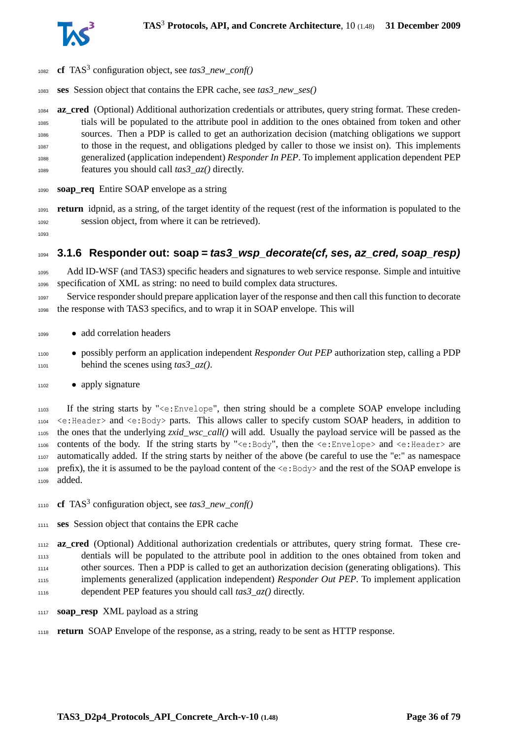**cf** TAS[3] configuration object, see *tas3_new_conf()*

**ses** Session object that contains the EPR cache, see *tas3_new_ses()*

**az_cred** (Optional) Additional authorization credentials or attributes, query string format. These credentials will be populated to the attribute pool in addition to the ones obtained from token and other sources. Then a PDP is called to get an authorization decision (matching obligations we support to those in the request, and obligations pledged by caller to those we insist on). This implements generalized (application independent) *Responder In PEP*. To implement application dependent PEP features you should call *tas3_az()* directly.

**soap_req** Entire SOAP envelope as a string

**return** idpnid, as a string, of the target identity of the request (rest of the information is populated to the session object, from where it can be retrieved).

### 3.1.6 Responder out: soap = *tas3_wsp_decorate(cf, ses, az_cred, soap_resp)*

Add ID-WSF (and TAS3) specific headers and signatures to web service response. Simple and intuitive specification of XML as string: no need to build complex data structures.

Service responder should prepare application layer of the response and then call this function to decorate the response with TAS3 specifics, and to wrap it in SOAP envelope. This will

- add correlation headers
- possibly perform an application independent *Responder Out PEP* authorization step, calling a PDP behind the scenes using *tas3_az()*.
- apply signature

If the string starts by "`<e:Envelope`", then string should be a complete SOAP envelope including `<e:Header>` and `<e:Body>` parts. This allows caller to specify custom SOAP headers, in addition to the ones that the underlying *zxid_wsc_call()* will add. Usually the payload service will be passed as the contents of the body. If the string starts by "`<e:Body`", then the `<e:Envelope>` and `<e:Header>` are automatically added. If the string starts by neither of the above (be careful to use the "e:" as namespace prefix), the it is assumed to be the payload content of the `<e:Body>` and the rest of the SOAP envelope is added.

**cf** TAS[3] configuration object, see *tas3_new_conf()*

**ses** Session object that contains the EPR cache

**az_cred** (Optional) Additional authorization credentials or attributes, query string format. These credentials will be populated to the attribute pool in addition to the ones obtained from token and other sources. Then a PDP is called to get an authorization decision (generating obligations). This implements generalized (application independent) *Responder Out PEP*. To implement application dependent PEP features you should call *tas3_az()* directly.

**soap_resp** XML payload as a string

**return** SOAP Envelope of the response, as a string, ready to be sent as HTTP response.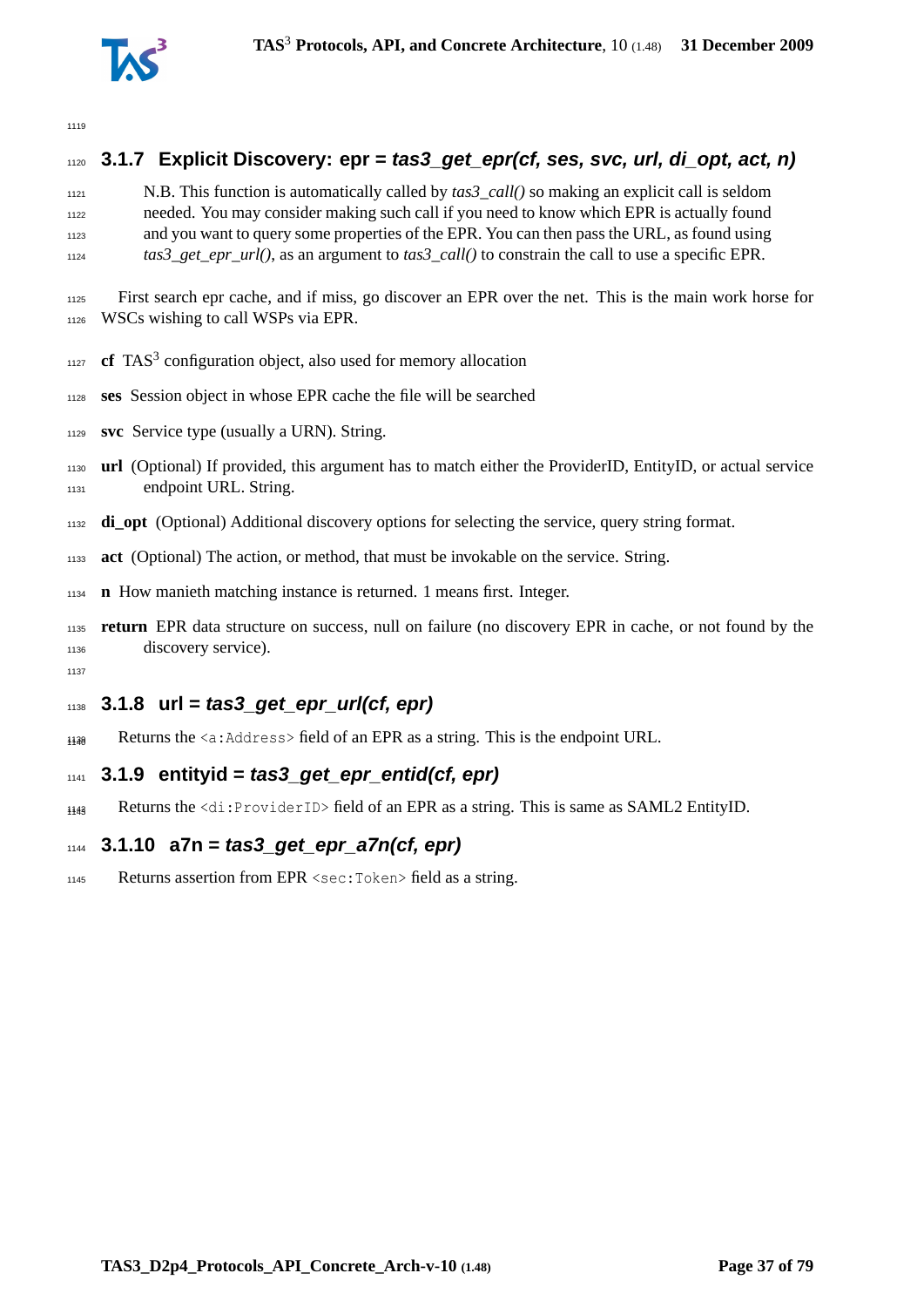### 3.1.7 Explicit Discovery: epr = *tas3_get_epr(cf, ses, svc, url, di_opt, act, n)*

> N.B. This function is automatically called by *tas3_call()* so making an explicit call is seldom needed. You may consider making such call if you need to know which EPR is actually found and you want to query some properties of the EPR. You can then pass the URL, as found using *tas3_get_epr_url()*, as an argument to *tas3_call()* to constrain the call to use a specific EPR.

First search epr cache, and if miss, go discover an EPR over the net. This is the main work horse for WSCs wishing to call WSPs via EPR.

**cf** TAS[3] configuration object, also used for memory allocation

**ses** Session object in whose EPR cache the file will be searched

**svc** Service type (usually a URN). String.

**url** (Optional) If provided, this argument has to match either the ProviderID, EntityID, or actual service endpoint URL. String.

**di_opt** (Optional) Additional discovery options for selecting the service, query string format.

**act** (Optional) The action, or method, that must be invokable on the service. String.

**n** How manieth matching instance is returned. 1 means first. Integer.

**return** EPR data structure on success, null on failure (no discovery EPR in cache, or not found by the discovery service).

### 3.1.8 url = *tas3_get_epr_url(cf, epr)*

Returns the `<a:Address>` field of an EPR as a string. This is the endpoint URL.

### 3.1.9 entityid = *tas3_get_epr_entid(cf, epr)*

Returns the `<di:ProviderID>` field of an EPR as a string. This is same as SAML2 EntityID.

### 3.1.10 a7n = *tas3_get_epr_a7n(cf, epr)*

Returns assertion from EPR `<sec:Token>` field as a string.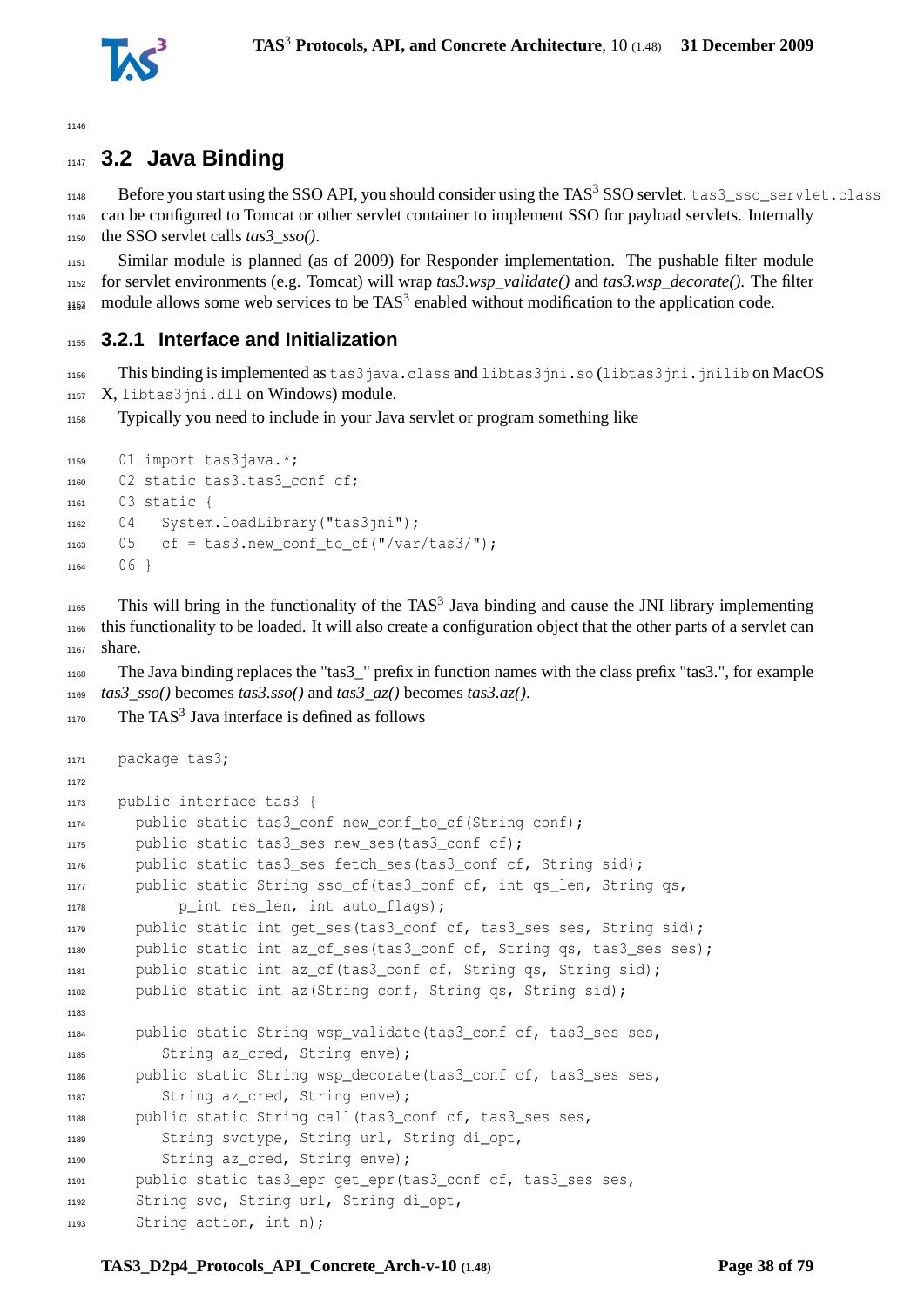## 3.2 Java Binding

Before you start using the SSO API, you should consider using the TAS[3] SSO servlet. `tas3_sso_servlet.class` can be configured to Tomcat or other servlet container to implement SSO for payload servlets. Internally the SSO servlet calls *tas3_sso()*.

Similar module is planned (as of 2009) for Responder implementation. The pushable filter module for servlet environments (e.g. Tomcat) will wrap *tas3.wsp_validate()* and *tas3.wsp_decorate()*. The filter module allows some web services to be TAS[3] enabled without modification to the application code.

### 3.2.1 Interface and Initialization

This binding is implemented as `tas3java.class` and `libtas3jni.so` (`libtas3jni.jnilib` on MacOS X, `libtas3jni.dll` on Windows) module.

Typically you need to include in your Java servlet or program something like

```
01 import tas3java.*;
02 static tas3.tas3_conf cf;
03 static {
04   System.loadLibrary("tas3jni");
05   cf = tas3.new_conf_to_cf("/var/tas3/");
06 }
```

This will bring in the functionality of the TAS[3] Java binding and cause the JNI library implementing this functionality to be loaded. It will also create a configuration object that the other parts of a servlet can share.

The Java binding replaces the "tas3_" prefix in function names with the class prefix "tas3.", for example *tas3_sso()* becomes *tas3.sso()* and *tas3_az()* becomes *tas3.az()*.

The TAS[3] Java interface is defined as follows

```
package tas3;

public interface tas3 {
  public static tas3_conf new_conf_to_cf(String conf);
  public static tas3_ses new_ses(tas3_conf cf);
  public static tas3_ses fetch_ses(tas3_conf cf, String sid);
  public static String sso_cf(tas3_conf cf, int qs_len, String qs,
       p_int res_len, int auto_flags);
  public static int get_ses(tas3_conf cf, tas3_ses ses, String sid);
  public static int az_cf_ses(tas3_conf cf, String qs, tas3_ses ses);
  public static int az_cf(tas3_conf cf, String qs, String sid);
  public static int az(String conf, String qs, String sid);

  public static String wsp_validate(tas3_conf cf, tas3_ses ses,
     String az_cred, String enve);
  public static String wsp_decorate(tas3_conf cf, tas3_ses ses,
     String az_cred, String enve);
  public static String call(tas3_conf cf, tas3_ses ses,
     String svctype, String url, String di_opt,
     String az_cred, String enve);
  public static tas3_epr get_epr(tas3_conf cf, tas3_ses ses,
  String svc, String url, String di_opt,
  String action, int n);
```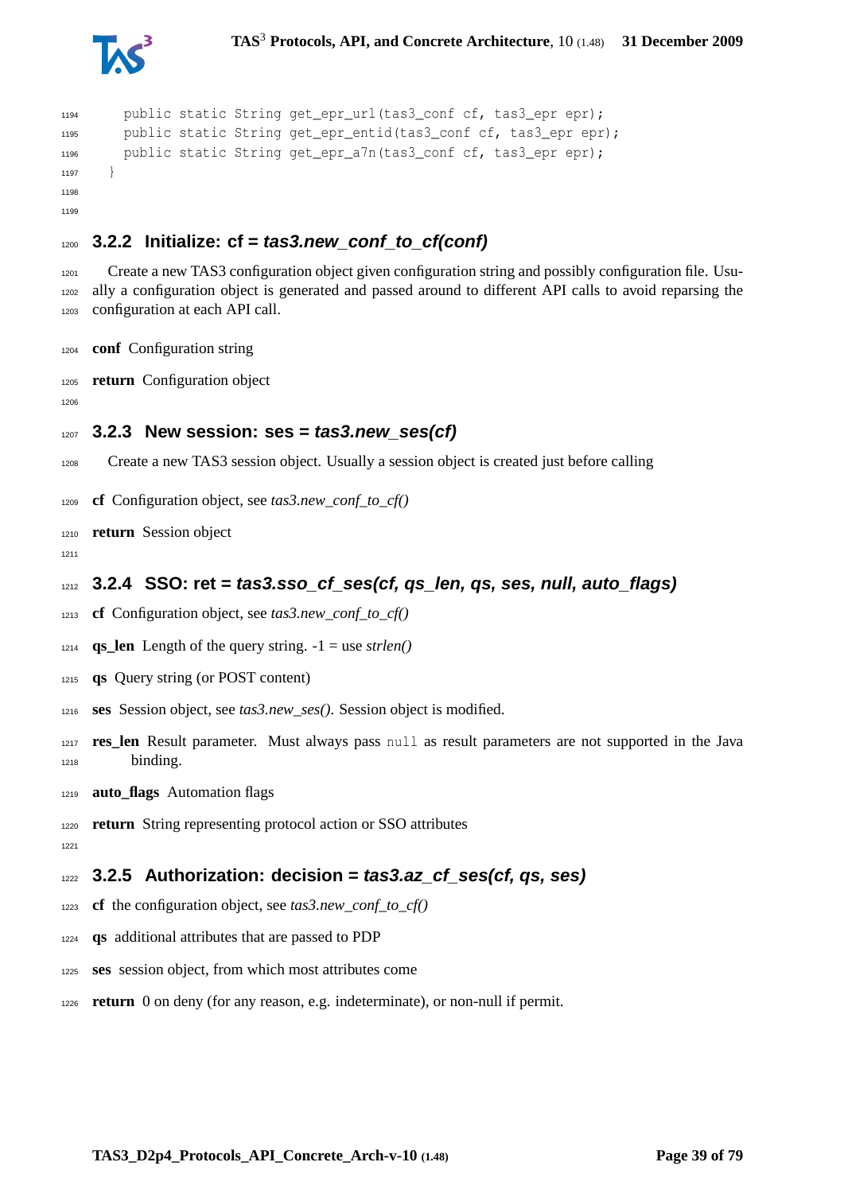```
    public static String get_epr_url(tas3_conf cf, tas3_epr epr);
    public static String get_epr_entid(tas3_conf cf, tas3_epr epr);
    public static String get_epr_a7n(tas3_conf cf, tas3_epr epr);
}
```

### 3.2.2 Initialize: cf = *tas3.new_conf_to_cf(conf)*

Create a new TAS3 configuration object given configuration string and possibly configuration file. Usually a configuration object is generated and passed around to different API calls to avoid reparsing the configuration at each API call.

**conf** Configuration string

**return** Configuration object

### 3.2.3 New session: ses = *tas3.new_ses(cf)*

Create a new TAS3 session object. Usually a session object is created just before calling

**cf** Configuration object, see *tas3.new_conf_to_cf()*

**return** Session object

### 3.2.4 SSO: ret = *tas3.sso_cf_ses(cf, qs_len, qs, ses, null, auto_flags)*

**cf** Configuration object, see *tas3.new_conf_to_cf()*

**qs_len** Length of the query string. -1 = use *strlen()*

**qs** Query string (or POST content)

**ses** Session object, see *tas3.new_ses()*. Session object is modified.

**res_len** Result parameter. Must always pass `null` as result parameters are not supported in the Java binding.

**auto_flags** Automation flags

**return** String representing protocol action or SSO attributes

### 3.2.5 Authorization: decision = *tas3.az_cf_ses(cf, qs, ses)*

**cf** the configuration object, see *tas3.new_conf_to_cf()*

**qs** additional attributes that are passed to PDP

**ses** session object, from which most attributes come

**return** 0 on deny (for any reason, e.g. indeterminate), or non-null if permit.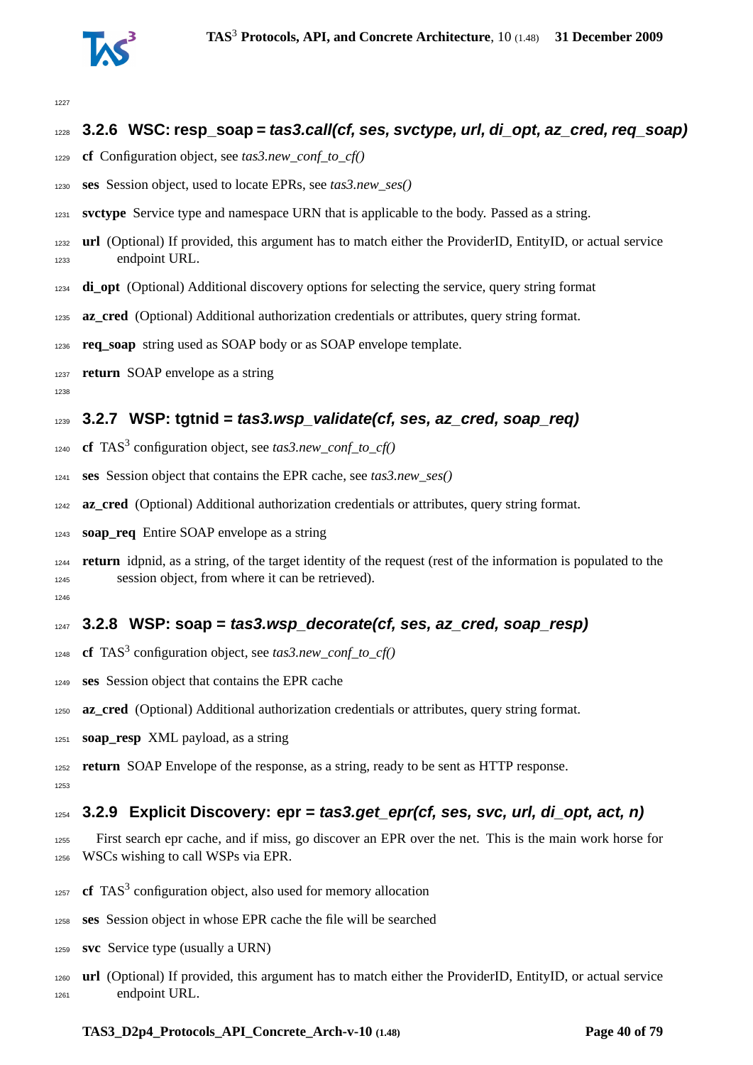### 3.2.6 WSC: resp_soap = *tas3.call(cf, ses, svctype, url, di_opt, az_cred, req_soap)*

**cf** Configuration object, see *tas3.new_conf_to_cf()*

**ses** Session object, used to locate EPRs, see *tas3.new_ses()*

**svctype** Service type and namespace URN that is applicable to the body. Passed as a string.

**url** (Optional) If provided, this argument has to match either the ProviderID, EntityID, or actual service endpoint URL.

**di_opt** (Optional) Additional discovery options for selecting the service, query string format

**az_cred** (Optional) Additional authorization credentials or attributes, query string format.

**req_soap** string used as SOAP body or as SOAP envelope template.

**return** SOAP envelope as a string

### 3.2.7 WSP: tgtnid = *tas3.wsp_validate(cf, ses, az_cred, soap_req)*

**cf** TAS$^3$ configuration object, see *tas3.new_conf_to_cf()*

**ses** Session object that contains the EPR cache, see *tas3.new_ses()*

**az_cred** (Optional) Additional authorization credentials or attributes, query string format.

**soap_req** Entire SOAP envelope as a string

**return** idpnid, as a string, of the target identity of the request (rest of the information is populated to the session object, from where it can be retrieved).

### 3.2.8 WSP: soap = *tas3.wsp_decorate(cf, ses, az_cred, soap_resp)*

**cf** TAS$^3$ configuration object, see *tas3.new_conf_to_cf()*

**ses** Session object that contains the EPR cache

**az_cred** (Optional) Additional authorization credentials or attributes, query string format.

**soap_resp** XML payload, as a string

**return** SOAP Envelope of the response, as a string, ready to be sent as HTTP response.

### 3.2.9 Explicit Discovery: epr = *tas3.get_epr(cf, ses, svc, url, di_opt, act, n)*

First search epr cache, and if miss, go discover an EPR over the net. This is the main work horse for WSCs wishing to call WSPs via EPR.

**cf** TAS$^3$ configuration object, also used for memory allocation

**ses** Session object in whose EPR cache the file will be searched

**svc** Service type (usually a URN)

**url** (Optional) If provided, this argument has to match either the ProviderID, EntityID, or actual service endpoint URL.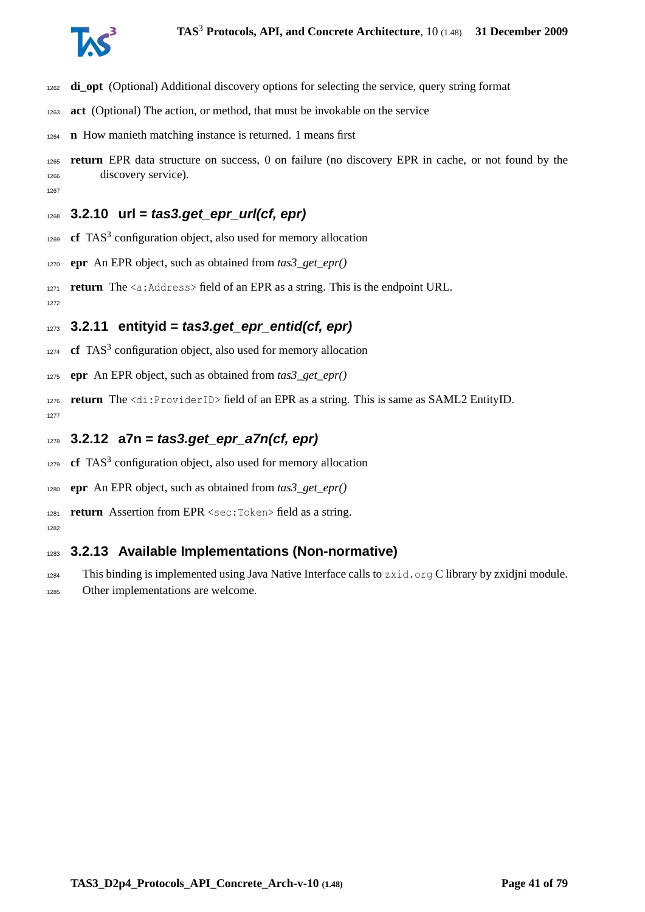**di_opt** (Optional) Additional discovery options for selecting the service, query string format

**act** (Optional) The action, or method, that must be invokable on the service

**n** How manieth matching instance is returned. 1 means first

**return** EPR data structure on success, 0 on failure (no discovery EPR in cache, or not found by the discovery service).

### 3.2.10 url = *tas3.get_epr_url(cf, epr)*

**cf** TAS[3] configuration object, also used for memory allocation

**epr** An EPR object, such as obtained from *tas3_get_epr()*

**return** The `<a:Address>` field of an EPR as a string. This is the endpoint URL.

### 3.2.11 entityid = *tas3.get_epr_entid(cf, epr)*

**cf** TAS[3] configuration object, also used for memory allocation

**epr** An EPR object, such as obtained from *tas3_get_epr()*

**return** The `<di:ProviderID>` field of an EPR as a string. This is same as SAML2 EntityID.

### 3.2.12 a7n = *tas3.get_epr_a7n(cf, epr)*

**cf** TAS[3] configuration object, also used for memory allocation

**epr** An EPR object, such as obtained from *tas3_get_epr()*

**return** Assertion from EPR `<sec:Token>` field as a string.

### 3.2.13 Available Implementations (Non-normative)

This binding is implemented using Java Native Interface calls to `zxid.org` C library by zxidjni module. Other implementations are welcome.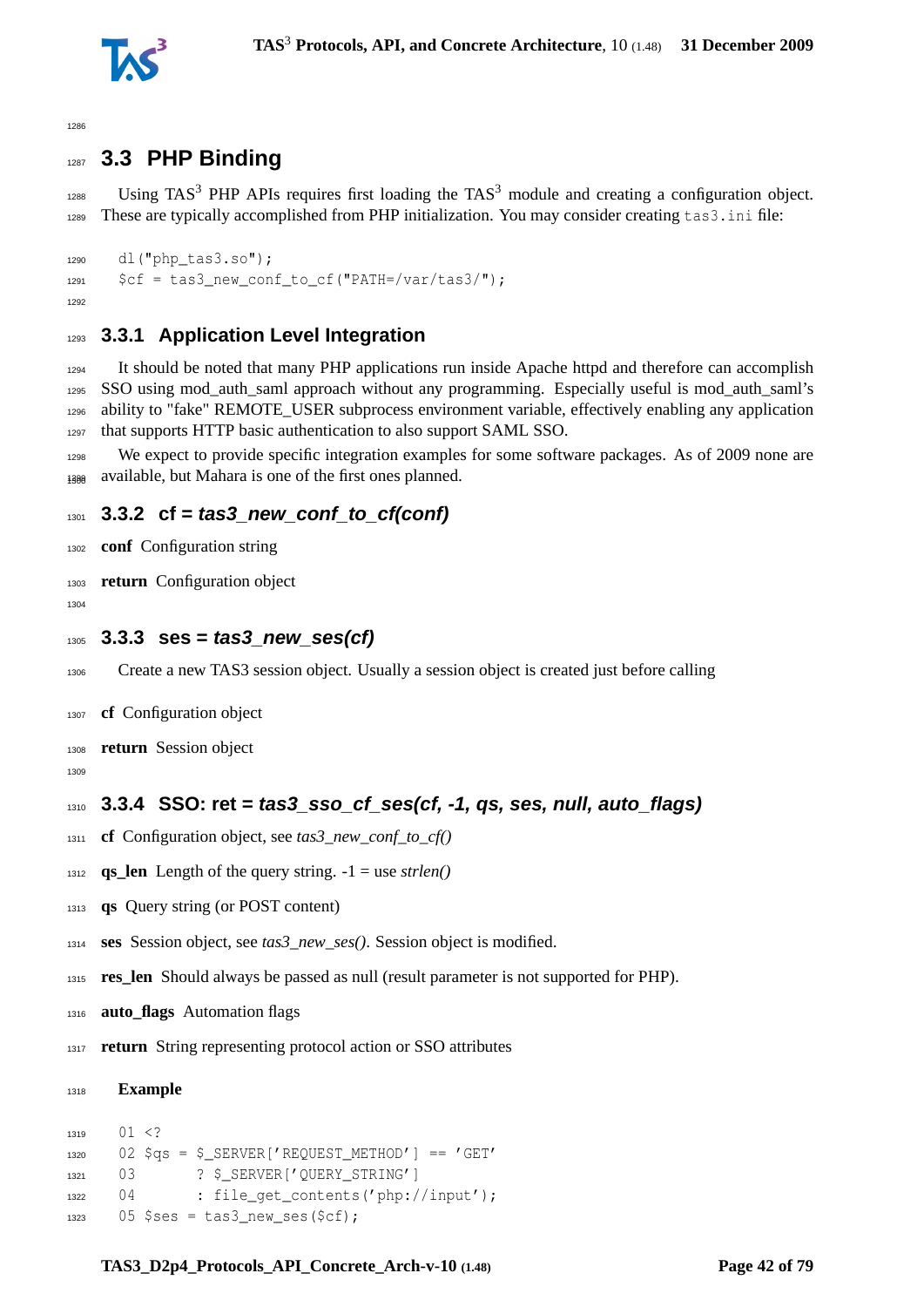## 3.3 PHP Binding

Using TAS[3] PHP APIs requires first loading the TAS[3] module and creating a configuration object. These are typically accomplished from PHP initialization. You may consider creating `tas3.ini` file:

```
dl("php_tas3.so");
$cf = tas3_new_conf_to_cf("PATH=/var/tas3/");
```

### 3.3.1 Application Level Integration

It should be noted that many PHP applications run inside Apache httpd and therefore can accomplish SSO using mod_auth_saml approach without any programming. Especially useful is mod_auth_saml's ability to "fake" REMOTE_USER subprocess environment variable, effectively enabling any application that supports HTTP basic authentication to also support SAML SSO.

We expect to provide specific integration examples for some software packages. As of 2009 none are available, but Mahara is one of the first ones planned.

### 3.3.2 cf = *tas3_new_conf_to_cf(conf)*

**conf** Configuration string

**return** Configuration object

### 3.3.3 ses = *tas3_new_ses(cf)*

Create a new TAS3 session object. Usually a session object is created just before calling

**cf** Configuration object

**return** Session object

### 3.3.4 SSO: ret = *tas3_sso_cf_ses(cf, -1, qs, ses, null, auto_flags)*

**cf** Configuration object, see *tas3_new_conf_to_cf()*

**qs_len** Length of the query string. -1 = use *strlen()*

**qs** Query string (or POST content)

**ses** Session object, see *tas3_new_ses()*. Session object is modified.

**res_len** Should always be passed as null (result parameter is not supported for PHP).

**auto_flags** Automation flags

**return** String representing protocol action or SSO attributes

**Example**

```
01 <?
02 $qs = $_SERVER['REQUEST_METHOD'] == 'GET'
03       ? $_SERVER['QUERY_STRING']
04       : file_get_contents('php://input');
05 $ses = tas3_new_ses($cf);
```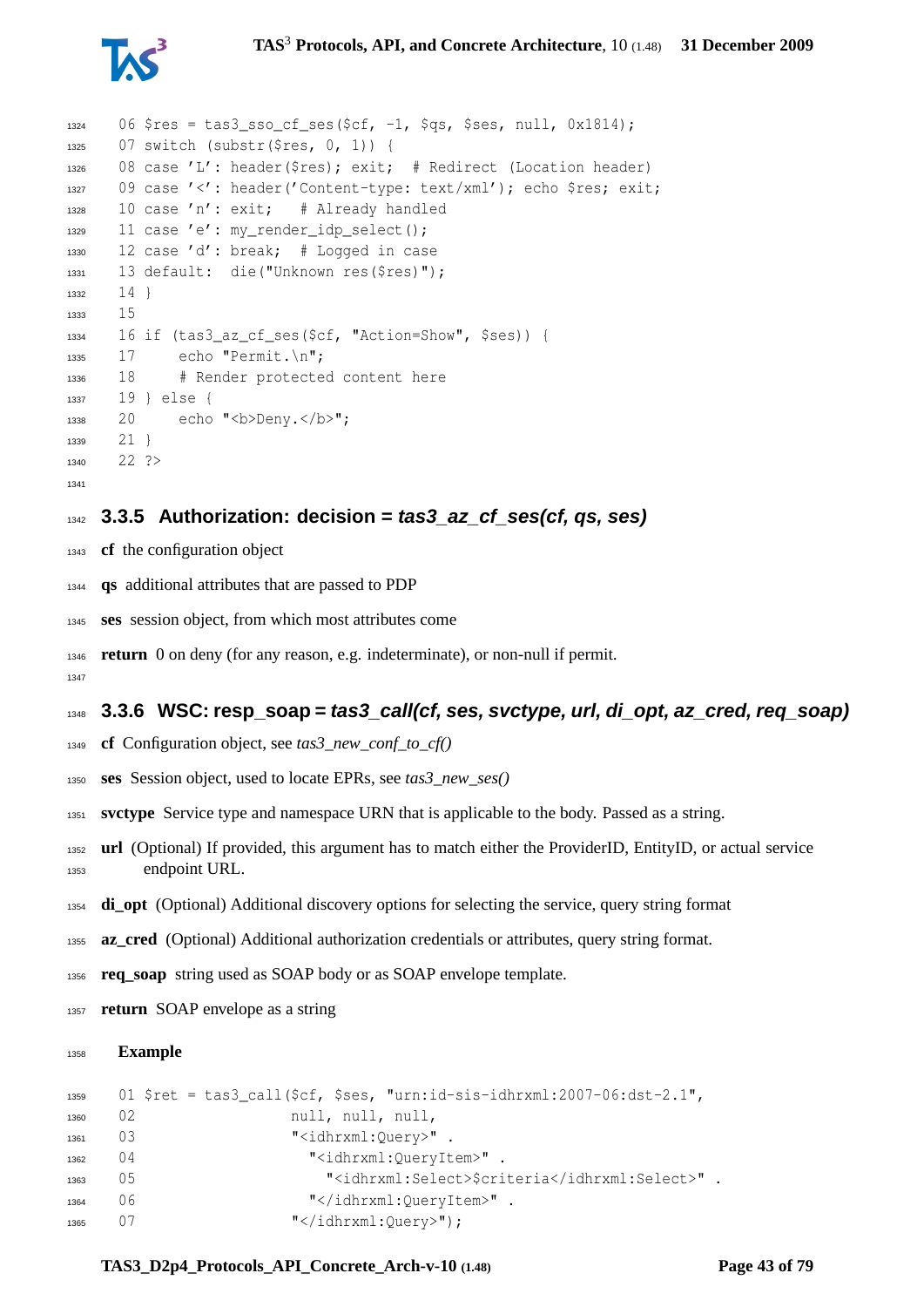```
06 $res = tas3_sso_cf_ses($cf, -1, $qs, $ses, null, 0x1814);
07 switch (substr($res, 0, 1)) {
08 case 'L': header($res); exit;  # Redirect (Location header)
09 case '<': header('Content-type: text/xml'); echo $res; exit;
10 case 'n': exit;    # Already handled
11 case 'e': my_render_idp_select();
12 case 'd': break;  # Logged in case
13 default:  die("Unknown res($res)");
14 }
15
16 if (tas3_az_cf_ses($cf, "Action=Show", $ses)) {
17     echo "Permit.\n";
18     # Render protected content here
19 } else {
20     echo "<b>Deny.</b>";
21 }
22 ?>
```

### 3.3.5 Authorization: decision = *tas3_az_cf_ses(cf, qs, ses)*

**cf** the configuration object

**qs** additional attributes that are passed to PDP

**ses** session object, from which most attributes come

**return** 0 on deny (for any reason, e.g. indeterminate), or non-null if permit.

### 3.3.6 WSC: resp_soap = *tas3_call(cf, ses, svctype, url, di_opt, az_cred, req_soap)*

**cf** Configuration object, see *tas3_new_conf_to_cf()*

**ses** Session object, used to locate EPRs, see *tas3_new_ses()*

**svctype** Service type and namespace URN that is applicable to the body. Passed as a string.

**url** (Optional) If provided, this argument has to match either the ProviderID, EntityID, or actual service endpoint URL.

**di_opt** (Optional) Additional discovery options for selecting the service, query string format

**az_cred** (Optional) Additional authorization credentials or attributes, query string format.

**req_soap** string used as SOAP body or as SOAP envelope template.

**return** SOAP envelope as a string

**Example**

```
01 $ret = tas3_call($cf, $ses, "urn:id-sis-idhrxml:2007-06:dst-2.1",
02                    null, null, null,
03                    "<idhrxml:Query>" .
04                      "<idhrxml:QueryItem>" .
05                        "<idhrxml:Select>$criteria</idhrxml:Select>" .
06                      "</idhrxml:QueryItem>" .
07                    "</idhrxml:Query>");
```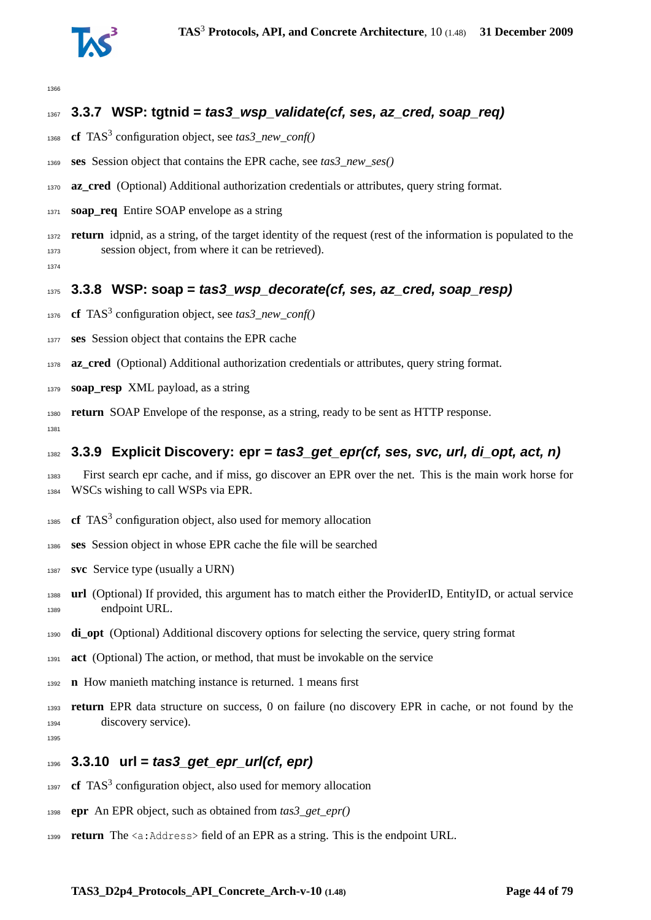### 3.3.7 WSP: tgtnid = *tas3_wsp_validate(cf, ses, az_cred, soap_req)*

**cf** TAS$^3$ configuration object, see *tas3_new_conf()*

**ses** Session object that contains the EPR cache, see *tas3_new_ses()*

**az_cred** (Optional) Additional authorization credentials or attributes, query string format.

**soap_req** Entire SOAP envelope as a string

**return** idpnid, as a string, of the target identity of the request (rest of the information is populated to the session object, from where it can be retrieved).

### 3.3.8 WSP: soap = *tas3_wsp_decorate(cf, ses, az_cred, soap_resp)*

**cf** TAS$^3$ configuration object, see *tas3_new_conf()*

**ses** Session object that contains the EPR cache

**az_cred** (Optional) Additional authorization credentials or attributes, query string format.

**soap_resp** XML payload, as a string

**return** SOAP Envelope of the response, as a string, ready to be sent as HTTP response.

### 3.3.9 Explicit Discovery: epr = *tas3_get_epr(cf, ses, svc, url, di_opt, act, n)*

First search epr cache, and if miss, go discover an EPR over the net. This is the main work horse for WSCs wishing to call WSPs via EPR.

**cf** TAS$^3$ configuration object, also used for memory allocation

**ses** Session object in whose EPR cache the file will be searched

**svc** Service type (usually a URN)

**url** (Optional) If provided, this argument has to match either the ProviderID, EntityID, or actual service endpoint URL.

**di_opt** (Optional) Additional discovery options for selecting the service, query string format

**act** (Optional) The action, or method, that must be invokable on the service

**n** How manieth matching instance is returned. 1 means first

**return** EPR data structure on success, 0 on failure (no discovery EPR in cache, or not found by the discovery service).

### 3.3.10 url = *tas3_get_epr_url(cf, epr)*

**cf** TAS$^3$ configuration object, also used for memory allocation

**epr** An EPR object, such as obtained from *tas3_get_epr()*

**return** The `<a:Address>` field of an EPR as a string. This is the endpoint URL.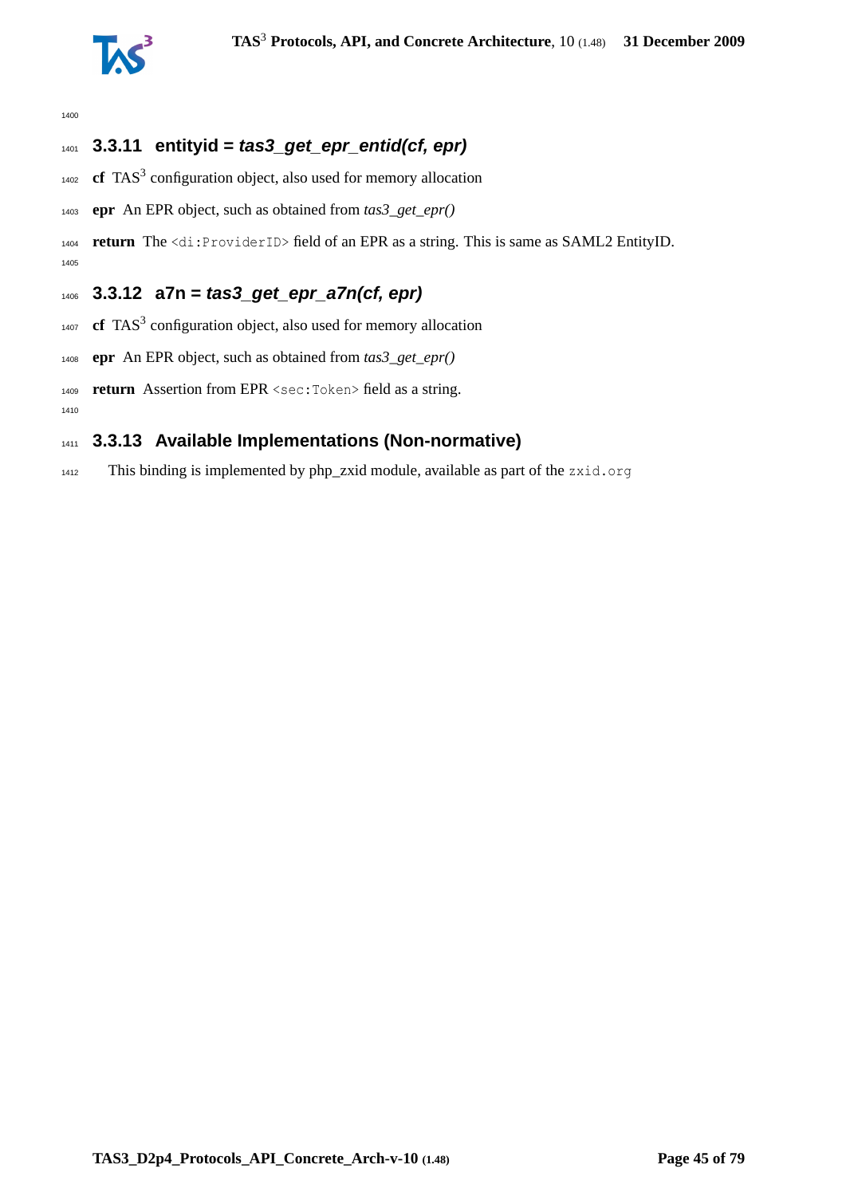### 3.3.11 entityid = *tas3_get_epr_entid(cf, epr)*

**cf** TAS$^3$ configuration object, also used for memory allocation

**epr** An EPR object, such as obtained from *tas3_get_epr()*

**return** The `<di:ProviderID>` field of an EPR as a string. This is same as SAML2 EntityID.

### 3.3.12 a7n = *tas3_get_epr_a7n(cf, epr)*

**cf** TAS$^3$ configuration object, also used for memory allocation

**epr** An EPR object, such as obtained from *tas3_get_epr()*

**return** Assertion from EPR `<sec:Token>` field as a string.

### 3.3.13 Available Implementations (Non-normative)

This binding is implemented by php_zxid module, available as part of the `zxid.org`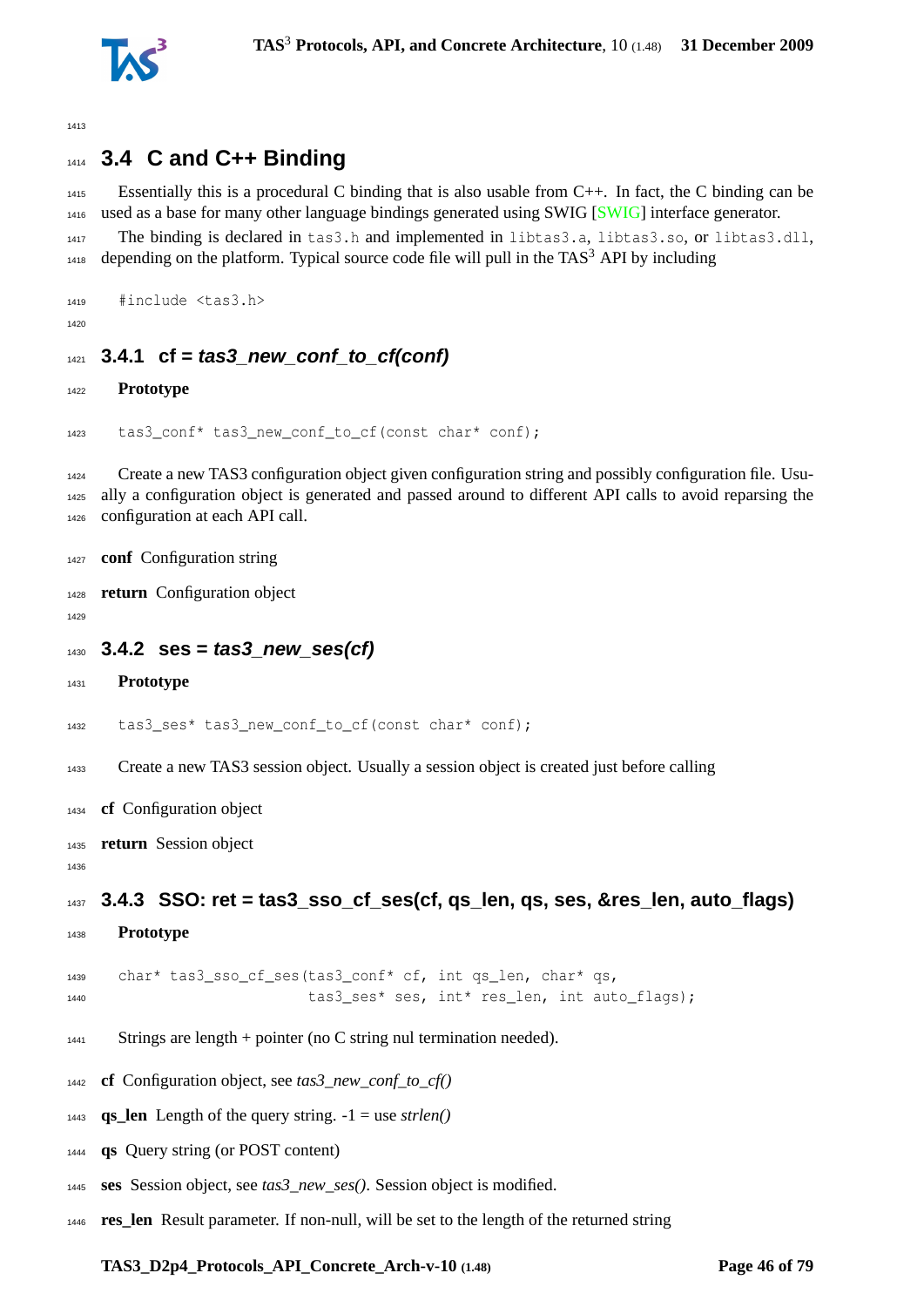## 3.4 C and C++ Binding

Essentially this is a procedural C binding that is also usable from C++. In fact, the C binding can be used as a base for many other language bindings generated using SWIG [SWIG] interface generator.

The binding is declared in `tas3.h` and implemented in `libtas3.a`, `libtas3.so`, or `libtas3.dll`, depending on the platform. Typical source code file will pull in the TAS[3] API by including

```
#include <tas3.h>
```

### 3.4.1 cf = *tas3_new_conf_to_cf(conf)*

**Prototype**

```
tas3_conf* tas3_new_conf_to_cf(const char* conf);
```

Create a new TAS3 configuration object given configuration string and possibly configuration file. Usually a configuration object is generated and passed around to different API calls to avoid reparsing the configuration at each API call.

**conf** Configuration string

**return** Configuration object

### 3.4.2 ses = *tas3_new_ses(cf)*

**Prototype**

```
tas3_ses* tas3_new_conf_to_cf(const char* conf);
```

Create a new TAS3 session object. Usually a session object is created just before calling

**cf** Configuration object

**return** Session object

### 3.4.3 SSO: ret = tas3_sso_cf_ses(cf, qs_len, qs, ses, &res_len, auto_flags)

**Prototype**

```
char* tas3_sso_cf_ses(tas3_conf* cf, int qs_len, char* qs,
                      tas3_ses* ses, int* res_len, int auto_flags);
```

Strings are length + pointer (no C string nul termination needed).

**cf** Configuration object, see *tas3_new_conf_to_cf()*

**qs_len** Length of the query string. -1 = use *strlen()*

**qs** Query string (or POST content)

**ses** Session object, see *tas3_new_ses()*. Session object is modified.

**res_len** Result parameter. If non-null, will be set to the length of the returned string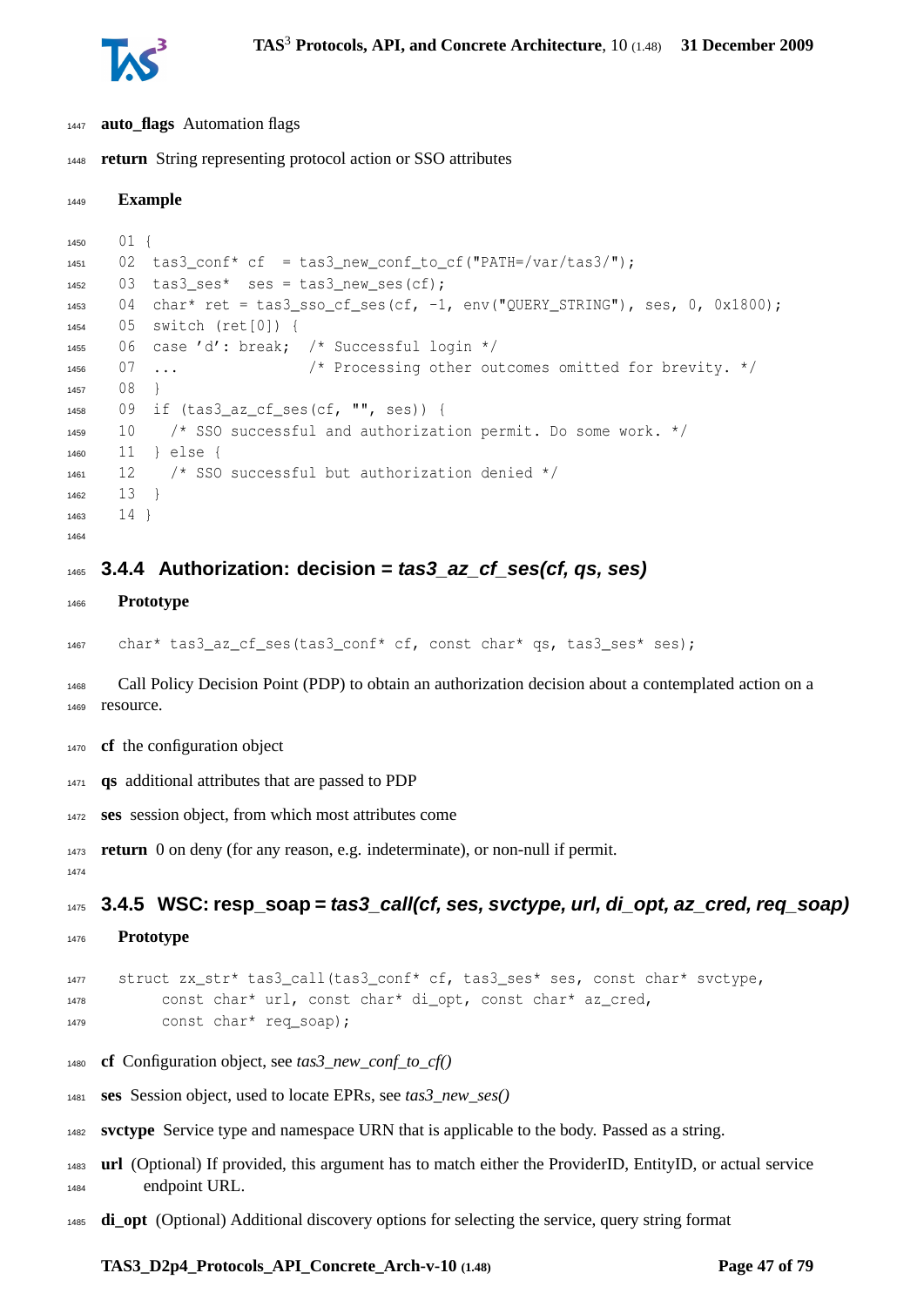**auto_flags** Automation flags

**return** String representing protocol action or SSO attributes

**Example**

```
01 {
02  tas3_conf* cf  = tas3_new_conf_to_cf("PATH=/var/tas3/");
03  tas3_ses*  ses = tas3_new_ses(cf);
04  char* ret = tas3_sso_cf_ses(cf, -1, env("QUERY_STRING"), ses, 0, 0x1800);
05  switch (ret[0]) {
06  case 'd': break;  /* Successful login */
07  ...               /* Processing other outcomes omitted for brevity. */
08  }
09  if (tas3_az_cf_ses(cf, "", ses)) {
10    /* SSO successful and authorization permit. Do some work. */
11  } else {
12    /* SSO successful but authorization denied */
13  }
14 }
```

### 3.4.4 Authorization: decision = *tas3_az_cf_ses(cf, qs, ses)*

**Prototype**

```
char* tas3_az_cf_ses(tas3_conf* cf, const char* qs, tas3_ses* ses);
```

Call Policy Decision Point (PDP) to obtain an authorization decision about a contemplated action on a resource.

**cf** the configuration object

**qs** additional attributes that are passed to PDP

**ses** session object, from which most attributes come

**return** 0 on deny (for any reason, e.g. indeterminate), or non-null if permit.

### 3.4.5 WSC: resp_soap = *tas3_call(cf, ses, svctype, url, di_opt, az_cred, req_soap)*

**Prototype**

```
struct zx_str* tas3_call(tas3_conf* cf, tas3_ses* ses, const char* svctype,
     const char* url, const char* di_opt, const char* az_cred,
     const char* req_soap);
```

**cf** Configuration object, see *tas3_new_conf_to_cf()*

**ses** Session object, used to locate EPRs, see *tas3_new_ses()*

**svctype** Service type and namespace URN that is applicable to the body. Passed as a string.

**url** (Optional) If provided, this argument has to match either the ProviderID, EntityID, or actual service endpoint URL.

**di_opt** (Optional) Additional discovery options for selecting the service, query string format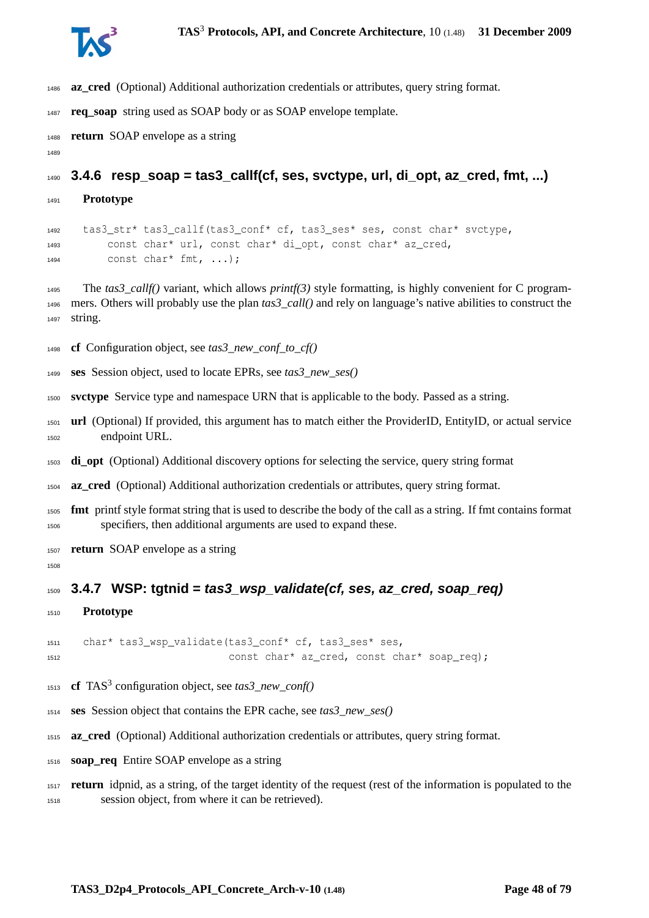**az_cred** (Optional) Additional authorization credentials or attributes, query string format.

**req_soap** string used as SOAP body or as SOAP envelope template.

**return** SOAP envelope as a string

### 3.4.6 resp_soap = tas3_callf(cf, ses, svctype, url, di_opt, az_cred, fmt, ...)

**Prototype**

```
tas3_str* tas3_callf(tas3_conf* cf, tas3_ses* ses, const char* svctype,
     const char* url, const char* di_opt, const char* az_cred,
     const char* fmt, ...);
```

The *tas3_callf()* variant, which allows *printf(3)* style formatting, is highly convenient for C programmers. Others will probably use the plan *tas3_call()* and rely on language's native abilities to construct the string.

**cf** Configuration object, see *tas3_new_conf_to_cf()*

**ses** Session object, used to locate EPRs, see *tas3_new_ses()*

**svctype** Service type and namespace URN that is applicable to the body. Passed as a string.

**url** (Optional) If provided, this argument has to match either the ProviderID, EntityID, or actual service endpoint URL.

**di_opt** (Optional) Additional discovery options for selecting the service, query string format

**az_cred** (Optional) Additional authorization credentials or attributes, query string format.

**fmt** printf style format string that is used to describe the body of the call as a string. If fmt contains format specifiers, then additional arguments are used to expand these.

**return** SOAP envelope as a string

### 3.4.7 WSP: tgtnid = *tas3_wsp_validate(cf, ses, az_cred, soap_req)*

**Prototype**

```
char* tas3_wsp_validate(tas3_conf* cf, tas3_ses* ses,
                        const char* az_cred, const char* soap_req);
```

**cf** TAS$^3$ configuration object, see *tas3_new_conf()*

**ses** Session object that contains the EPR cache, see *tas3_new_ses()*

**az_cred** (Optional) Additional authorization credentials or attributes, query string format.

**soap_req** Entire SOAP envelope as a string

**return** idpnid, as a string, of the target identity of the request (rest of the information is populated to the session object, from where it can be retrieved).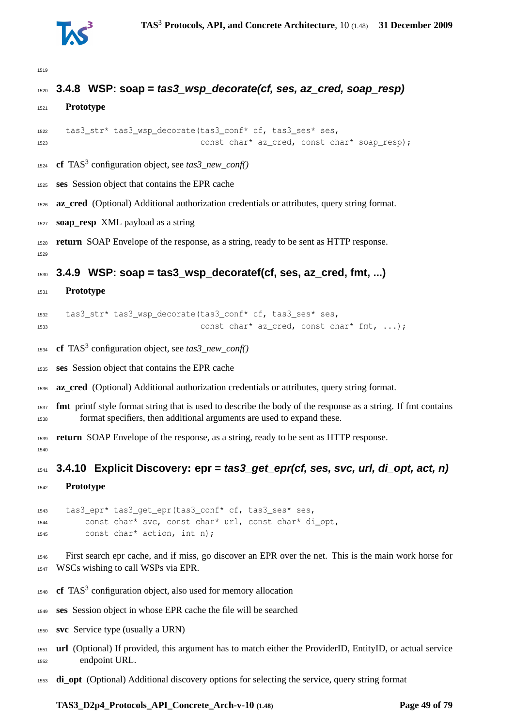### 3.4.8 WSP: soap = *tas3_wsp_decorate(cf, ses, az_cred, soap_resp)*

**Prototype**

```
tas3_str* tas3_wsp_decorate(tas3_conf* cf, tas3_ses* ses,
                            const char* az_cred, const char* soap_resp);
```

**cf** TAS$^3$ configuration object, see *tas3_new_conf()*

**ses** Session object that contains the EPR cache

**az_cred** (Optional) Additional authorization credentials or attributes, query string format.

**soap_resp** XML payload as a string

**return** SOAP Envelope of the response, as a string, ready to be sent as HTTP response.

### 3.4.9 WSP: soap = tas3_wsp_decoratef(cf, ses, az_cred, fmt, ...)

**Prototype**

```
tas3_str* tas3_wsp_decorate(tas3_conf* cf, tas3_ses* ses,
                            const char* az_cred, const char* fmt, ...);
```

**cf** TAS$^3$ configuration object, see *tas3_new_conf()*

**ses** Session object that contains the EPR cache

**az_cred** (Optional) Additional authorization credentials or attributes, query string format.

**fmt** printf style format string that is used to describe the body of the response as a string. If fmt contains format specifiers, then additional arguments are used to expand these.

**return** SOAP Envelope of the response, as a string, ready to be sent as HTTP response.

### 3.4.10 Explicit Discovery: epr = *tas3_get_epr(cf, ses, svc, url, di_opt, act, n)*

**Prototype**

```
tas3_epr* tas3_get_epr(tas3_conf* cf, tas3_ses* ses,
    const char* svc, const char* url, const char* di_opt,
    const char* action, int n);
```

First search epr cache, and if miss, go discover an EPR over the net. This is the main work horse for WSCs wishing to call WSPs via EPR.

**cf** TAS$^3$ configuration object, also used for memory allocation

**ses** Session object in whose EPR cache the file will be searched

**svc** Service type (usually a URN)

**url** (Optional) If provided, this argument has to match either the ProviderID, EntityID, or actual service endpoint URL.

**di_opt** (Optional) Additional discovery options for selecting the service, query string format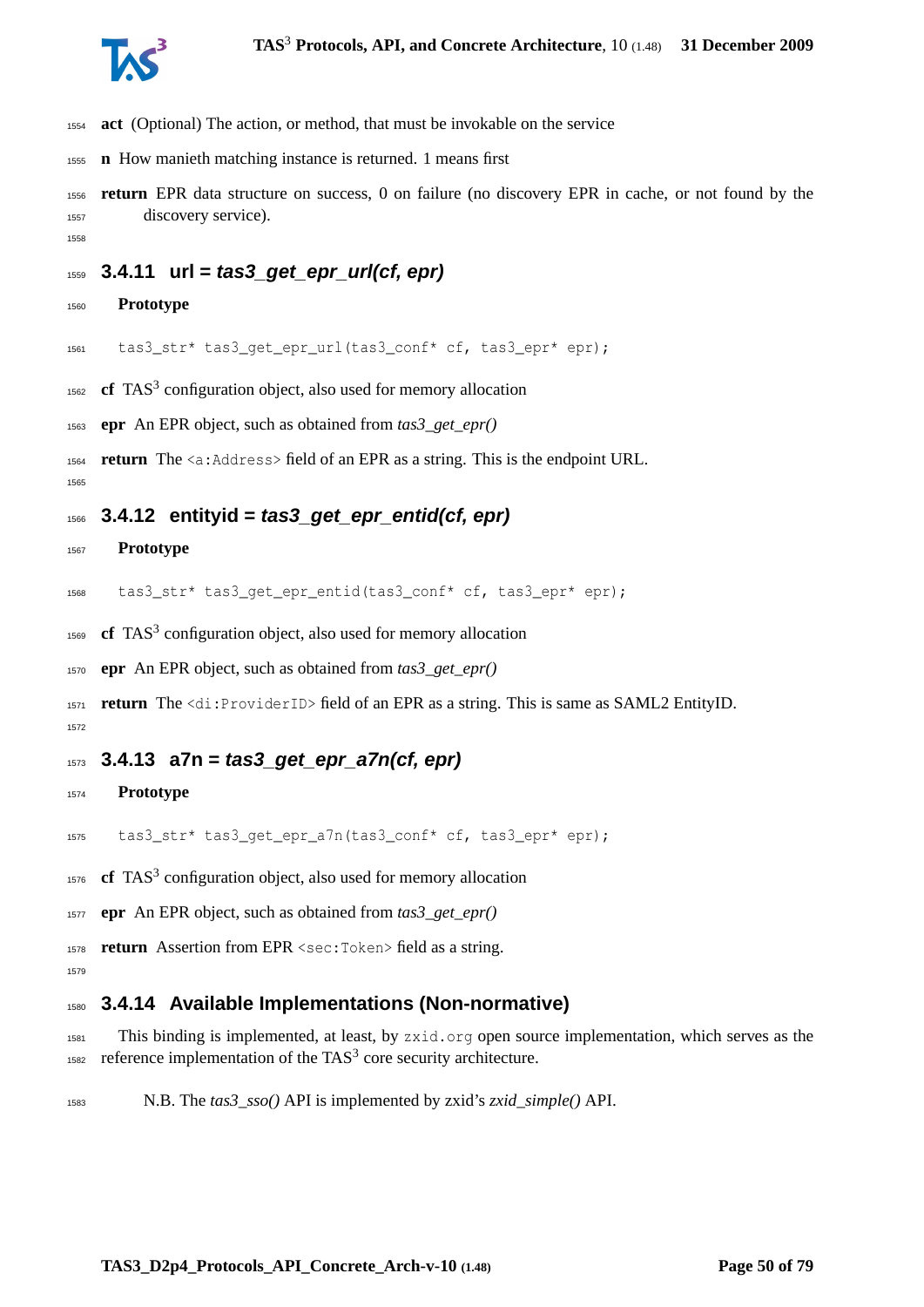**act** (Optional) The action, or method, that must be invokable on the service

**n** How manieth matching instance is returned. 1 means first

**return** EPR data structure on success, 0 on failure (no discovery EPR in cache, or not found by the discovery service).

### 3.4.11 url = *tas3_get_epr_url(cf, epr)*

**Prototype**

```
tas3_str* tas3_get_epr_url(tas3_conf* cf, tas3_epr* epr);
```

**cf** TAS[3] configuration object, also used for memory allocation

**epr** An EPR object, such as obtained from *tas3_get_epr()*

**return** The `<a:Address>` field of an EPR as a string. This is the endpoint URL.

### 3.4.12 entityid = *tas3_get_epr_entid(cf, epr)*

**Prototype**

```
tas3_str* tas3_get_epr_entid(tas3_conf* cf, tas3_epr* epr);
```

**cf** TAS[3] configuration object, also used for memory allocation

**epr** An EPR object, such as obtained from *tas3_get_epr()*

**return** The `<di:ProviderID>` field of an EPR as a string. This is same as SAML2 EntityID.

### 3.4.13 a7n = *tas3_get_epr_a7n(cf, epr)*

**Prototype**

```
tas3_str* tas3_get_epr_a7n(tas3_conf* cf, tas3_epr* epr);
```

**cf** TAS[3] configuration object, also used for memory allocation

**epr** An EPR object, such as obtained from *tas3_get_epr()*

**return** Assertion from EPR `<sec:Token>` field as a string.

### 3.4.14 Available Implementations (Non-normative)

This binding is implemented, at least, by `zxid.org` open source implementation, which serves as the reference implementation of the TAS[3] core security architecture.

N.B. The *tas3_sso()* API is implemented by zxid's *zxid_simple()* API.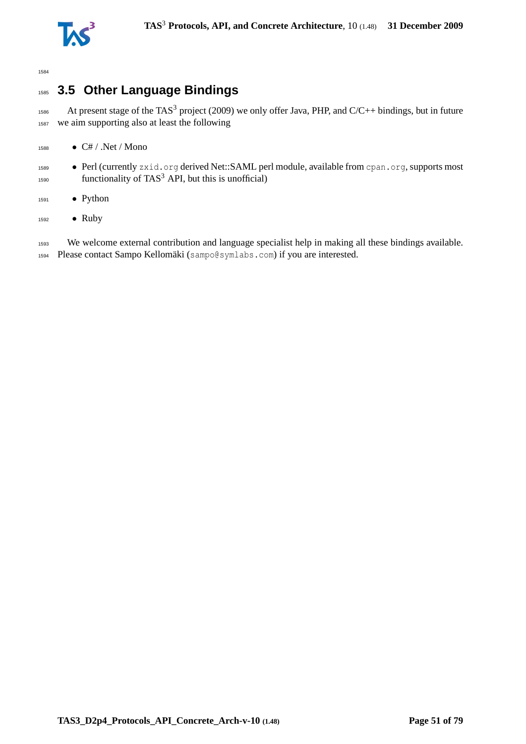## 3.5 Other Language Bindings

At present stage of the TAS$^3$ project (2009) we only offer Java, PHP, and C/C++ bindings, but in future we aim supporting also at least the following

- C# / .Net / Mono
- Perl (currently `zxid.org` derived Net::SAML perl module, available from `cpan.org`, supports most functionality of TAS$^3$ API, but this is unofficial)
- Python
- Ruby

We welcome external contribution and language specialist help in making all these bindings available. Please contact Sampo Kellomäki (`sampo@symlabs.com`) if you are interested.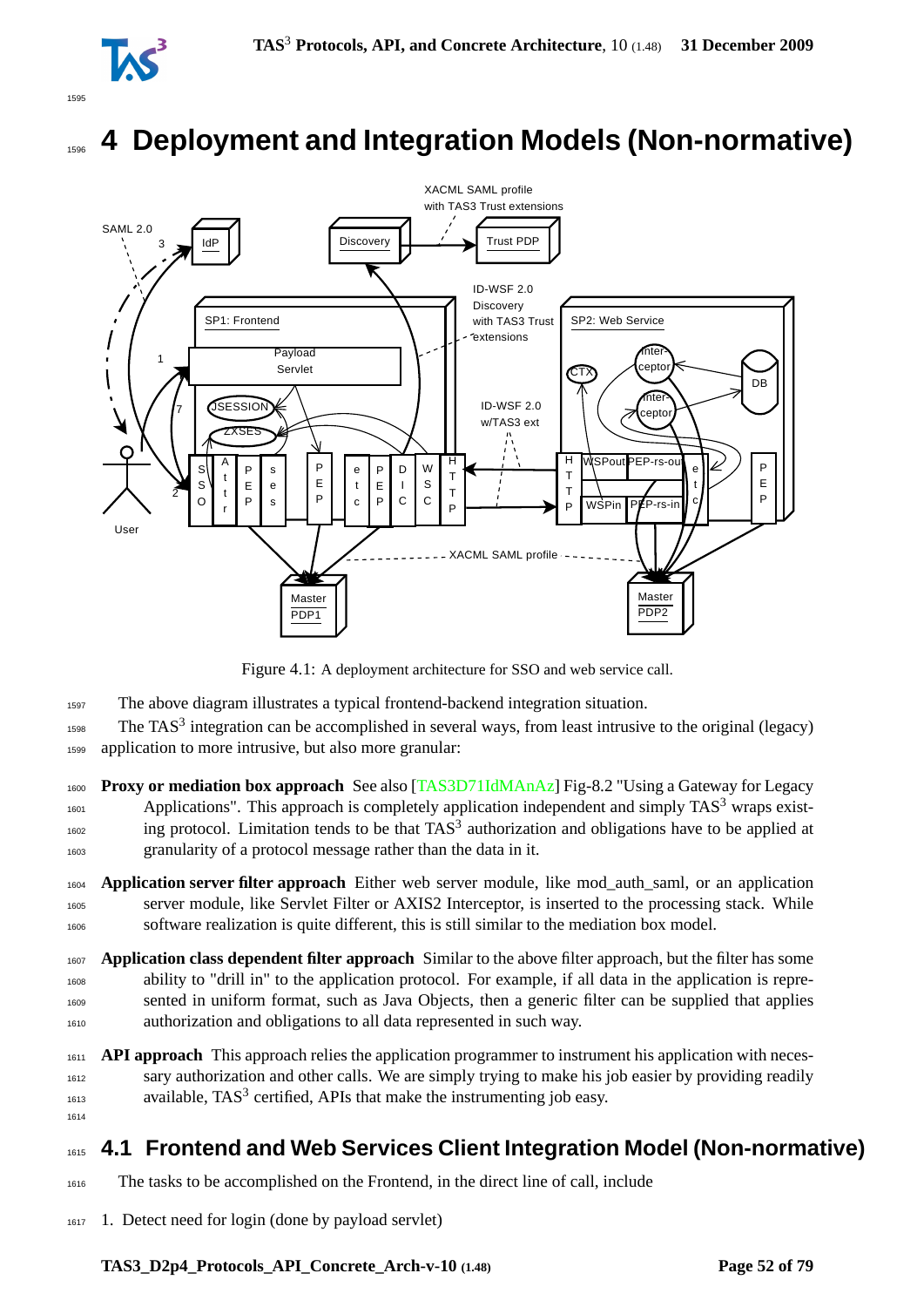# 4 Deployment and Integration Models (Non-normative)

Figure 4.1: A deployment architecture for SSO and web service call.

The above diagram illustrates a typical frontend-backend integration situation.

The TAS[3] integration can be accomplished in several ways, from least intrusive to the original (legacy) application to more intrusive, but also more granular:

**Proxy or mediation box approach** See also [TAS3D71IdMAnAz] Fig-8.2 "Using a Gateway for Legacy Applications". This approach is completely application independent and simply TAS[3] wraps existing protocol. Limitation tends to be that TAS[3] authorization and obligations have to be applied at granularity of a protocol message rather than the data in it.

**Application server filter approach** Either web server module, like mod_auth_saml, or an application server module, like Servlet Filter or AXIS2 Interceptor, is inserted to the processing stack. While software realization is quite different, this is still similar to the mediation box model.

**Application class dependent filter approach** Similar to the above filter approach, but the filter has some ability to "drill in" to the application protocol. For example, if all data in the application is represented in uniform format, such as Java Objects, then a generic filter can be supplied that applies authorization and obligations to all data represented in such way.

**API approach** This approach relies the application programmer to instrument his application with necessary authorization and other calls. We are simply trying to make his job easier by providing readily available, TAS[3] certified, APIs that make the instrumenting job easy.

## 4.1 Frontend and Web Services Client Integration Model (Non-normative)

The tasks to be accomplished on the Frontend, in the direct line of call, include

1. Detect need for login (done by payload servlet)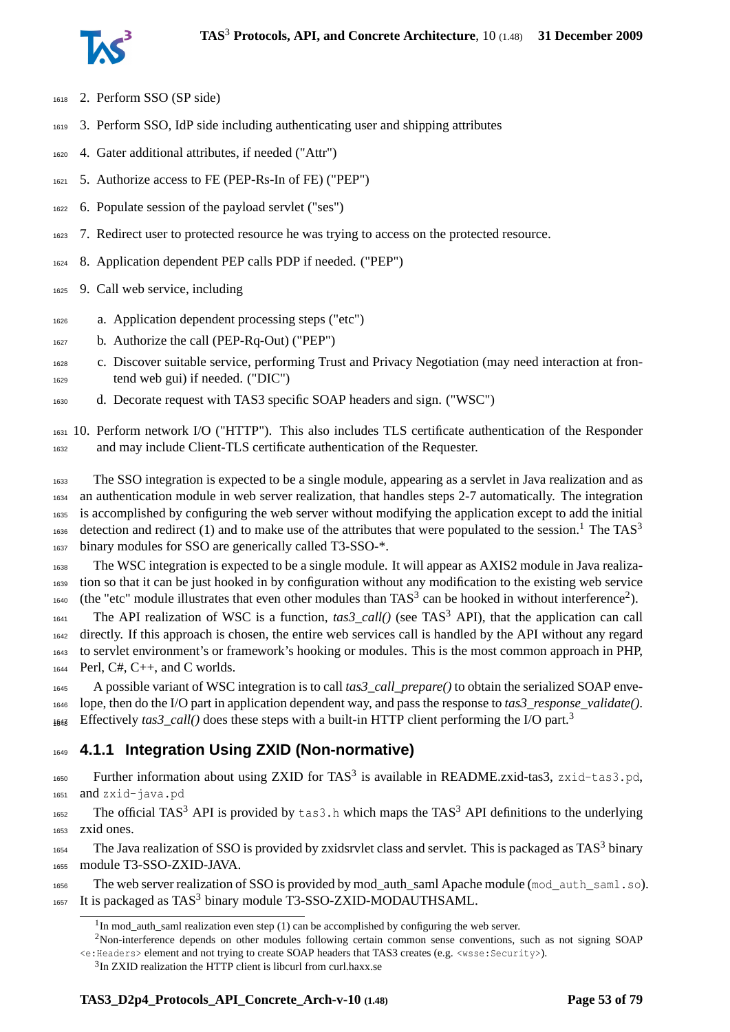2. Perform SSO (SP side)
3. Perform SSO, IdP side including authenticating user and shipping attributes
4. Gater additional attributes, if needed ("Attr")
5. Authorize access to FE (PEP-Rs-In of FE) ("PEP")
6. Populate session of the payload servlet ("ses")
7. Redirect user to protected resource he was trying to access on the protected resource.
8. Application dependent PEP calls PDP if needed. ("PEP")
9. Call web service, including
   a. Application dependent processing steps ("etc")
   b. Authorize the call (PEP-Rq-Out) ("PEP")
   c. Discover suitable service, performing Trust and Privacy Negotiation (may need interaction at frontend web gui) if needed. ("DIC")
   d. Decorate request with TAS3 specific SOAP headers and sign. ("WSC")
10. Perform network I/O ("HTTP"). This also includes TLS certificate authentication of the Responder and may include Client-TLS certificate authentication of the Requester.

The SSO integration is expected to be a single module, appearing as a servlet in Java realization and as an authentication module in web server realization, that handles steps 2-7 automatically. The integration is accomplished by configuring the web server without modifying the application except to add the initial detection and redirect (1) and to make use of the attributes that were populated to the session.[1] The TAS$^3$ binary modules for SSO are generically called T3-SSO-*.

The WSC integration is expected to be a single module. It will appear as AXIS2 module in Java realization so that it can be just hooked in by configuration without any modification to the existing web service (the "etc" module illustrates that even other modules than TAS$^3$ can be hooked in without interference[2]).

The API realization of WSC is a function, *tas3_call()* (see TAS$^3$ API), that the application can call directly. If this approach is chosen, the entire web services call is handled by the API without any regard to servlet environment's or framework's hooking or modules. This is the most common approach in PHP, Perl, C#, C++, and C worlds.

A possible variant of WSC integration is to call *tas3_call_prepare()* to obtain the serialized SOAP envelope, then do the I/O part in application dependent way, and pass the response to *tas3_response_validate()*. Effectively *tas3_call()* does these steps with a built-in HTTP client performing the I/O part.[3]

### 4.1.1 Integration Using ZXID (Non-normative)

Further information about using ZXID for TAS$^3$ is available in README.zxid-tas3, `zxid-tas3.pd`, and `zxid-java.pd`

The official TAS$^3$ API is provided by `tas3.h` which maps the TAS$^3$ API definitions to the underlying zxid ones.

The Java realization of SSO is provided by zxidsrvlet class and servlet. This is packaged as TAS$^3$ binary module T3-SSO-ZXID-JAVA.

The web server realization of SSO is provided by mod_auth_saml Apache module (`mod_auth_saml.so`). It is packaged as TAS$^3$ binary module T3-SSO-ZXID-MODAUTHSAML.

---

[1] In mod_auth_saml realization even step (1) can be accomplished by configuring the web server.

[2] Non-interference depends on other modules following certain common sense conventions, such as not signing SOAP `<e:Headers>` element and not trying to create SOAP headers that TAS3 creates (e.g. `<wsse:Security>`).

[3] In ZXID realization the HTTP client is libcurl from curl.haxx.se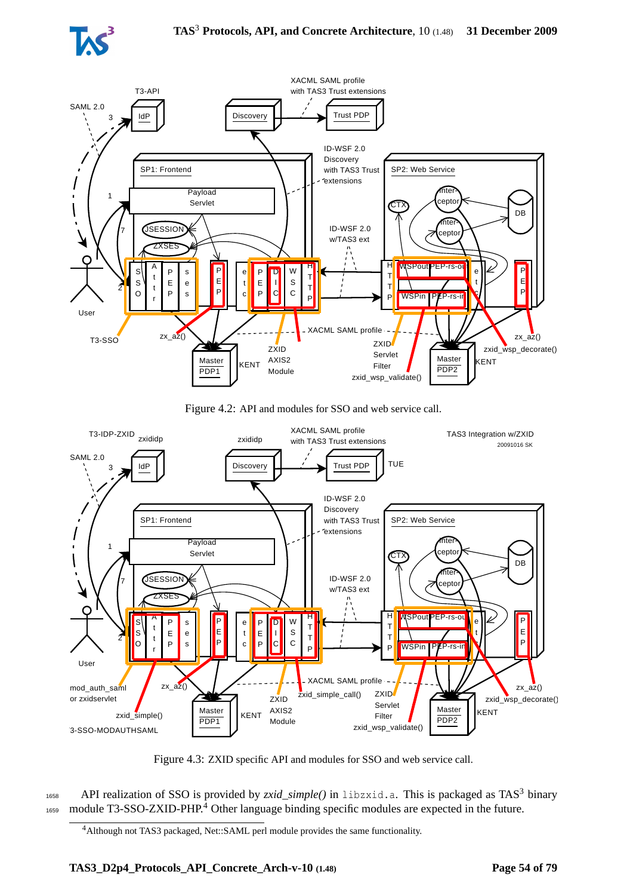Figure 4.2: API and modules for SSO and web service call.

Figure 4.3: ZXID specific API and modules for SSO and web service call.

API realization of SSO is provided by *zxid_simple()* in `libzxid.a`. This is packaged as TAS[3] binary module T3-SSO-ZXID-PHP.[4] Other language binding specific modules are expected in the future.

[4] Although not TAS3 packaged, Net::SAML perl module provides the same functionality.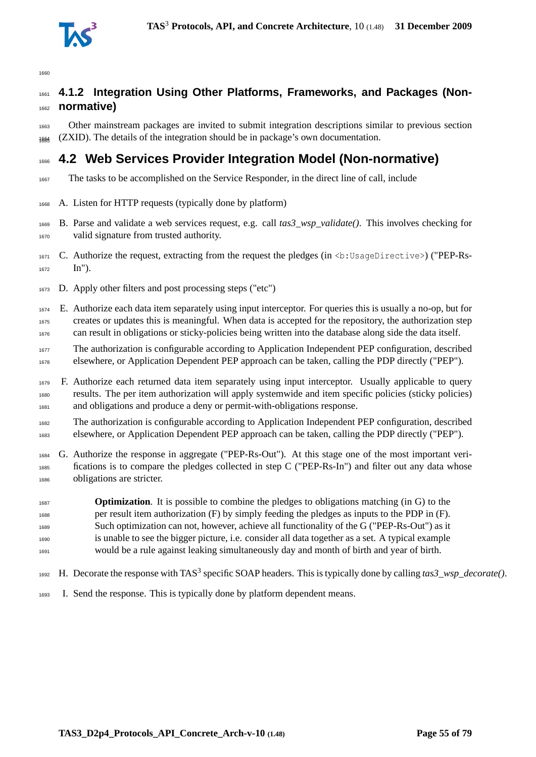### 4.1.2 Integration Using Other Platforms, Frameworks, and Packages (Non-normative)

Other mainstream packages are invited to submit integration descriptions similar to previous section (ZXID). The details of the integration should be in package's own documentation.

## 4.2 Web Services Provider Integration Model (Non-normative)

The tasks to be accomplished on the Service Responder, in the direct line of call, include

A. Listen for HTTP requests (typically done by platform)

B. Parse and validate a web services request, e.g. call *tas3_wsp_validate()*. This involves checking for valid signature from trusted authority.

C. Authorize the request, extracting from the request the pledges (in `<b:UsageDirective>`) ("PEP-Rs-In").

D. Apply other filters and post processing steps ("etc")

E. Authorize each data item separately using input interceptor. For queries this is usually a no-op, but for creates or updates this is meaningful. When data is accepted for the repository, the authorization step can result in obligations or sticky-policies being written into the database along side the data itself.

   The authorization is configurable according to Application Independent PEP configuration, described elsewhere, or Application Dependent PEP approach can be taken, calling the PDP directly ("PEP").

F. Authorize each returned data item separately using input interceptor. Usually applicable to query results. The per item authorization will apply systemwide and item specific policies (sticky policies) and obligations and produce a deny or permit-with-obligations response.

   The authorization is configurable according to Application Independent PEP configuration, described elsewhere, or Application Dependent PEP approach can be taken, calling the PDP directly ("PEP").

G. Authorize the response in aggregate ("PEP-Rs-Out"). At this stage one of the most important verifications is to compare the pledges collected in step C ("PEP-Rs-In") and filter out any data whose obligations are stricter.

   > **Optimization**. It is possible to combine the pledges to obligations matching (in G) to the per result item authorization (F) by simply feeding the pledges as inputs to the PDP in (F). Such optimization can not, however, achieve all functionality of the G ("PEP-Rs-Out") as it is unable to see the bigger picture, i.e. consider all data together as a set. A typical example would be a rule against leaking simultaneously day and month of birth and year of birth.

H. Decorate the response with TAS$^3$ specific SOAP headers. This is typically done by calling *tas3_wsp_decorate()*.

I. Send the response. This is typically done by platform dependent means.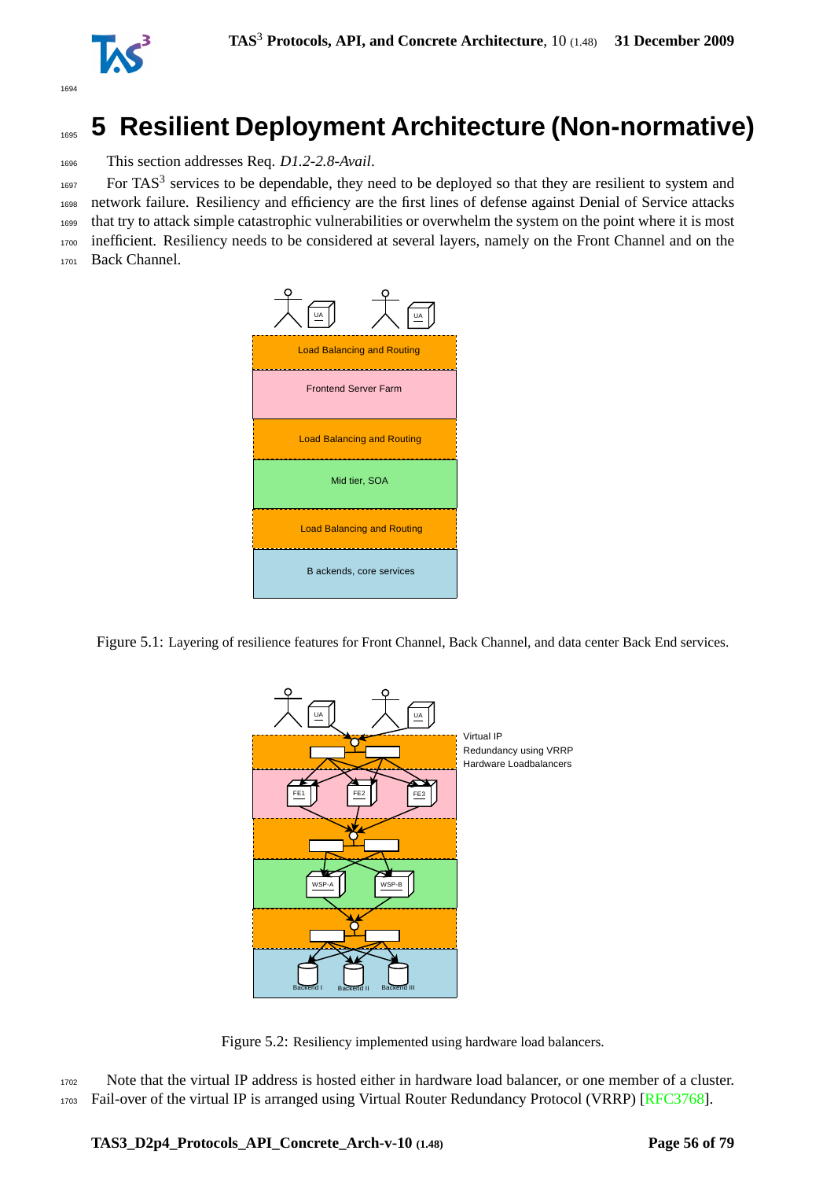# 5 Resilient Deployment Architecture (Non-normative)

This section addresses Req. *D1.2-2.8-Avail*.

For TAS$^3$ services to be dependable, they need to be deployed so that they are resilient to system and network failure. Resiliency and efficiency are the first lines of defense against Denial of Service attacks that try to attack simple catastrophic vulnerabilities or overwhelm the system on the point where it is most inefficient. Resiliency needs to be considered at several layers, namely on the Front Channel and on the Back Channel.

Figure 5.1: Layering of resilience features for Front Channel, Back Channel, and data center Back End services.

Figure 5.2: Resiliency implemented using hardware load balancers.

Note that the virtual IP address is hosted either in hardware load balancer, or one member of a cluster. Fail-over of the virtual IP is arranged using Virtual Router Redundancy Protocol (VRRP) [RFC3768].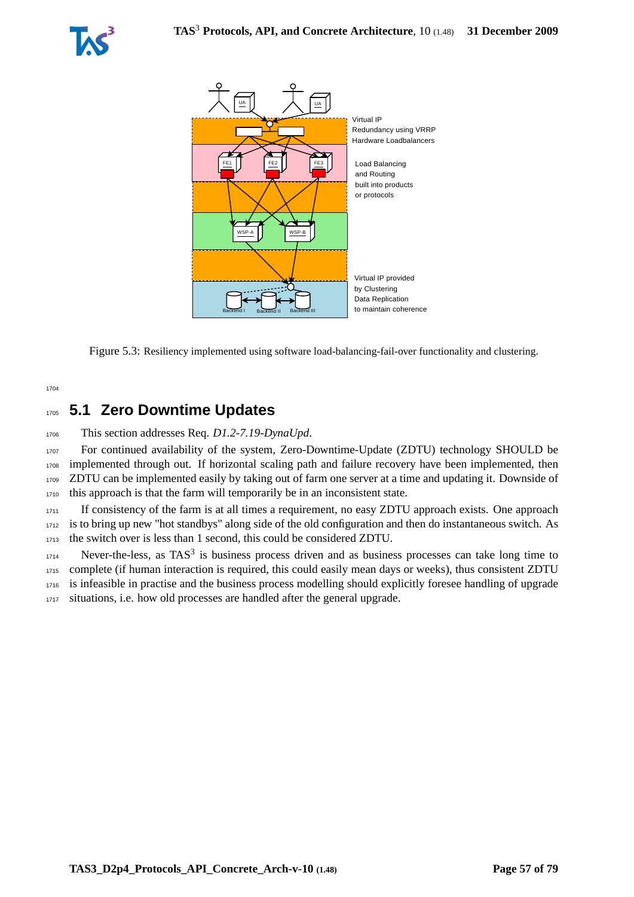Virtual IP
Redundancy using VRRP
Hardware Loadbalancers

Load Balancing
and Routing
built into products
or protocols

Virtual IP provided
by Clustering
Data Replication
to maintain coherence

Figure 5.3: Resiliency implemented using software load-balancing-fail-over functionality and clustering.

## 5.1 Zero Downtime Updates

This section addresses Req. *D1.2-7.19-DynaUpd*.

For continued availability of the system, Zero-Downtime-Update (ZDTU) technology SHOULD be implemented through out. If horizontal scaling path and failure recovery have been implemented, then ZDTU can be implemented easily by taking out of farm one server at a time and updating it. Downside of this approach is that the farm will temporarily be in an inconsistent state.

If consistency of the farm is at all times a requirement, no easy ZDTU approach exists. One approach is to bring up new "hot standbys" along side of the old configuration and then do instantaneous switch. As the switch over is less than 1 second, this could be considered ZDTU.

Never-the-less, as TAS$^3$ is business process driven and as business processes can take long time to complete (if human interaction is required, this could easily mean days or weeks), thus consistent ZDTU is infeasible in practise and the business process modelling should explicitly foresee handling of upgrade situations, i.e. how old processes are handled after the general upgrade.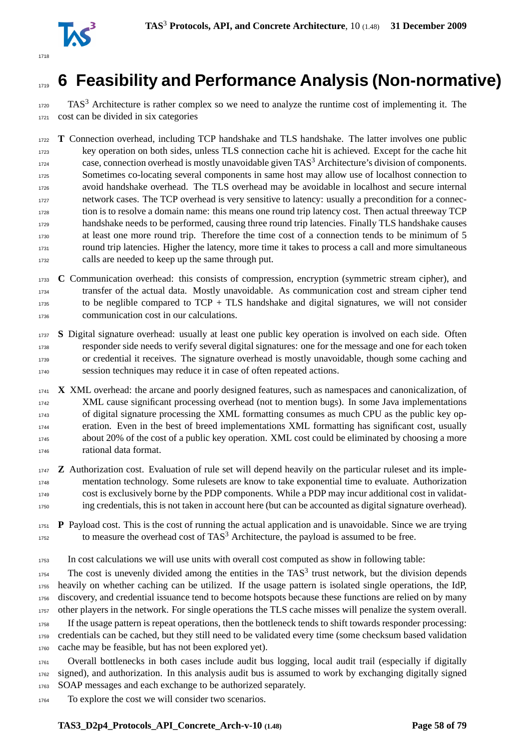# 6 Feasibility and Performance Analysis (Non-normative)

TAS$^3$ Architecture is rather complex so we need to analyze the runtime cost of implementing it. The cost can be divided in six categories

**T** Connection overhead, including TCP handshake and TLS handshake. The latter involves one public key operation on both sides, unless TLS connection cache hit is achieved. Except for the cache hit case, connection overhead is mostly unavoidable given TAS$^3$ Architecture's division of components. Sometimes co-locating several components in same host may allow use of localhost connection to avoid handshake overhead. The TLS overhead may be avoidable in localhost and secure internal network cases. The TCP overhead is very sensitive to latency: usually a precondition for a connection is to resolve a domain name: this means one round trip latency cost. Then actual threeway TCP handshake needs to be performed, causing three round trip latencies. Finally TLS handshake causes at least one more round trip. Therefore the time cost of a connection tends to be minimum of 5 round trip latencies. Higher the latency, more time it takes to process a call and more simultaneous calls are needed to keep up the same through put.

**C** Communication overhead: this consists of compression, encryption (symmetric stream cipher), and transfer of the actual data. Mostly unavoidable. As communication cost and stream cipher tend to be neglible compared to TCP + TLS handshake and digital signatures, we will not consider communication cost in our calculations.

**S** Digital signature overhead: usually at least one public key operation is involved on each side. Often responder side needs to verify several digital signatures: one for the message and one for each token or credential it receives. The signature overhead is mostly unavoidable, though some caching and session techniques may reduce it in case of often repeated actions.

**X** XML overhead: the arcane and poorly designed features, such as namespaces and canonicalization, of XML cause significant processing overhead (not to mention bugs). In some Java implementations of digital signature processing the XML formatting consumes as much CPU as the public key operation. Even in the best of breed implementations XML formatting has significant cost, usually about 20% of the cost of a public key operation. XML cost could be eliminated by choosing a more rational data format.

**Z** Authorization cost. Evaluation of rule set will depend heavily on the particular ruleset and its implementation technology. Some rulesets are know to take exponential time to evaluate. Authorization cost is exclusively borne by the PDP components. While a PDP may incur additional cost in validating credentials, this is not taken in account here (but can be accounted as digital signature overhead).

**P** Payload cost. This is the cost of running the actual application and is unavoidable. Since we are trying to measure the overhead cost of TAS$^3$ Architecture, the payload is assumed to be free.

In cost calculations we will use units with overall cost computed as show in following table:

The cost is unevenly divided among the entities in the TAS$^3$ trust network, but the division depends heavily on whether caching can be utilized. If the usage pattern is isolated single operations, the IdP, discovery, and credential issuance tend to become hotspots because these functions are relied on by many other players in the network. For single operations the TLS cache misses will penalize the system overall.

If the usage pattern is repeat operations, then the bottleneck tends to shift towards responder processing: credentials can be cached, but they still need to be validated every time (some checksum based validation cache may be feasible, but has not been explored yet).

Overall bottlenecks in both cases include audit bus logging, local audit trail (especially if digitally signed), and authorization. In this analysis audit bus is assumed to work by exchanging digitally signed SOAP messages and each exchange to be authorized separately.

To explore the cost we will consider two scenarios.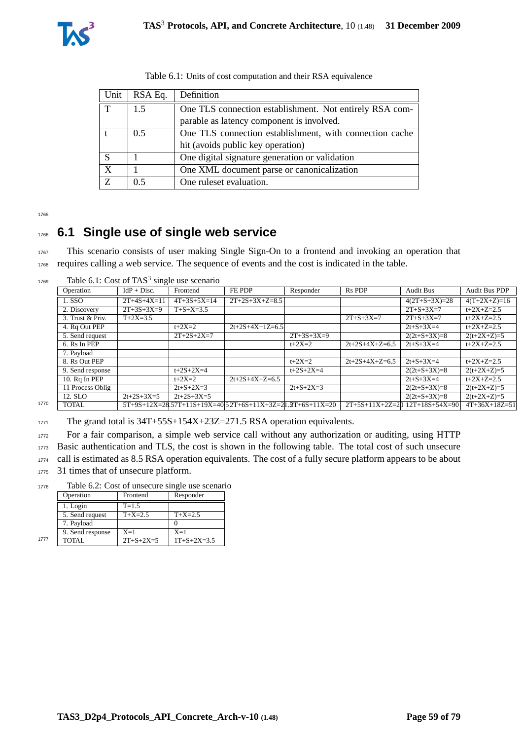Table 6.1: Units of cost computation and their RSA equivalence

| Unit | RSA Eq. | Definition |
|---|---|---|
| T | 1.5 | One TLS connection establishment. Not entirely RSA comparable as latency component is involved. |
| t | 0.5 | One TLS connection establishment, with connection cache hit (avoids public key operation) |
| S | 1 | One digital signature generation or validation |
| X | 1 | One XML document parse or canonicalization |
| Z | 0.5 | One ruleset evaluation. |

## 6.1 Single use of single web service

This scenario consists of user making Single Sign-On to a frontend and invoking an operation that requires calling a web service. The sequence of events and the cost is indicated in the table.

Table 6.1: Cost of TAS[3] single use scenario

| Operation | IdP + Disc. | Frontend | FE PDP | Responder | Rs PDP | Audit Bus | Audit Bus PDP |
|---|---|---|---|---|---|---|---|
| 1. SSO | 2T+4S+4X=11 | 4T+3S+5X=14 | 2T+2S+3X+Z=8.5 | | | 4(2T+S+3X)=28 | 4(T+2X+Z)=16 |
| 2. Discovery | 2T+3S+3X=9 | T+S+X=3.5 | | | | 2T+S+3X=7 | t+2X+Z=2.5 |
| 3. Trust & Priv. | T+2X=3.5 | | | | 2T+S+3X=7 | 2T+S+3X=7 | t+2X+Z=2.5 |
| 4. Rq Out PEP | | t+2X=2 | 2t+2S+4X+1Z=6.5 | | | 2t+S+3X=4 | t+2X+Z=2.5 |
| 5. Send request | | 2T+2S+2X=7 | | 2T+3S+3X=9 | | 2(2t+S+3X)=8 | 2(t+2X+Z)=5 |
| 6. Rs In PEP | | | | t+2X=2 | 2t+2S+4X+Z=6.5 | 2t+S+3X=4 | t+2X+Z=2.5 |
| 7. Payload | | | | | | | |
| 8. Rs Out PEP | | | | t+2X=2 | 2t+2S+4X+Z=6.5 | 2t+S+3X=4 | t+2X+Z=2.5 |
| 9. Send response | | t+2S+2X=4 | | t+2S+2X=4 | | 2(2t+S+3X)=8 | 2(t+2X+Z)=5 |
| 10. Rq In PEP | | t+2X=2 | 2t+2S+4X+Z=6.5 | | | 2t+S+3X=4 | t+2X+Z=2.5 |
| 11 Process Oblig | | 2t+S+2X=3 | | 2t+S+2X=3 | | 2(2t+S+3X)=8 | 2(t+2X+Z)=5 |
| 12. SLO | 2t+2S+3X=5 | 2t+2S+3X=5 | | | | 2(2t+S+3X)=8 | 2(t+2X+Z)=5 |
| TOTAL | 5T+9S+12X=28.5 | 7T+11S+19X=40.5 | 2T+6S+11X+3Z=21.5 | 2T+6S+11X=20 | 2T+5S+11X+2Z=20 | 12T+18S+54X=90 | 4T+36X+18Z=51 |

The grand total is 34T+55S+154X+23Z=271.5 RSA operation equivalents.

For a fair comparison, a simple web service call without any authorization or auditing, using HTTP Basic authentication and TLS, the cost is shown in the following table. The total cost of such unsecure call is estimated as 8.5 RSA operation equivalents. The cost of a fully secure platform appears to be about 31 times that of unsecure platform.

Table 6.2: Cost of unsecure single use scenario

| Operation | Frontend | Responder |
|---|---|---|
| 1. Login | T=1.5 | |
| 5. Send request | T+X=2.5 | T+X=2.5 |
| 7. Payload | | 0 |
| 9. Send response | X=1 | X=1 |
| TOTAL | 2T+S+2X=5 | 1T+S+2X=3.5 |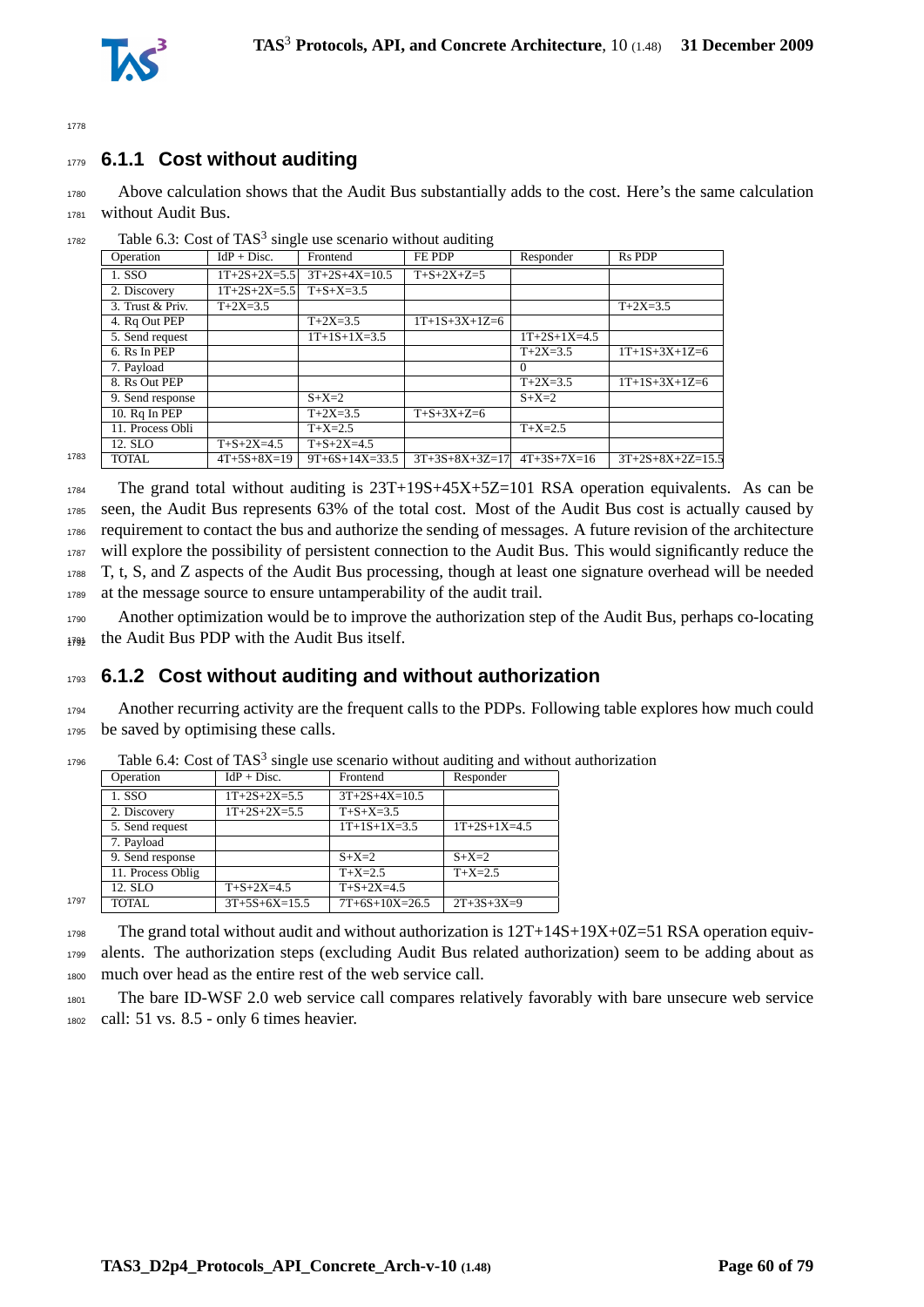### 6.1.1 Cost without auditing

Above calculation shows that the Audit Bus substantially adds to the cost. Here's the same calculation without Audit Bus.

Table 6.3: Cost of TAS[3] single use scenario without auditing

| Operation | IdP + Disc. | Frontend | FE PDP | Responder | Rs PDP |
|---|---|---|---|---|---|
| 1. SSO | 1T+2S+2X=5.5 | 3T+2S+4X=10.5 | T+S+2X+Z=5 | | |
| 2. Discovery | 1T+2S+2X=5.5 | T+S+X=3.5 | | | |
| 3. Trust & Priv. | T+2X=3.5 | | | | T+2X=3.5 |
| 4. Rq Out PEP | | T+2X=3.5 | 1T+1S+3X+1Z=6 | | |
| 5. Send request | | 1T+1S+1X=3.5 | | 1T+2S+1X=4.5 | |
| 6. Rs In PEP | | | | T+2X=3.5 | 1T+1S+3X+1Z=6 |
| 7. Payload | | | | 0 | |
| 8. Rs Out PEP | | | | T+2X=3.5 | 1T+1S+3X+1Z=6 |
| 9. Send response | | S+X=2 | | S+X=2 | |
| 10. Rq In PEP | | T+2X=3.5 | T+S+3X+Z=6 | | |
| 11. Process Obli | | T+X=2.5 | | T+X=2.5 | |
| 12. SLO | T+S+2X=4.5 | T+S+2X=4.5 | | | |
| TOTAL | 4T+5S+8X=19 | 9T+6S+14X=33.5 | 3T+3S+8X+3Z=17 | 4T+3S+7X=16 | 3T+2S+8X+2Z=15.5 |

The grand total without auditing is 23T+19S+45X+5Z=101 RSA operation equivalents. As can be seen, the Audit Bus represents 63% of the total cost. Most of the Audit Bus cost is actually caused by requirement to contact the bus and authorize the sending of messages. A future revision of the architecture will explore the possibility of persistent connection to the Audit Bus. This would significantly reduce the T, t, S, and Z aspects of the Audit Bus processing, though at least one signature overhead will be needed at the message source to ensure untamperability of the audit trail.

Another optimization would be to improve the authorization step of the Audit Bus, perhaps co-locating the Audit Bus PDP with the Audit Bus itself.

### 6.1.2 Cost without auditing and without authorization

Another recurring activity are the frequent calls to the PDPs. Following table explores how much could be saved by optimising these calls.

Table 6.4: Cost of TAS[3] single use scenario without auditing and without authorization

| Operation | IdP + Disc. | Frontend | Responder |
|---|---|---|---|
| 1. SSO | 1T+2S+2X=5.5 | 3T+2S+4X=10.5 | |
| 2. Discovery | 1T+2S+2X=5.5 | T+S+X=3.5 | |
| 5. Send request | | 1T+1S+1X=3.5 | 1T+2S+1X=4.5 |
| 7. Payload | | | |
| 9. Send response | | S+X=2 | S+X=2 |
| 11. Process Oblig | | T+X=2.5 | T+X=2.5 |
| 12. SLO | T+S+2X=4.5 | T+S+2X=4.5 | |
| TOTAL | 3T+5S+6X=15.5 | 7T+6S+10X=26.5 | 2T+3S+3X=9 |

The grand total without audit and without authorization is 12T+14S+19X+0Z=51 RSA operation equivalents. The authorization steps (excluding Audit Bus related authorization) seem to be adding about as much over head as the entire rest of the web service call.

The bare ID-WSF 2.0 web service call compares relatively favorably with bare unsecure web service call: 51 vs. 8.5 - only 6 times heavier.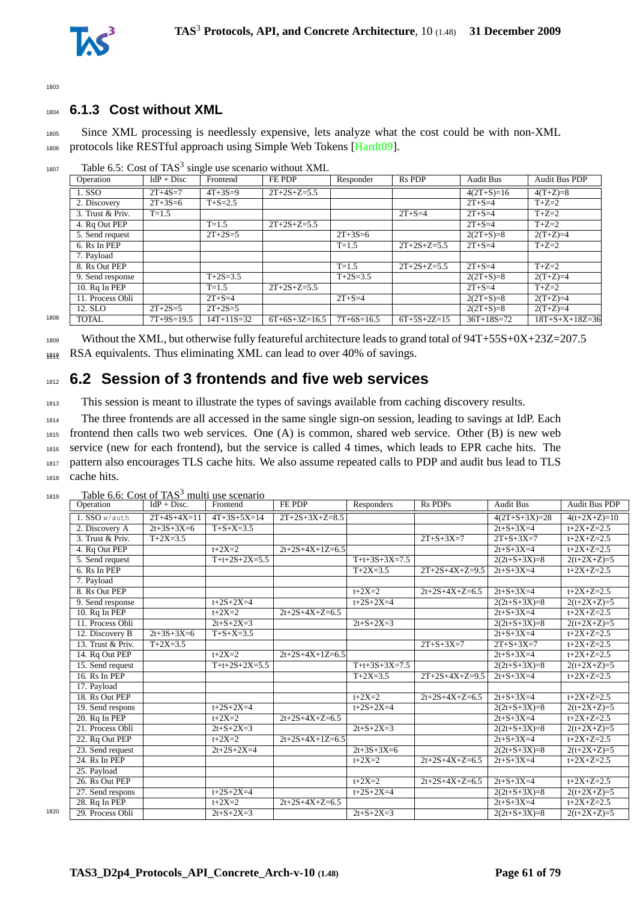### 6.1.3 Cost without XML

Since XML processing is needlessly expensive, lets analyze what the cost could be with non-XML protocols like RESTful approach using Simple Web Tokens [Hardt09].

Table 6.5: Cost of TAS[3] single use scenario without XML

| Operation | IdP + Disc | Frontend | FE PDP | Responder | Rs PDP | Audit Bus | Audit Bus PDP |
|---|---|---|---|---|---|---|---|
| 1. SSO | 2T+4S=7 | 4T+3S=9 | 2T+2S+Z=5.5 | | | 4(2T+S)=16 | 4(T+Z)=8 |
| 2. Discovery | 2T+3S=6 | T+S=2.5 | | | | 2T+S=4 | T+Z=2 |
| 3. Trust & Priv. | T=1.5 | | | | 2T+S=4 | 2T+S=4 | T+Z=2 |
| 4. Rq Out PEP | | T=1.5 | 2T+2S+Z=5.5 | | | 2T+S=4 | T+Z=2 |
| 5. Send request | | 2T+2S=5 | | 2T+3S=6 | | 2(2T+S)=8 | 2(T+Z)=4 |
| 6. Rs In PEP | | | | T=1.5 | 2T+2S+Z=5.5 | 2T+S=4 | T+Z=2 |
| 7. Payload | | | | | | | |
| 8. Rs Out PEP | | | | T=1.5 | 2T+2S+Z=5.5 | 2T+S=4 | T+Z=2 |
| 9. Send response | | T+2S=3.5 | | T+2S=3.5 | | 2(2T+S)=8 | 2(T+Z)=4 |
| 10. Rq In PEP | | T=1.5 | 2T+2S+Z=5.5 | | | 2T+S=4 | T+Z=2 |
| 11. Process Obli | | 2T+S=4 | | 2T+S=4 | | 2(2T+S)=8 | 2(T+Z)=4 |
| 12. SLO | 2T+2S=5 | 2T+2S=5 | | | | 2(2T+S)=8 | 2(T+Z)=4 |
| TOTAL | 7T+9S=19.5 | 14T+11S=32 | 6T+6S+3Z=16.5 | 7T+6S=16.5 | 6T+5S+2Z=15 | 36T+18S=72 | 18T+S+X+18Z=36 |

Without the XML, but otherwise fully featureful architecture leads to grand total of 94T+55S+0X+23Z=207.5 RSA equivalents. Thus eliminating XML can lead to over 40% of savings.

## 6.2 Session of 3 frontends and five web services

This session is meant to illustrate the types of savings available from caching discovery results.

The three frontends are all accessed in the same single sign-on session, leading to savings at IdP. Each frontend then calls two web services. One (A) is common, shared web service. Other (B) is new web service (new for each frontend), but the service is called 4 times, which leads to EPR cache hits. The pattern also encourages TLS cache hits. We also assume repeated calls to PDP and audit bus lead to TLS cache hits.

Table 6.6: Cost of TAS[3] multi use scenario

| Operation | IdP + Disc. | Frontend | FE PDP | Responders | Rs PDPs | Audit Bus | Audit Bus PDP |
|---|---|---|---|---|---|---|---|
| 1. SSO `w/auth` | 2T+4S+X=11 | 4T+3S+5X=14 | 2T+2S+3X+Z=8.5 | | | 4(2T+S+3X)=28 | 4(t+2X+Z)=10 |
| 2. Discovery A | 2t+3S+3X=6 | T+S+X=3.5 | | | | 2t+S+3X=4 | t+2X+Z=2.5 |
| 3. Trust & Priv. | T+2X=3.5 | | | | 2T+S+3X=7 | 2T+S+3X=7 | t+2X+Z=2.5 |
| 4. Rq Out PEP | | t+2X=2 | 2t+2S+4X+1Z=6.5 | | | 2t+S+3X=4 | t+2X+Z=2.5 |
| 5. Send request | | T+t+2S+2X=5.5 | | T+t+3S+3X=7.5 | | 2(2t+S+3X)=8 | 2(t+2X+Z)=5 |
| 6. Rs In PEP | | | | T+2X=3.5 | 2T+2S+4X+Z=9.5 | 2t+S+3X=4 | t+2X+Z=2.5 |
| 7. Payload | | | | | | | |
| 8. Rs Out PEP | | | | t+2X=2 | 2t+2S+4X+Z=6.5 | 2t+S+3X=4 | t+2X+Z=2.5 |
| 9. Send response | | t+2S+2X=4 | | t+2S+2X=4 | | 2(2t+S+3X)=8 | 2(t+2X+Z)=5 |
| 10. Rq In PEP | | t+2X=2 | 2t+2S+4X+Z=6.5 | | | 2t+S+3X=4 | t+2X+Z=2.5 |
| 11. Process Obli | | 2t+S+2X=3 | | 2t+S+2X=3 | | 2(2t+S+3X)=8 | 2(t+2X+Z)=5 |
| 12. Discovery B | 2t+3S+3X=6 | T+S+X=3.5 | | | | 2t+S+3X=4 | t+2X+Z=2.5 |
| 13. Trust & Priv. | T+2X=3.5 | | | | 2T+S+3X=7 | 2T+S+3X=7 | t+2X+Z=2.5 |
| 14. Rq Out PEP | | t+2X=2 | 2t+2S+4X+1Z=6.5 | | | 2t+S+3X=4 | t+2X+Z=2.5 |
| 15. Send request | | T+t+2S+2X=5.5 | | T+t+3S+3X=7.5 | | 2(2t+S+3X)=8 | 2(t+2X+Z)=5 |
| 16. Rs In PEP | | | | T+2X=3.5 | 2T+2S+4X+Z=9.5 | 2t+S+3X=4 | t+2X+Z=2.5 |
| 17. Payload | | | | | | | |
| 18. Rs Out PEP | | | | t+2X=2 | 2t+2S+4X+Z=6.5 | 2t+S+3X=4 | t+2X+Z=2.5 |
| 19. Send respons | | t+2S+2X=4 | | t+2S+2X=4 | | 2(2t+S+3X)=8 | 2(t+2X+Z)=5 |
| 20. Rq In PEP | | t+2X=2 | 2t+2S+4X+Z=6.5 | | | 2t+S+3X=4 | t+2X+Z=2.5 |
| 21. Process Obli | | 2t+S+2X=3 | | 2t+S+2X=3 | | 2(2t+S+3X)=8 | 2(t+2X+Z)=5 |
| 22. Rq Out PEP | | t+2X=2 | 2t+2S+4X+1Z=6.5 | | | 2t+S+3X=4 | t+2X+Z=2.5 |
| 23. Send request | | 2t+2S+2X=4 | | 2t+3S+3X=6 | | 2(2t+S+3X)=8 | 2(t+2X+Z)=5 |
| 24. Rs In PEP | | | | t+2X=2 | 2t+2S+4X+Z=6.5 | 2t+S+3X=4 | t+2X+Z=2.5 |
| 25. Payload | | | | | | | |
| 26. Rs Out PEP | | | | t+2X=2 | 2t+2S+4X+Z=6.5 | 2t+S+3X=4 | t+2X+Z=2.5 |
| 27. Send respons | | t+2S+2X=4 | | t+2S+2X=4 | | 2(2t+S+3X)=8 | 2(t+2X+Z)=5 |
| 28. Rq In PEP | | t+2X=2 | 2t+2S+4X+Z=6.5 | | | 2t+S+3X=4 | t+2X+Z=2.5 |
| 29. Process Obli | | 2t+S+2X=3 | | 2t+S+2X=3 | | 2(2t+S+3X)=8 | 2(t+2X+Z)=5 |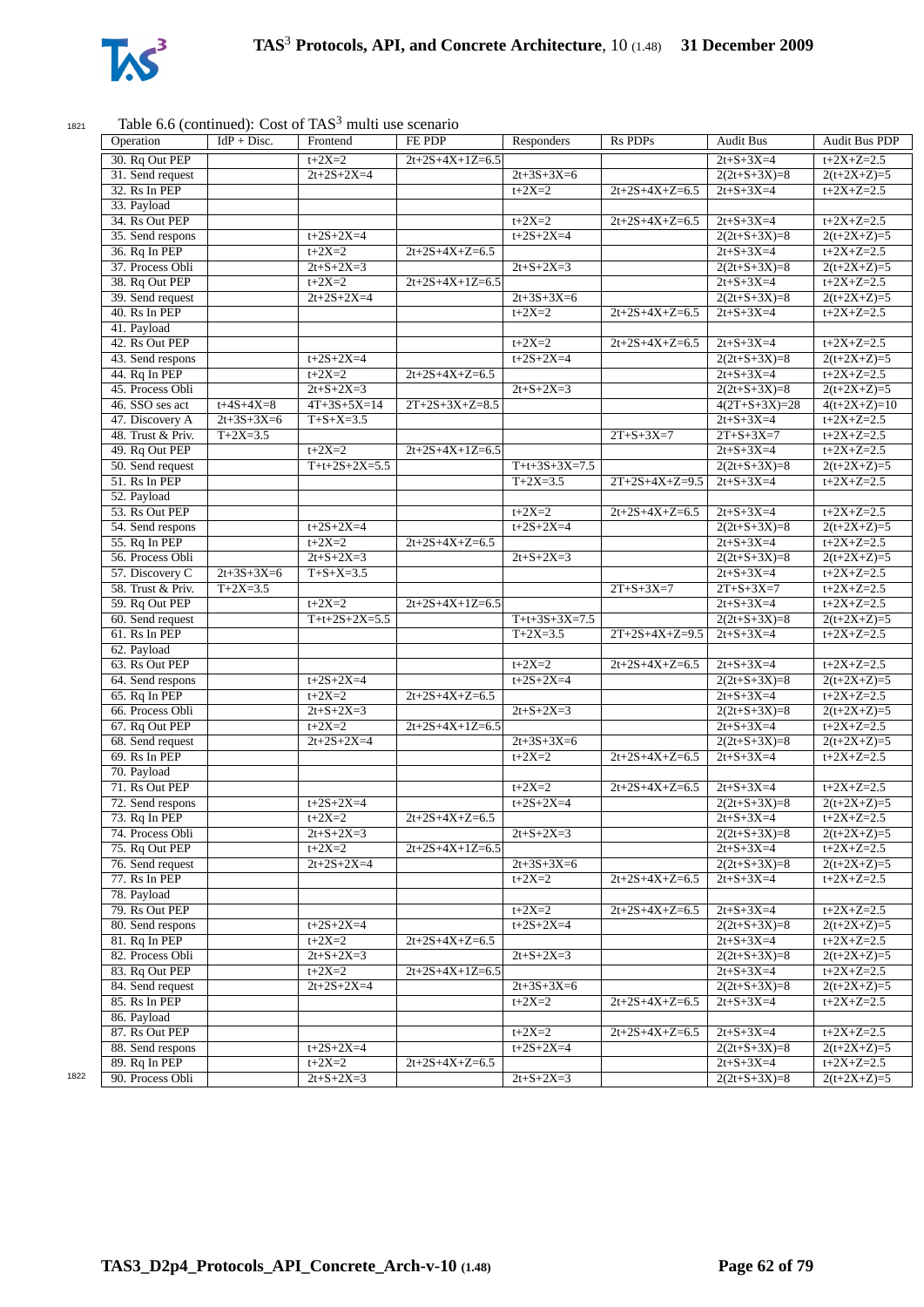Table 6.6 (continued): Cost of TAS[3] multi use scenario

| Operation | IdP + Disc. | Frontend | FE PDP | Responders | Rs PDPs | Audit Bus | Audit Bus PDP |
|---|---|---|---|---|---|---|---|
| 30. Rq Out PEP | | t+2X=2 | 2t+2S+4X+1Z=6.5 | | | 2t+S+3X=4 | t+2X+Z=2.5 |
| 31. Send request | | 2t+2S+2X=4 | | 2t+3S+3X=6 | | 2(2t+S+3X)=8 | 2(t+2X+Z)=5 |
| 32. Rs In PEP | | | | t+2X=2 | 2t+2S+4X+Z=6.5 | 2t+S+3X=4 | t+2X+Z=2.5 |
| 33. Payload | | | | | | | |
| 34. Rs Out PEP | | | | t+2X=2 | 2t+2S+4X+Z=6.5 | 2t+S+3X=4 | t+2X+Z=2.5 |
| 35. Send respons | | t+2S+2X=4 | | t+2S+2X=4 | | 2(2t+S+3X)=8 | 2(t+2X+Z)=5 |
| 36. Rq In PEP | | t+2X=2 | 2t+2S+4X+Z=6.5 | | | 2t+S+3X=4 | t+2X+Z=2.5 |
| 37. Process Obli | | 2t+S+2X=3 | | 2t+S+2X=3 | | 2(2t+S+3X)=8 | 2(t+2X+Z)=5 |
| 38. Rq Out PEP | | t+2X=2 | 2t+2S+4X+1Z=6.5 | | | 2t+S+3X=4 | t+2X+Z=2.5 |
| 39. Send request | | 2t+2S+2X=4 | | 2t+3S+3X=6 | | 2(2t+S+3X)=8 | 2(t+2X+Z)=5 |
| 40. Rs In PEP | | | | t+2X=2 | 2t+2S+4X+Z=6.5 | 2t+S+3X=4 | t+2X+Z=2.5 |
| 41. Payload | | | | | | | |
| 42. Rs Out PEP | | | | t+2X=2 | 2t+2S+4X+Z=6.5 | 2t+S+3X=4 | t+2X+Z=2.5 |
| 43. Send respons | | t+2S+2X=4 | | t+2S+2X=4 | | 2(2t+S+3X)=8 | 2(t+2X+Z)=5 |
| 44. Rq In PEP | | t+2X=2 | 2t+2S+4X+Z=6.5 | | | 2t+S+3X=4 | t+2X+Z=2.5 |
| 45. Process Obli | | 2t+S+2X=3 | | 2t+S+2X=3 | | 2(2t+S+3X)=8 | 2(t+2X+Z)=5 |
| 46. SSO ses act | t+4S+4X=8 | 4T+3S+5X=14 | 2T+2S+3X+Z=8.5 | | | 4(2T+S+3X)=28 | 4(t+2X+Z)=10 |
| 47. Discovery A | 2t+3S+3X=6 | T+S+X=3.5 | | | | 2t+S+3X=4 | t+2X+Z=2.5 |
| 48. Trust & Priv. | T+2X=3.5 | | | | 2T+S+3X=7 | 2T+S+3X=7 | t+2X+Z=2.5 |
| 49. Rq Out PEP | | t+2X=2 | 2t+2S+4X+1Z=6.5 | | | 2t+S+3X=4 | t+2X+Z=2.5 |
| 50. Send request | | T+t+2S+2X=5.5 | | T+t+3S+3X=7.5 | | 2(2t+S+3X)=8 | 2(t+2X+Z)=5 |
| 51. Rs In PEP | | | | T+2X=3.5 | 2T+2S+4X+Z=9.5 | 2t+S+3X=4 | t+2X+Z=2.5 |
| 52. Payload | | | | | | | |
| 53. Rs Out PEP | | | | t+2X=2 | 2t+2S+4X+Z=6.5 | 2t+S+3X=4 | t+2X+Z=2.5 |
| 54. Send respons | | t+2S+2X=4 | | t+2S+2X=4 | | 2(2t+S+3X)=8 | 2(t+2X+Z)=5 |
| 55. Rq In PEP | | t+2X=2 | 2t+2S+4X+Z=6.5 | | | 2t+S+3X=4 | t+2X+Z=2.5 |
| 56. Process Obli | | 2t+S+2X=3 | | 2t+S+2X=3 | | 2(2t+S+3X)=8 | 2(t+2X+Z)=5 |
| 57. Discovery C | 2t+3S+3X=6 | T+S+X=3.5 | | | | 2t+S+3X=4 | t+2X+Z=2.5 |
| 58. Trust & Priv. | T+2X=3.5 | | | | 2T+S+3X=7 | 2T+S+3X=7 | t+2X+Z=2.5 |
| 59. Rq Out PEP | | t+2X=2 | 2t+2S+4X+1Z=6.5 | | | 2t+S+3X=4 | t+2X+Z=2.5 |
| 60. Send request | | T+t+2S+2X=5.5 | | T+t+3S+3X=7.5 | | 2(2t+S+3X)=8 | 2(t+2X+Z)=5 |
| 61. Rs In PEP | | | | T+2X=3.5 | 2T+2S+4X+Z=9.5 | 2t+S+3X=4 | t+2X+Z=2.5 |
| 62. Payload | | | | | | | |
| 63. Rs Out PEP | | | | t+2X=2 | 2t+2S+4X+Z=6.5 | 2t+S+3X=4 | t+2X+Z=2.5 |
| 64. Send respons | | t+2S+2X=4 | | t+2S+2X=4 | | 2(2t+S+3X)=8 | 2(t+2X+Z)=5 |
| 65. Rq In PEP | | t+2X=2 | 2t+2S+4X+Z=6.5 | | | 2t+S+3X=4 | t+2X+Z=2.5 |
| 66. Process Obli | | 2t+S+2X=3 | | 2t+S+2X=3 | | 2(2t+S+3X)=8 | 2(t+2X+Z)=5 |
| 67. Rq Out PEP | | t+2X=2 | 2t+2S+4X+1Z=6.5 | | | 2t+S+3X=4 | t+2X+Z=2.5 |
| 68. Send request | | 2t+2S+2X=4 | | 2t+3S+3X=6 | | 2(2t+S+3X)=8 | 2(t+2X+Z)=5 |
| 69. Rs In PEP | | | | t+2X=2 | 2t+2S+4X+Z=6.5 | 2t+S+3X=4 | t+2X+Z=2.5 |
| 70. Payload | | | | | | | |
| 71. Rs Out PEP | | | | t+2X=2 | 2t+2S+4X+Z=6.5 | 2t+S+3X=4 | t+2X+Z=2.5 |
| 72. Send respons | | t+2S+2X=4 | | t+2S+2X=4 | | 2(2t+S+3X)=8 | 2(t+2X+Z)=5 |
| 73. Rq In PEP | | t+2X=2 | 2t+2S+4X+Z=6.5 | | | 2t+S+3X=4 | t+2X+Z=2.5 |
| 74. Process Obli | | 2t+S+2X=3 | | 2t+S+2X=3 | | 2(2t+S+3X)=8 | 2(t+2X+Z)=5 |
| 75. Rq Out PEP | | t+2X=2 | 2t+2S+4X+1Z=6.5 | | | 2t+S+3X=4 | t+2X+Z=2.5 |
| 76. Send request | | 2t+2S+2X=4 | | 2t+3S+3X=6 | | 2(2t+S+3X)=8 | 2(t+2X+Z)=5 |
| 77. Rs In PEP | | | | t+2X=2 | 2t+2S+4X+Z=6.5 | 2t+S+3X=4 | t+2X+Z=2.5 |
| 78. Payload | | | | | | | |
| 79. Rs Out PEP | | | | t+2X=2 | 2t+2S+4X+Z=6.5 | 2t+S+3X=4 | t+2X+Z=2.5 |
| 80. Send respons | | t+2S+2X=4 | | t+2S+2X=4 | | 2(2t+S+3X)=8 | 2(t+2X+Z)=5 |
| 81. Rq In PEP | | t+2X=2 | 2t+2S+4X+Z=6.5 | | | 2t+S+3X=4 | t+2X+Z=2.5 |
| 82. Process Obli | | 2t+S+2X=3 | | 2t+S+2X=3 | | 2(2t+S+3X)=8 | 2(t+2X+Z)=5 |
| 83. Rq Out PEP | | t+2X=2 | 2t+2S+4X+1Z=6.5 | | | 2t+S+3X=4 | t+2X+Z=2.5 |
| 84. Send request | | 2t+2S+2X=4 | | 2t+3S+3X=6 | | 2(2t+S+3X)=8 | 2(t+2X+Z)=5 |
| 85. Rs In PEP | | | | t+2X=2 | 2t+2S+4X+Z=6.5 | 2t+S+3X=4 | t+2X+Z=2.5 |
| 86. Payload | | | | | | | |
| 87. Rs Out PEP | | | | t+2X=2 | 2t+2S+4X+Z=6.5 | 2t+S+3X=4 | t+2X+Z=2.5 |
| 88. Send respons | | t+2S+2X=4 | | t+2S+2X=4 | | 2(2t+S+3X)=8 | 2(t+2X+Z)=5 |
| 89. Rq In PEP | | t+2X=2 | 2t+2S+4X+Z=6.5 | | | 2t+S+3X=4 | t+2X+Z=2.5 |
| 90. Process Obli | | 2t+S+2X=3 | | 2t+S+2X=3 | | 2(2t+S+3X)=8 | 2(t+2X+Z)=5 |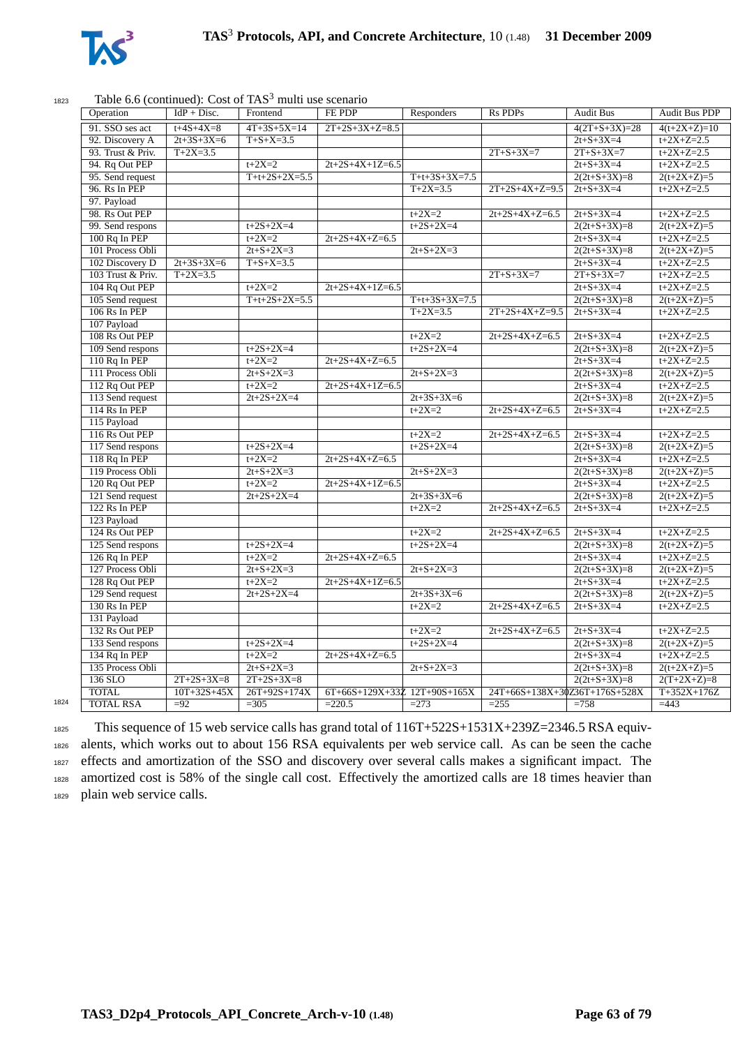Table 6.6 (continued): Cost of TAS[3] multi use scenario

| Operation | IdP + Disc. | Frontend | FE PDP | Responders | Rs PDPs | Audit Bus | Audit Bus PDP |
|---|---|---|---|---|---|---|---|
| 91. SSO ses act | t+4S+4X=8 | 4T+3S+5X=14 | 2T+2S+3X+Z=8.5 | | | 4(2T+S+3X)=28 | 4(t+2X+Z)=10 |
| 92. Discovery A | 2t+3S+3X=6 | T+S+X=3.5 | | | | 2t+S+3X=4 | t+2X+Z=2.5 |
| 93. Trust & Priv. | T+2X=3.5 | | | | 2T+S+3X=7 | 2T+S+3X=7 | t+2X+Z=2.5 |
| 94. Rq Out PEP | | t+2X=2 | 2t+2S+4X+1Z=6.5 | | | 2t+S+3X=4 | t+2X+Z=2.5 |
| 95. Send request | | T+t+2S+2X=5.5 | | T+t+3S+3X=7.5 | | 2(2t+S+3X)=8 | 2(t+2X+Z)=5 |
| 96. Rs In PEP | | | | T+2X=3.5 | 2T+2S+4X+Z=9.5 | 2t+S+3X=4 | t+2X+Z=2.5 |
| 97. Payload | | | | | | | |
| 98. Rs Out PEP | | | | t+2X=2 | 2t+2S+4X+Z=6.5 | 2t+S+3X=4 | t+2X+Z=2.5 |
| 99. Send respons | | t+2S+2X=4 | | t+2S+2X=4 | | 2(2t+S+3X)=8 | 2(t+2X+Z)=5 |
| 100 Rq In PEP | | t+2X=2 | 2t+2S+4X+Z=6.5 | | | 2t+S+3X=4 | t+2X+Z=2.5 |
| 101 Process Obli | | 2t+S+2X=3 | | 2t+S+2X=3 | | 2(2t+S+3X)=8 | 2(t+2X+Z)=5 |
| 102 Discovery D | 2t+3S+3X=6 | T+S+X=3.5 | | | | 2t+S+3X=4 | t+2X+Z=2.5 |
| 103 Trust & Priv. | T+2X=3.5 | | | | 2T+S+3X=7 | 2T+S+3X=7 | t+2X+Z=2.5 |
| 104 Rq Out PEP | | t+2X=2 | 2t+2S+4X+1Z=6.5 | | | 2t+S+3X=4 | t+2X+Z=2.5 |
| 105 Send request | | T+t+2S+2X=5.5 | | T+t+3S+3X=7.5 | | 2(2t+S+3X)=8 | 2(t+2X+Z)=5 |
| 106 Rs In PEP | | | | T+2X=3.5 | 2T+2S+4X+Z=9.5 | 2t+S+3X=4 | t+2X+Z=2.5 |
| 107 Payload | | | | | | | |
| 108 Rs Out PEP | | | | t+2X=2 | 2t+2S+4X+Z=6.5 | 2t+S+3X=4 | t+2X+Z=2.5 |
| 109 Send respons | | t+2S+2X=4 | | t+2S+2X=4 | | 2(2t+S+3X)=8 | 2(t+2X+Z)=5 |
| 110 Rq In PEP | | t+2X=2 | 2t+2S+4X+Z=6.5 | | | 2t+S+3X=4 | t+2X+Z=2.5 |
| 111 Process Obli | | 2t+S+2X=3 | | 2t+S+2X=3 | | 2(2t+S+3X)=8 | 2(t+2X+Z)=5 |
| 112 Rq Out PEP | | t+2X=2 | 2t+2S+4X+1Z=6.5 | | | 2t+S+3X=4 | t+2X+Z=2.5 |
| 113 Send request | | 2t+2S+2X=4 | | 2t+3S+3X=6 | | 2(2t+S+3X)=8 | 2(t+2X+Z)=5 |
| 114 Rs In PEP | | | | t+2X=2 | 2t+2S+4X+Z=6.5 | 2t+S+3X=4 | t+2X+Z=2.5 |
| 115 Payload | | | | | | | |
| 116 Rs Out PEP | | | | t+2X=2 | 2t+2S+4X+Z=6.5 | 2t+S+3X=4 | t+2X+Z=2.5 |
| 117 Send respons | | t+2S+2X=4 | | t+2S+2X=4 | | 2(2t+S+3X)=8 | 2(t+2X+Z)=5 |
| 118 Rq In PEP | | t+2X=2 | 2t+2S+4X+Z=6.5 | | | 2t+S+3X=4 | t+2X+Z=2.5 |
| 119 Process Obli | | 2t+S+2X=3 | | 2t+S+2X=3 | | 2(2t+S+3X)=8 | 2(t+2X+Z)=5 |
| 120 Rq Out PEP | | t+2X=2 | 2t+2S+4X+1Z=6.5 | | | 2t+S+3X=4 | t+2X+Z=2.5 |
| 121 Send request | | 2t+2S+2X=4 | | 2t+3S+3X=6 | | 2(2t+S+3X)=8 | 2(t+2X+Z)=5 |
| 122 Rs In PEP | | | | t+2X=2 | 2t+2S+4X+Z=6.5 | 2t+S+3X=4 | t+2X+Z=2.5 |
| 123 Payload | | | | | | | |
| 124 Rs Out PEP | | | | t+2X=2 | 2t+2S+4X+Z=6.5 | 2t+S+3X=4 | t+2X+Z=2.5 |
| 125 Send respons | | t+2S+2X=4 | | t+2S+2X=4 | | 2(2t+S+3X)=8 | 2(t+2X+Z)=5 |
| 126 Rq In PEP | | t+2X=2 | 2t+2S+4X+Z=6.5 | | | 2t+S+3X=4 | t+2X+Z=2.5 |
| 127 Process Obli | | 2t+S+2X=3 | | 2t+S+2X=3 | | 2(2t+S+3X)=8 | 2(t+2X+Z)=5 |
| 128 Rq Out PEP | | t+2X=2 | 2t+2S+4X+1Z=6.5 | | | 2t+S+3X=4 | t+2X+Z=2.5 |
| 129 Send request | | 2t+2S+2X=4 | | 2t+3S+3X=6 | | 2(2t+S+3X)=8 | 2(t+2X+Z)=5 |
| 130 Rs In PEP | | | | t+2X=2 | 2t+2S+4X+Z=6.5 | 2t+S+3X=4 | t+2X+Z=2.5 |
| 131 Payload | | | | | | | |
| 132 Rs Out PEP | | | | t+2X=2 | 2t+2S+4X+Z=6.5 | 2t+S+3X=4 | t+2X+Z=2.5 |
| 133 Send respons | | t+2S+2X=4 | | t+2S+2X=4 | | 2(2t+S+3X)=8 | 2(t+2X+Z)=5 |
| 134 Rq In PEP | | t+2X=2 | 2t+2S+4X+Z=6.5 | | | 2t+S+3X=4 | t+2X+Z=2.5 |
| 135 Process Obli | | 2t+S+2X=3 | | 2t+S+2X=3 | | 2(2t+S+3X)=8 | 2(t+2X+Z)=5 |
| 136 SLO | 2T+2S+3X=8 | 2T+2S+3X=8 | | | | 2(2t+S+3X)=8 | 2(T+2X+Z)=8 |
| TOTAL | 10T+32S+45X | 26T+92S+174X | 6T+66S+129X+33Z | 12T+90S+165X | 24T+66S+138X+30Z | 36T+176S+528X | T+352X+176Z |
| TOTAL RSA | =92 | =305 | =220.5 | =273 | =255 | =758 | =443 |

This sequence of 15 web service calls has grand total of 116T+522S+1531X+239Z=2346.5 RSA equivalents, which works out to about 156 RSA equivalents per web service call. As can be seen the cache effects and amortization of the SSO and discovery over several calls makes a significant impact. The amortized cost is 58% of the single call cost. Effectively the amortized calls are 18 times heavier than plain web service calls.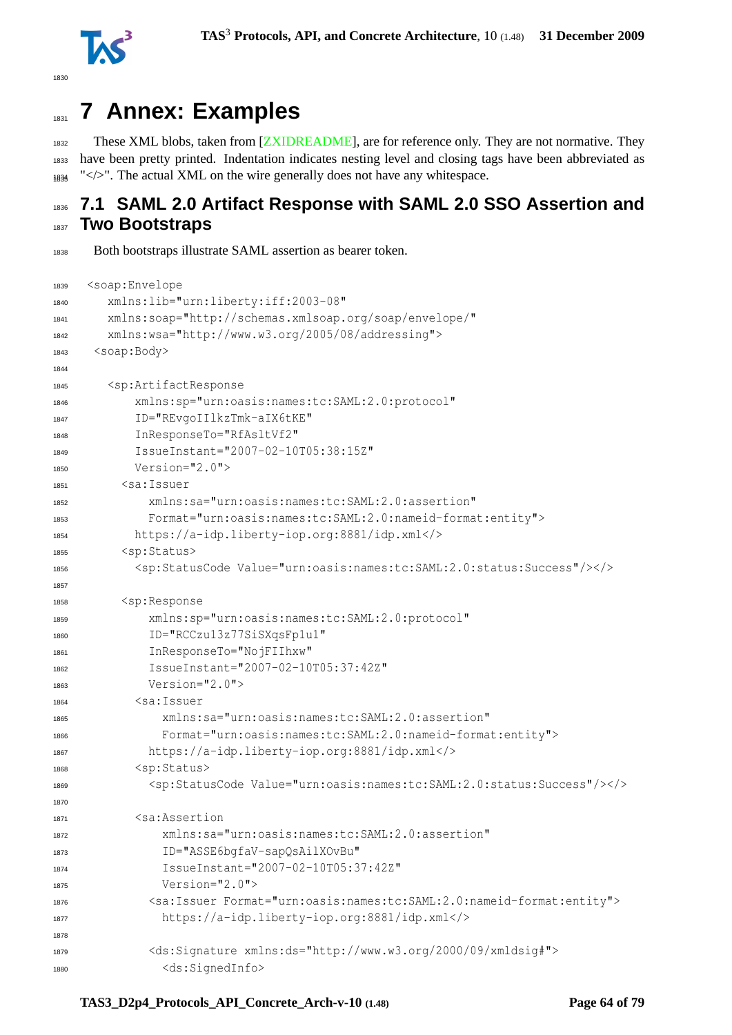# 7 Annex: Examples

These XML blobs, taken from [ZXIDREADME], are for reference only. They are not normative. They have been pretty printed. Indentation indicates nesting level and closing tags have been abbreviated as "</>". The actual XML on the wire generally does not have any whitespace.

## 7.1 SAML 2.0 Artifact Response with SAML 2.0 SSO Assertion and Two Bootstraps

Both bootstraps illustrate SAML assertion as bearer token.

```
<soap:Envelope
   xmlns:lib="urn:liberty:iff:2003-08"
   xmlns:soap="http://schemas.xmlsoap.org/soap/envelope/"
   xmlns:wsa="http://www.w3.org/2005/08/addressing">
 <soap:Body>

   <sp:ArtifactResponse
       xmlns:sp="urn:oasis:names:tc:SAML:2.0:protocol"
       ID="REvgoIIlkzTmk-aIX6tKE"
       InResponseTo="RfAsltVf2"
       IssueInstant="2007-02-10T05:38:15Z"
       Version="2.0">
     <sa:Issuer
         xmlns:sa="urn:oasis:names:tc:SAML:2.0:assertion"
         Format="urn:oasis:names:tc:SAML:2.0:nameid-format:entity">
       https://a-idp.liberty-iop.org:8881/idp.xml</>
     <sp:Status>
       <sp:StatusCode Value="urn:oasis:names:tc:SAML:2.0:status:Success"/></>

     <sp:Response
         xmlns:sp="urn:oasis:names:tc:SAML:2.0:protocol"
         ID="RCCzu13z77SiSXqsFp1u1"
         InResponseTo="NojFIIhxw"
         IssueInstant="2007-02-10T05:37:42Z"
         Version="2.0">
       <sa:Issuer
           xmlns:sa="urn:oasis:names:tc:SAML:2.0:assertion"
           Format="urn:oasis:names:tc:SAML:2.0:nameid-format:entity">
         https://a-idp.liberty-iop.org:8881/idp.xml</>
       <sp:Status>
         <sp:StatusCode Value="urn:oasis:names:tc:SAML:2.0:status:Success"/></>

       <sa:Assertion
           xmlns:sa="urn:oasis:names:tc:SAML:2.0:assertion"
           ID="ASSE6bgfaV-sapQsAilXOvBu"
           IssueInstant="2007-02-10T05:37:42Z"
           Version="2.0">
         <sa:Issuer Format="urn:oasis:names:tc:SAML:2.0:nameid-format:entity">
           https://a-idp.liberty-iop.org:8881/idp.xml</>

         <ds:Signature xmlns:ds="http://www.w3.org/2000/09/xmldsig#">
           <ds:SignedInfo>
```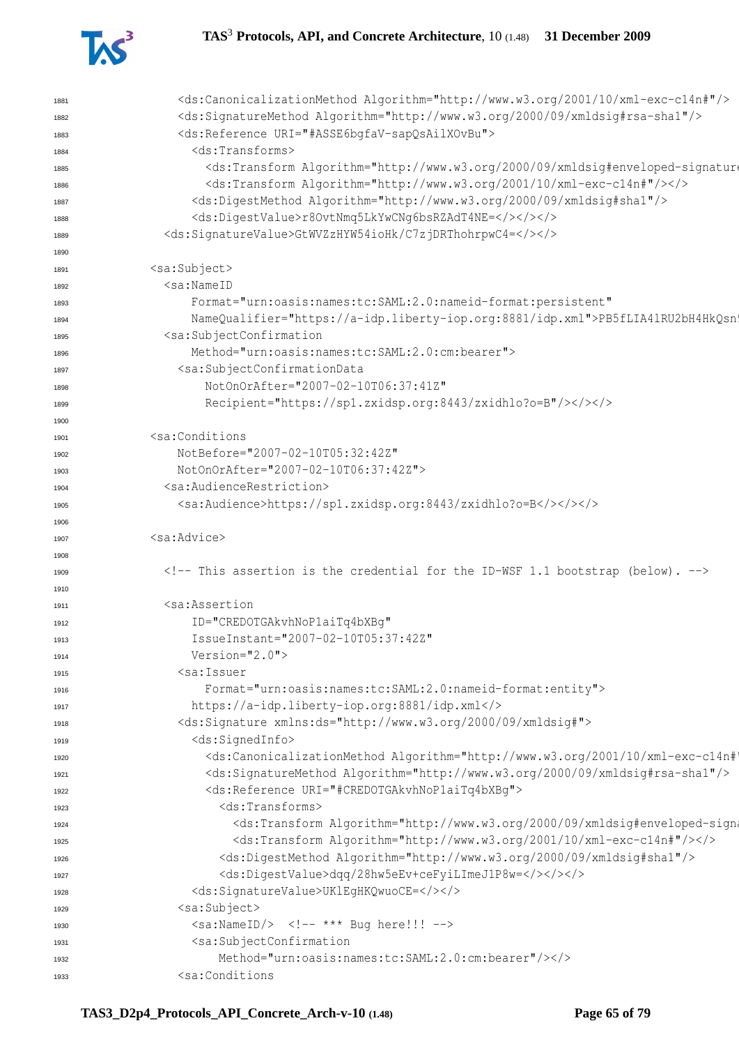```
1881            <ds:CanonicalizationMethod Algorithm="http://www.w3.org/2001/10/xml-exc-c14n#"/>
1882            <ds:SignatureMethod Algorithm="http://www.w3.org/2000/09/xmldsig#rsa-sha1"/>
1883            <ds:Reference URI="#ASSE6bgfaV-sapQsAilXOvBu">
1884              <ds:Transforms>
1885                <ds:Transform Algorithm="http://www.w3.org/2000/09/xmldsig#enveloped-signature
1886                <ds:Transform Algorithm="http://www.w3.org/2001/10/xml-exc-c14n#"/></>
1887              <ds:DigestMethod Algorithm="http://www.w3.org/2000/09/xmldsig#sha1"/>
1888              <ds:DigestValue>r8OvtNmq5LkYwCNg6bsRZAdT4NE=</></></>
1889          <ds:SignatureValue>GtWVZzHYW54ioHk/C7zjDRThohrpwC4=</></>
1890
1891        <sa:Subject>
1892          <sa:NameID
1893              Format="urn:oasis:names:tc:SAML:2.0:nameid-format:persistent"
1894              NameQualifier="https://a-idp.liberty-iop.org:8881/idp.xml">PB5fLIA4lRU2bH4HkQsn
1895          <sa:SubjectConfirmation
1896              Method="urn:oasis:names:tc:SAML:2.0:cm:bearer">
1897            <sa:SubjectConfirmationData
1898                NotOnOrAfter="2007-02-10T06:37:41Z"
1899                Recipient="https://sp1.zxidsp.org:8443/zxidhlo?o=B"/></></>
1900
1901        <sa:Conditions
1902            NotBefore="2007-02-10T05:32:42Z"
1903            NotOnOrAfter="2007-02-10T06:37:42Z">
1904          <sa:AudienceRestriction>
1905            <sa:Audience>https://sp1.zxidsp.org:8443/zxidhlo?o=B</></></>
1906
1907        <sa:Advice>
1908
1909          <!-- This assertion is the credential for the ID-WSF 1.1 bootstrap (below). -->
1910
1911          <sa:Assertion
1912              ID="CREDOTGAkvhNoP1aiTq4bXBg"
1913              IssueInstant="2007-02-10T05:37:42Z"
1914              Version="2.0">
1915            <sa:Issuer
1916                Format="urn:oasis:names:tc:SAML:2.0:nameid-format:entity">
1917              https://a-idp.liberty-iop.org:8881/idp.xml</>
1918            <ds:Signature xmlns:ds="http://www.w3.org/2000/09/xmldsig#">
1919              <ds:SignedInfo>
1920                <ds:CanonicalizationMethod Algorithm="http://www.w3.org/2001/10/xml-exc-c14n#
1921                <ds:SignatureMethod Algorithm="http://www.w3.org/2000/09/xmldsig#rsa-sha1"/>
1922                <ds:Reference URI="#CREDOTGAkvhNoP1aiTq4bXBg">
1923                  <ds:Transforms>
1924                    <ds:Transform Algorithm="http://www.w3.org/2000/09/xmldsig#enveloped-signa
1925                    <ds:Transform Algorithm="http://www.w3.org/2001/10/xml-exc-c14n#"/></>
1926                  <ds:DigestMethod Algorithm="http://www.w3.org/2000/09/xmldsig#sha1"/>
1927                  <ds:DigestValue>dqq/28hw5eEv+ceFyiLImeJ1P8w=</></></>
1928              <ds:SignatureValue>UKlEgHKQwuoCE=</></>
1929            <sa:Subject>
1930              <sa:NameID/>  <!-- *** Bug here!!! -->
1931              <sa:SubjectConfirmation
1932                  Method="urn:oasis:names:tc:SAML:2.0:cm:bearer"/></>
1933            <sa:Conditions
```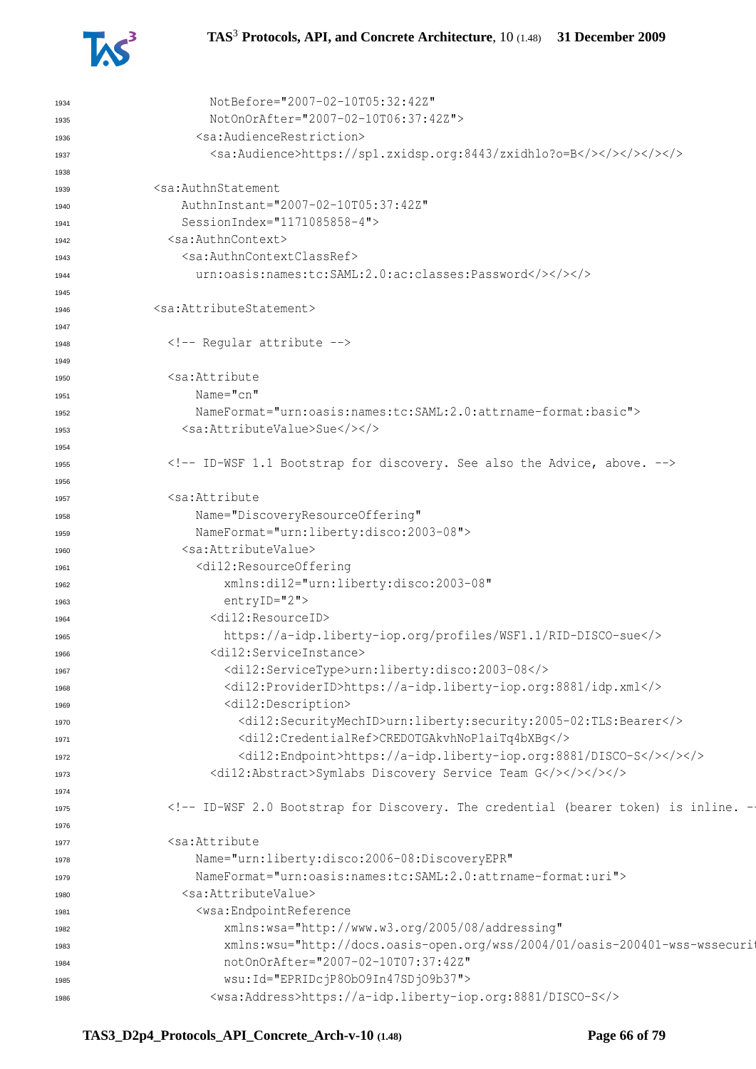```
1934                NotBefore="2007-02-10T05:32:42Z"
1935                NotOnOrAfter="2007-02-10T06:37:42Z">
1936              <sa:AudienceRestriction>
1937                <sa:Audience>https://sp1.zxidsp.org:8443/zxidhlo?o=B</></></></></>
1938
1939        <sa:AuthnStatement
1940            AuthnInstant="2007-02-10T05:37:42Z"
1941            SessionIndex="1171085858-4">
1942          <sa:AuthnContext>
1943            <sa:AuthnContextClassRef>
1944              urn:oasis:names:tc:SAML:2.0:ac:classes:Password</></></>
1945
1946        <sa:AttributeStatement>
1947
1948          <!-- Regular attribute -->
1949
1950          <sa:Attribute
1951              Name="cn"
1952              NameFormat="urn:oasis:names:tc:SAML:2.0:attrname-format:basic">
1953            <sa:AttributeValue>Sue</></>
1954
1955          <!-- ID-WSF 1.1 Bootstrap for discovery. See also the Advice, above. -->
1956
1957          <sa:Attribute
1958              Name="DiscoveryResourceOffering"
1959              NameFormat="urn:liberty:disco:2003-08">
1960            <sa:AttributeValue>
1961              <di12:ResourceOffering
1962                  xmlns:di12="urn:liberty:disco:2003-08"
1963                  entryID="2">
1964                <di12:ResourceID>
1965                  https://a-idp.liberty-iop.org/profiles/WSF1.1/RID-DISCO-sue</>
1966                <di12:ServiceInstance>
1967                  <di12:ServiceType>urn:liberty:disco:2003-08</>
1968                  <di12:ProviderID>https://a-idp.liberty-iop.org:8881/idp.xml</>
1969                  <di12:Description>
1970                    <di12:SecurityMechID>urn:liberty:security:2005-02:TLS:Bearer</>
1971                    <di12:CredentialRef>CREDOTGAkvhNoP1aiTq4bXBg</>
1972                    <di12:Endpoint>https://a-idp.liberty-iop.org:8881/DISCO-S</></></>
1973                <di12:Abstract>Symlabs Discovery Service Team G</></></></>
1974
1975          <!-- ID-WSF 2.0 Bootstrap for Discovery. The credential (bearer token) is inline. -
1976
1977          <sa:Attribute
1978              Name="urn:liberty:disco:2006-08:DiscoveryEPR"
1979              NameFormat="urn:oasis:names:tc:SAML:2.0:attrname-format:uri">
1980            <sa:AttributeValue>
1981              <wsa:EndpointReference
1982                  xmlns:wsa="http://www.w3.org/2005/08/addressing"
1983                  xmlns:wsu="http://docs.oasis-open.org/wss/2004/01/oasis-200401-wss-wssecurit
1984                  notOnOrAfter="2007-02-10T07:37:42Z"
1985                  wsu:Id="EPRIDcjP8ObO9In47SDjO9b37">
1986                <wsa:Address>https://a-idp.liberty-iop.org:8881/DISCO-S</>
```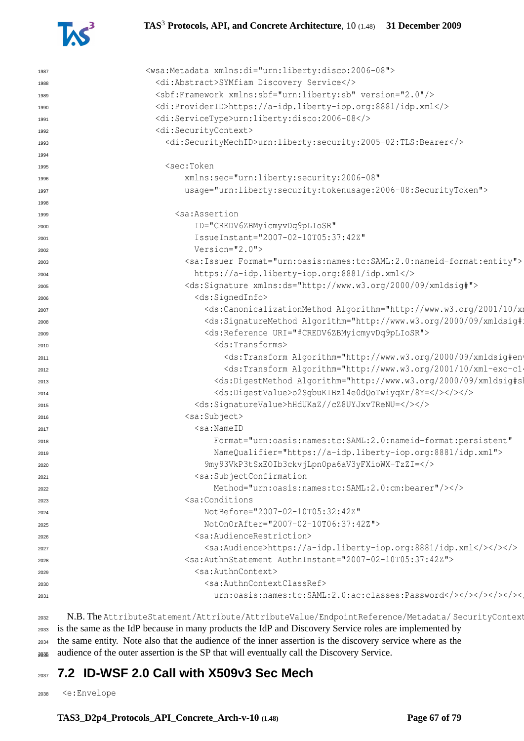```
              <wsa:Metadata xmlns:di="urn:liberty:disco:2006-08">
                <di:Abstract>SYMfiam Discovery Service</>
                <sbf:Framework xmlns:sbf="urn:liberty:sb" version="2.0"/>
                <di:ProviderID>https://a-idp.liberty-iop.org:8881/idp.xml</>
                <di:ServiceType>urn:liberty:disco:2006-08</>
                <di:SecurityContext>
                  <di:SecurityMechID>urn:liberty:security:2005-02:TLS:Bearer</>

                  <sec:Token
                      xmlns:sec="urn:liberty:security:2006-08"
                      usage="urn:liberty:security:tokenusage:2006-08:SecurityToken">

                    <sa:Assertion
                        ID="CREDV6ZBMyicmyvDq9pLIoSR"
                        IssueInstant="2007-02-10T05:37:42Z"
                        Version="2.0">
                      <sa:Issuer Format="urn:oasis:names:tc:SAML:2.0:nameid-format:entity">
                        https://a-idp.liberty-iop.org:8881/idp.xml</>
                      <ds:Signature xmlns:ds="http://www.w3.org/2000/09/xmldsig#">
                        <ds:SignedInfo>
                          <ds:CanonicalizationMethod Algorithm="http://www.w3.org/2001/10/xm
                          <ds:SignatureMethod Algorithm="http://www.w3.org/2000/09/xmldsig#
                          <ds:Reference URI="#CREDV6ZBMyicmyvDq9pLIoSR">
                            <ds:Transforms>
                              <ds:Transform Algorithm="http://www.w3.org/2000/09/xmldsig#env
                              <ds:Transform Algorithm="http://www.w3.org/2001/10/xml-exc-c14
                            <ds:DigestMethod Algorithm="http://www.w3.org/2000/09/xmldsig#sh
                            <ds:DigestValue>o2SgbuKIBzl4e0dQoTwiyqXr/8Y=</></></>
                        <ds:SignatureValue>hHdUKaZ//cZ8UYJxvTReNU=</></>
                      <sa:Subject>
                        <sa:NameID
                            Format="urn:oasis:names:tc:SAML:2.0:nameid-format:persistent"
                            NameQualifier="https://a-idp.liberty-iop.org:8881/idp.xml">
                          9my93VkP3tSxEOIb3ckvjLpn0pa6aV3yFXioWX-TzZI=</>
                        <sa:SubjectConfirmation
                            Method="urn:oasis:names:tc:SAML:2.0:cm:bearer"/></>
                      <sa:Conditions
                          NotBefore="2007-02-10T05:32:42Z"
                          NotOnOrAfter="2007-02-10T06:37:42Z">
                        <sa:AudienceRestriction>
                          <sa:Audience>https://a-idp.liberty-iop.org:8881/idp.xml</></></>
                      <sa:AuthnStatement AuthnInstant="2007-02-10T05:37:42Z">
                        <sa:AuthnContext>
                          <sa:AuthnContextClassRef>
                            urn:oasis:names:tc:SAML:2.0:ac:classes:Password</></></></></></
```

N.B. The `AttributeStatement/Attribute/AttributeValue/EndpointReference/Metadata/ SecurityContext` is the same as the IdP because in many products the IdP and Discovery Service roles are implemented by the same entity. Note also that the audience of the inner assertion is the discovery service where as the audience of the outer assertion is the SP that will eventually call the Discovery Service.

## 7.2 ID-WSF 2.0 Call with X509v3 Sec Mech

```
<e:Envelope
```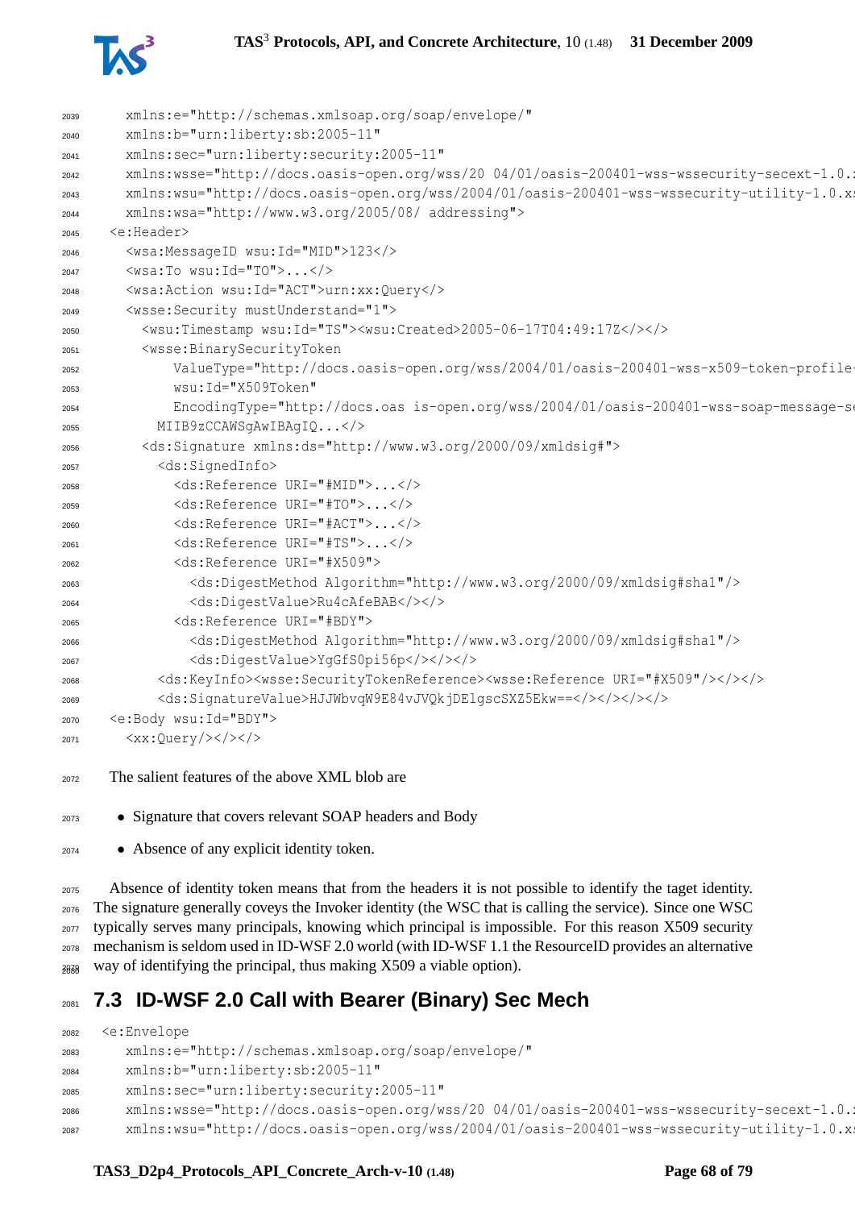```
    xmlns:e="http://schemas.xmlsoap.org/soap/envelope/"
    xmlns:b="urn:liberty:sb:2005-11"
    xmlns:sec="urn:liberty:security:2005-11"
    xmlns:wsse="http://docs.oasis-open.org/wss/20 04/01/oasis-200401-wss-wssecurity-secext-1.0.x
    xmlns:wsu="http://docs.oasis-open.org/wss/2004/01/oasis-200401-wss-wssecurity-utility-1.0.xs
    xmlns:wsa="http://www.w3.org/2005/08/ addressing">
  <e:Header>
    <wsa:MessageID wsu:Id="MID">123</>
    <wsa:To wsu:Id="TO">...</>
    <wsa:Action wsu:Id="ACT">urn:xx:Query</>
    <wsse:Security mustUnderstand="1">
      <wsu:Timestamp wsu:Id="TS"><wsu:Created>2005-06-17T04:49:17Z</></>
      <wsse:BinarySecurityToken
          ValueType="http://docs.oasis-open.org/wss/2004/01/oasis-200401-wss-x509-token-profile-
          wsu:Id="X509Token"
          EncodingType="http://docs.oas is-open.org/wss/2004/01/oasis-200401-wss-soap-message-se
        MIIB9zCCAWSgAwIBAgIQ...</>
      <ds:Signature xmlns:ds="http://www.w3.org/2000/09/xmldsig#">
        <ds:SignedInfo>
          <ds:Reference URI="#MID">...</>
          <ds:Reference URI="#TO">...</>
          <ds:Reference URI="#ACT">...</>
          <ds:Reference URI="#TS">...</>
          <ds:Reference URI="#X509">
            <ds:DigestMethod Algorithm="http://www.w3.org/2000/09/xmldsig#sha1"/>
            <ds:DigestValue>Ru4cAfeBAB</></>
          <ds:Reference URI="#BDY">
            <ds:DigestMethod Algorithm="http://www.w3.org/2000/09/xmldsig#sha1"/>
            <ds:DigestValue>YgGfS0pi56p</></></>
        <ds:KeyInfo><wsse:SecurityTokenReference><wsse:Reference URI="#X509"/></></></>
        <ds:SignatureValue>HJJWbvqW9E84vJVQkjDElgscSXZ5Ekw==</></></></>
  <e:Body wsu:Id="BDY">
    <xx:Query/></></>
```

The salient features of the above XML blob are

- Signature that covers relevant SOAP headers and Body
- Absence of any explicit identity token.

Absence of identity token means that from the headers it is not possible to identify the taget identity. The signature generally coveys the Invoker identity (the WSC that is calling the service). Since one WSC typically serves many principals, knowing which principal is impossible. For this reason X509 security mechanism is seldom used in ID-WSF 2.0 world (with ID-WSF 1.1 the ResourceID provides an alternative way of identifying the principal, thus making X509 a viable option).

## 7.3 ID-WSF 2.0 Call with Bearer (Binary) Sec Mech

```
 <e:Envelope
    xmlns:e="http://schemas.xmlsoap.org/soap/envelope/"
    xmlns:b="urn:liberty:sb:2005-11"
    xmlns:sec="urn:liberty:security:2005-11"
    xmlns:wsse="http://docs.oasis-open.org/wss/20 04/01/oasis-200401-wss-wssecurity-secext-1.0.x
    xmlns:wsu="http://docs.oasis-open.org/wss/2004/01/oasis-200401-wss-wssecurity-utility-1.0.xs
```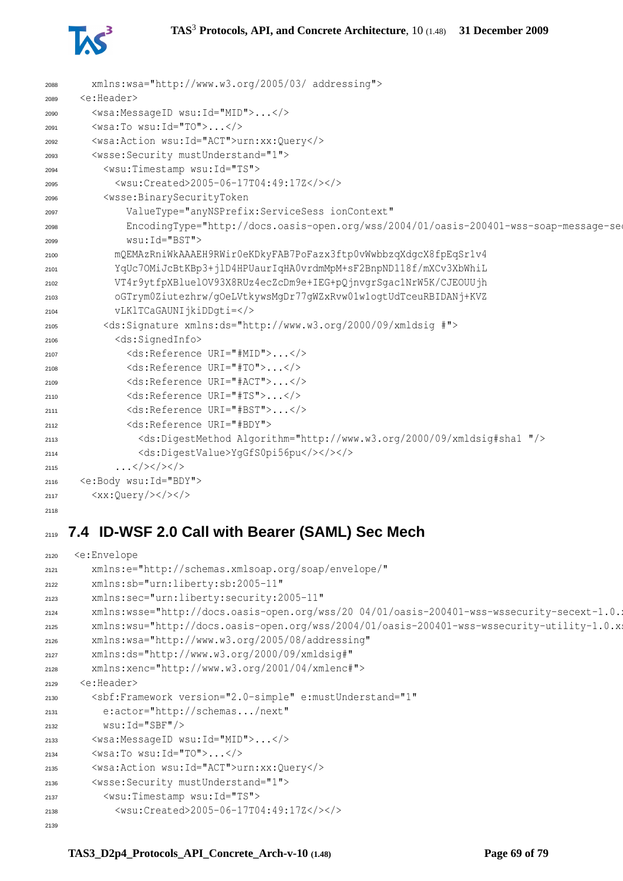```
    xmlns:wsa="http://www.w3.org/2005/03/ addressing">
  <e:Header>
    <wsa:MessageID wsu:Id="MID">...</>
    <wsa:To wsu:Id="TO">...</>
    <wsa:Action wsu:Id="ACT">urn:xx:Query</>
    <wsse:Security mustUnderstand="1">
      <wsu:Timestamp wsu:Id="TS">
        <wsu:Created>2005-06-17T04:49:17Z</></>
      <wsse:BinarySecurityToken
          ValueType="anyNSPrefix:ServiceSess ionContext"
          EncodingType="http://docs.oasis-open.org/wss/2004/01/oasis-200401-wss-soap-message-se
          wsu:Id="BST">
        mQEMAzRniWkAAAEH9RWir0eKDkyFAB7PoFazx3ftp0vWwbbzqXdgcX8fpEqSr1v4
        YqUc7OMiJcBtKBp3+jlD4HPUaurIqHA0vrdmMpM+sF2BnpND118f/mXCv3XbWhiL
        VT4r9ytfpXBluelOV93X8RUz4ecZcDm9e+IEG+pQjnvgrSgac1NrW5K/CJEOUUjh
        oGTrym0Ziutezhrw/gOeLVtkywsMgDr77gWZxRvw01w1ogtUdTceuRBIDANj+KVZ
        vLKlTCaGAUNIjkiDDgti=</>
      <ds:Signature xmlns:ds="http://www.w3.org/2000/09/xmldsig #">
        <ds:SignedInfo>
          <ds:Reference URI="#MID">...</>
          <ds:Reference URI="#TO">...</>
          <ds:Reference URI="#ACT">...</>
          <ds:Reference URI="#TS">...</>
          <ds:Reference URI="#BST">...</>
          <ds:Reference URI="#BDY">
            <ds:DigestMethod Algorithm="http://www.w3.org/2000/09/xmldsig#sha1 "/>
            <ds:DigestValue>YgGfS0pi56pu</></></>
        ...</></></>
  <e:Body wsu:Id="BDY">
    <xx:Query/></></>
```

## 7.4 ID-WSF 2.0 Call with Bearer (SAML) Sec Mech

```
 <e:Envelope
    xmlns:e="http://schemas.xmlsoap.org/soap/envelope/"
    xmlns:sb="urn:liberty:sb:2005-11"
    xmlns:sec="urn:liberty:security:2005-11"
    xmlns:wsse="http://docs.oasis-open.org/wss/20 04/01/oasis-200401-wss-wssecurity-secext-1.0.
    xmlns:wsu="http://docs.oasis-open.org/wss/2004/01/oasis-200401-wss-wssecurity-utility-1.0.x
    xmlns:wsa="http://www.w3.org/2005/08/addressing"
    xmlns:ds="http://www.w3.org/2000/09/xmldsig#"
    xmlns:xenc="http://www.w3.org/2001/04/xmlenc#">
  <e:Header>
    <sbf:Framework version="2.0-simple" e:mustUnderstand="1"
      e:actor="http://schemas.../next"
      wsu:Id="SBF"/>
    <wsa:MessageID wsu:Id="MID">...</>
    <wsa:To wsu:Id="TO">...</>
    <wsa:Action wsu:Id="ACT">urn:xx:Query</>
    <wsse:Security mustUnderstand="1">
      <wsu:Timestamp wsu:Id="TS">
        <wsu:Created>2005-06-17T04:49:17Z</></>
```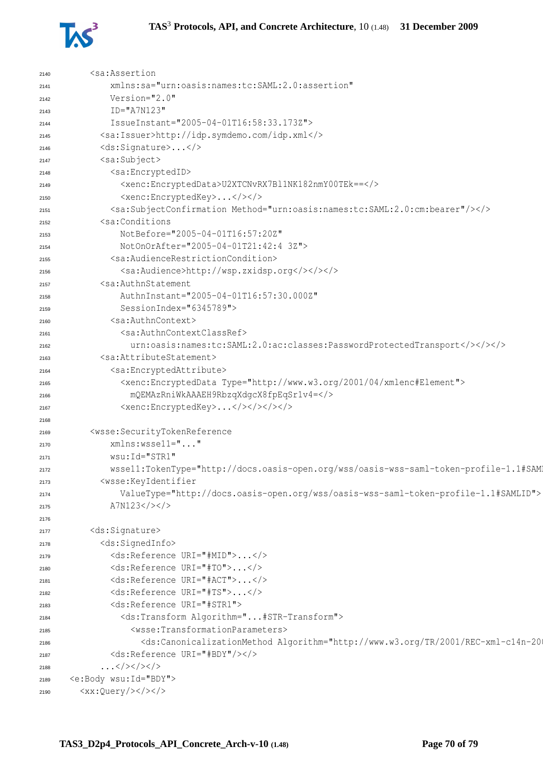```
2140      <sa:Assertion
2141          xmlns:sa="urn:oasis:names:tc:SAML:2.0:assertion"
2142          Version="2.0"
2143          ID="A7N123"
2144          IssueInstant="2005-04-01T16:58:33.173Z">
2145        <sa:Issuer>http://idp.symdemo.com/idp.xml</>
2146        <ds:Signature>...</>
2147        <sa:Subject>
2148          <sa:EncryptedID>
2149            <xenc:EncryptedData>U2XTCNvRX7Bl1NK182nmY00TEk==</>
2150            <xenc:EncryptedKey>...</></>
2151          <sa:SubjectConfirmation Method="urn:oasis:names:tc:SAML:2.0:cm:bearer"/></>
2152        <sa:Conditions
2153            NotBefore="2005-04-01T16:57:20Z"
2154            NotOnOrAfter="2005-04-01T21:42:4 3Z">
2155          <sa:AudienceRestrictionCondition>
2156            <sa:Audience>http://wsp.zxidsp.org</></></>
2157        <sa:AuthnStatement
2158            AuthnInstant="2005-04-01T16:57:30.000Z"
2159            SessionIndex="6345789">
2160          <sa:AuthnContext>
2161            <sa:AuthnContextClassRef>
2162              urn:oasis:names:tc:SAML:2.0:ac:classes:PasswordProtectedTransport</></></>
2163        <sa:AttributeStatement>
2164          <sa:EncryptedAttribute>
2165            <xenc:EncryptedData Type="http://www.w3.org/2001/04/xmlenc#Element">
2166              mQEMAzRniWkAAAEH9RbzqXdgcX8fpEqSr1v4=</>
2167            <xenc:EncryptedKey>...</></></></>
2168
2169      <wsse:SecurityTokenReference
2170          xmlns:wsse11="..."
2171          wsu:Id="STR1"
2172          wsse11:TokenType="http://docs.oasis-open.org/wss/oasis-wss-saml-token-profile-1.1#SAML
2173        <wsse:KeyIdentifier
2174            ValueType="http://docs.oasis-open.org/wss/oasis-wss-saml-token-profile-1.1#SAMLID">
2175          A7N123</></>
2176
2177      <ds:Signature>
2178        <ds:SignedInfo>
2179          <ds:Reference URI="#MID">...</>
2180          <ds:Reference URI="#TO">...</>
2181          <ds:Reference URI="#ACT">...</>
2182          <ds:Reference URI="#TS">...</>
2183          <ds:Reference URI="#STR1">
2184            <ds:Transform Algorithm="...#STR-Transform">
2185              <wsse:TransformationParameters>
2186                <ds:CanonicalizationMethod Algorithm="http://www.w3.org/TR/2001/REC-xml-c14n-200
2187          <ds:Reference URI="#BDY"/></>
2188        ...</></></>
2189  <e:Body wsu:Id="BDY">
2190    <xx:Query/></></>
```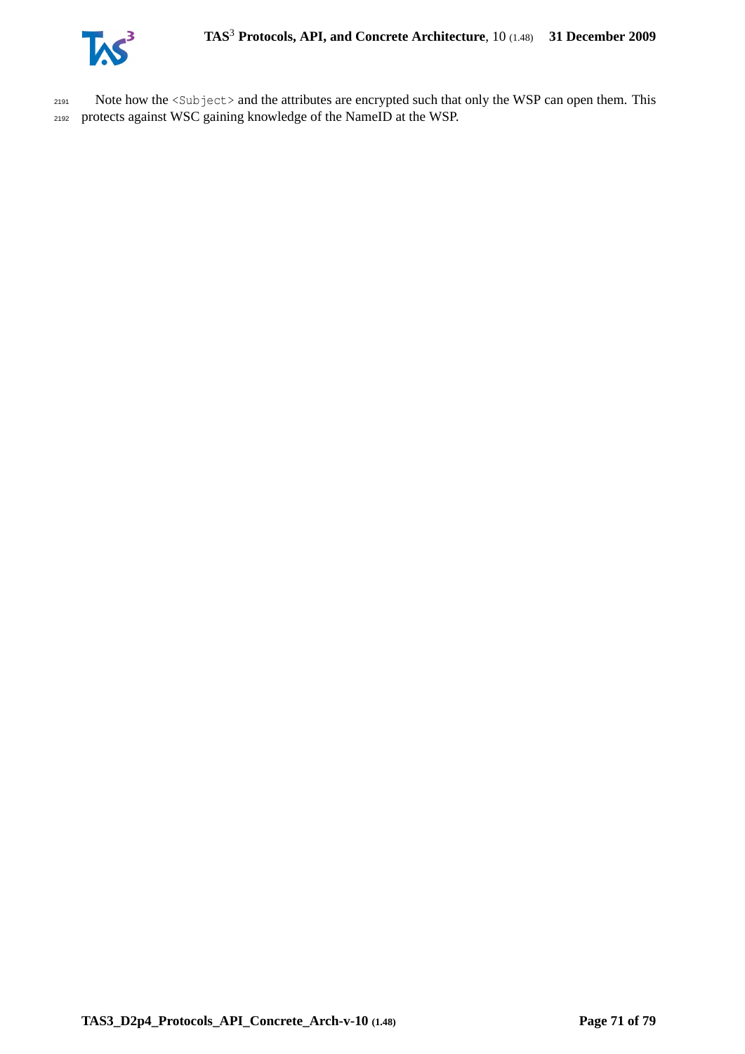Note how the `<Subject>` and the attributes are encrypted such that only the WSP can open them. This protects against WSC gaining knowledge of the NameID at the WSP.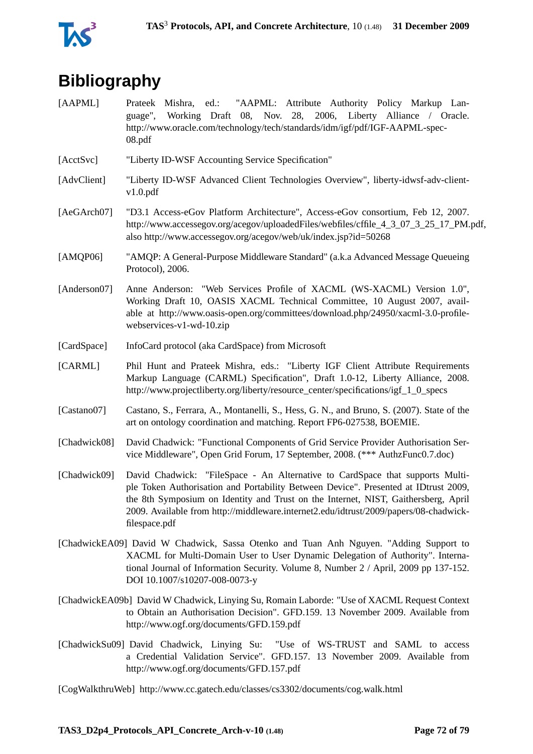# Bibliography

[AAPML] Prateek Mishra, ed.: "AAPML: Attribute Authority Policy Markup Language", Working Draft 08, Nov. 28, 2006, Liberty Alliance / Oracle. http://www.oracle.com/technology/tech/standards/idm/igf/pdf/IGF-AAPML-spec-08.pdf

[AcctSvc] "Liberty ID-WSF Accounting Service Specification"

[AdvClient] "Liberty ID-WSF Advanced Client Technologies Overview", liberty-idwsf-adv-client-v1.0.pdf

[AeGArch07] "D3.1 Access-eGov Platform Architecture", Access-eGov consortium, Feb 12, 2007. http://www.accessegov.org/acegov/uploadedFiles/webfiles/cffile_4_3_07_3_25_17_PM.pdf, also http://www.accessegov.org/acegov/web/uk/index.jsp?id=50268

[AMQP06] "AMQP: A General-Purpose Middleware Standard" (a.k.a Advanced Message Queueing Protocol), 2006.

[Anderson07] Anne Anderson: "Web Services Profile of XACML (WS-XACML) Version 1.0", Working Draft 10, OASIS XACML Technical Committee, 10 August 2007, available at http://www.oasis-open.org/committees/download.php/24950/xacml-3.0-profile-webservices-v1-wd-10.zip

[CardSpace] InfoCard protocol (aka CardSpace) from Microsoft

[CARML] Phil Hunt and Prateek Mishra, eds.: "Liberty IGF Client Attribute Requirements Markup Language (CARML) Specification", Draft 1.0-12, Liberty Alliance, 2008. http://www.projectliberty.org/liberty/resource_center/specifications/igf_1_0_specs

[Castano07] Castano, S., Ferrara, A., Montanelli, S., Hess, G. N., and Bruno, S. (2007). State of the art on ontology coordination and matching. Report FP6-027538, BOEMIE.

[Chadwick08] David Chadwick: "Functional Components of Grid Service Provider Authorisation Service Middleware", Open Grid Forum, 17 September, 2008. (*** AuthzFunc0.7.doc)

[Chadwick09] David Chadwick: "FileSpace - An Alternative to CardSpace that supports Multiple Token Authorisation and Portability Between Device". Presented at IDtrust 2009, the 8th Symposium on Identity and Trust on the Internet, NIST, Gaithersberg, April 2009. Available from http://middleware.internet2.edu/idtrust/2009/papers/08-chadwick-filespace.pdf

[ChadwickEA09] David W Chadwick, Sassa Otenko and Tuan Anh Nguyen. "Adding Support to XACML for Multi-Domain User to User Dynamic Delegation of Authority". International Journal of Information Security. Volume 8, Number 2 / April, 2009 pp 137-152. DOI 10.1007/s10207-008-0073-y

[ChadwickEA09b] David W Chadwick, Linying Su, Romain Laborde: "Use of XACML Request Context to Obtain an Authorisation Decision". GFD.159. 13 November 2009. Available from http://www.ogf.org/documents/GFD.159.pdf

[ChadwickSu09] David Chadwick, Linying Su: "Use of WS-TRUST and SAML to access a Credential Validation Service". GFD.157. 13 November 2009. Available from http://www.ogf.org/documents/GFD.157.pdf

[CogWalkthruWeb] http://www.cc.gatech.edu/classes/cs3302/documents/cog.walk.html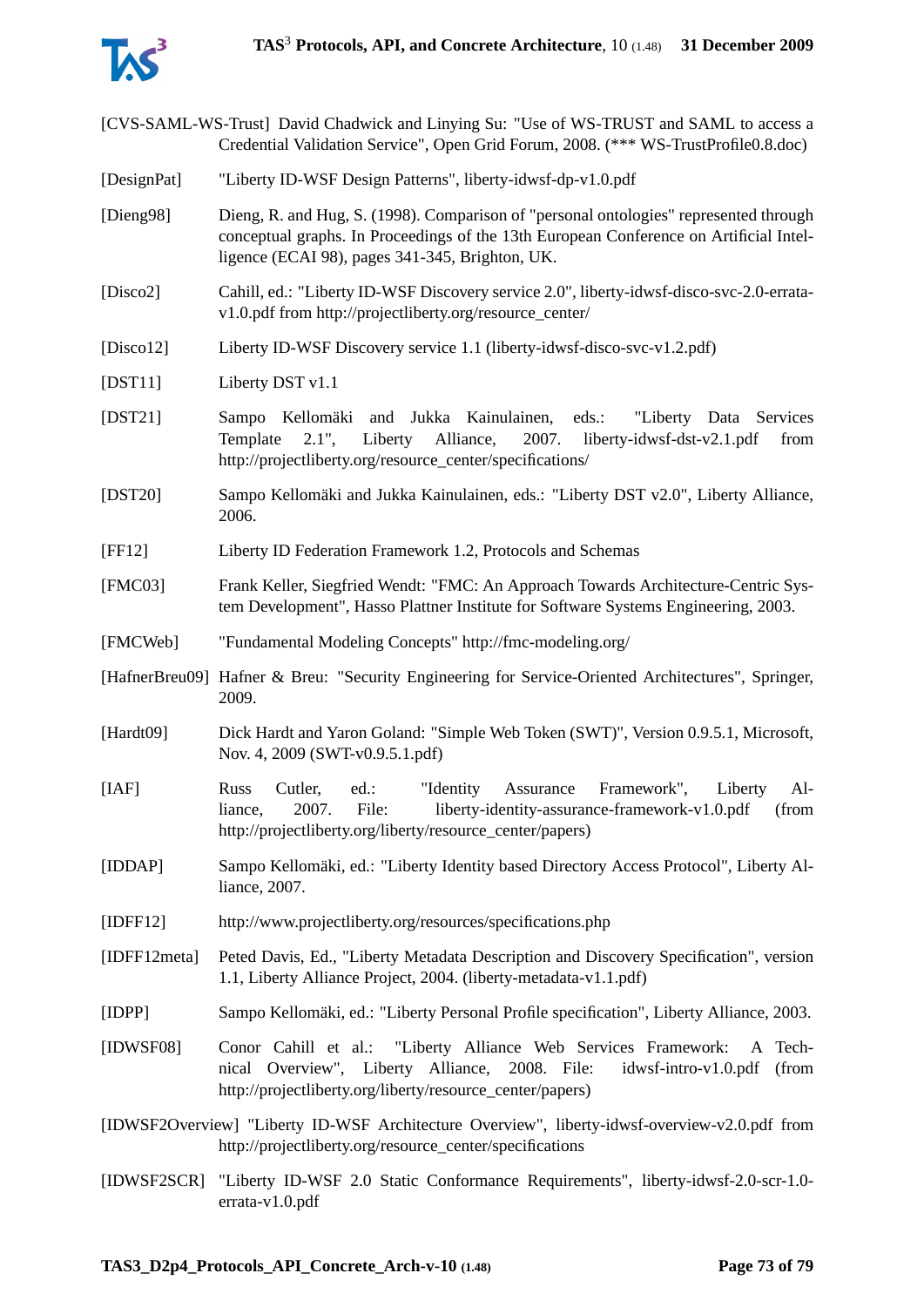[CVS-SAML-WS-Trust] David Chadwick and Linying Su: "Use of WS-TRUST and SAML to access a Credential Validation Service", Open Grid Forum, 2008. (*** WS-TrustProfile0.8.doc)

[DesignPat] "Liberty ID-WSF Design Patterns", liberty-idwsf-dp-v1.0.pdf

[Dieng98] Dieng, R. and Hug, S. (1998). Comparison of "personal ontologies" represented through conceptual graphs. In Proceedings of the 13th European Conference on Artificial Intelligence (ECAI 98), pages 341-345, Brighton, UK.

[Disco2] Cahill, ed.: "Liberty ID-WSF Discovery service 2.0", liberty-idwsf-disco-svc-2.0-errata-v1.0.pdf from http://projectliberty.org/resource_center/

[Disco12] Liberty ID-WSF Discovery service 1.1 (liberty-idwsf-disco-svc-v1.2.pdf)

[DST11] Liberty DST v1.1

[DST21] Sampo Kellomäki and Jukka Kainulainen, eds.: "Liberty Data Services Template 2.1", Liberty Alliance, 2007. liberty-idwsf-dst-v2.1.pdf from http://projectliberty.org/resource_center/specifications/

[DST20] Sampo Kellomäki and Jukka Kainulainen, eds.: "Liberty DST v2.0", Liberty Alliance, 2006.

[FF12] Liberty ID Federation Framework 1.2, Protocols and Schemas

[FMC03] Frank Keller, Siegfried Wendt: "FMC: An Approach Towards Architecture-Centric System Development", Hasso Plattner Institute for Software Systems Engineering, 2003.

[FMCWeb] "Fundamental Modeling Concepts" http://fmc-modeling.org/

[HafnerBreu09] Hafner & Breu: "Security Engineering for Service-Oriented Architectures", Springer, 2009.

[Hardt09] Dick Hardt and Yaron Goland: "Simple Web Token (SWT)", Version 0.9.5.1, Microsoft, Nov. 4, 2009 (SWT-v0.9.5.1.pdf)

[IAF] Russ Cutler, ed.: "Identity Assurance Framework", Liberty Alliance, 2007. File: liberty-identity-assurance-framework-v1.0.pdf (from http://projectliberty.org/liberty/resource_center/papers)

[IDDAP] Sampo Kellomäki, ed.: "Liberty Identity based Directory Access Protocol", Liberty Alliance, 2007.

[IDFF12] http://www.projectliberty.org/resources/specifications.php

[IDFF12meta] Peted Davis, Ed., "Liberty Metadata Description and Discovery Specification", version 1.1, Liberty Alliance Project, 2004. (liberty-metadata-v1.1.pdf)

[IDPP] Sampo Kellomäki, ed.: "Liberty Personal Profile specification", Liberty Alliance, 2003.

[IDWSF08] Conor Cahill et al.: "Liberty Alliance Web Services Framework: A Technical Overview", Liberty Alliance, 2008. File: idwsf-intro-v1.0.pdf (from http://projectliberty.org/liberty/resource_center/papers)

[IDWSF2Overview] "Liberty ID-WSF Architecture Overview", liberty-idwsf-overview-v2.0.pdf from http://projectliberty.org/resource_center/specifications

[IDWSF2SCR] "Liberty ID-WSF 2.0 Static Conformance Requirements", liberty-idwsf-2.0-scr-1.0-errata-v1.0.pdf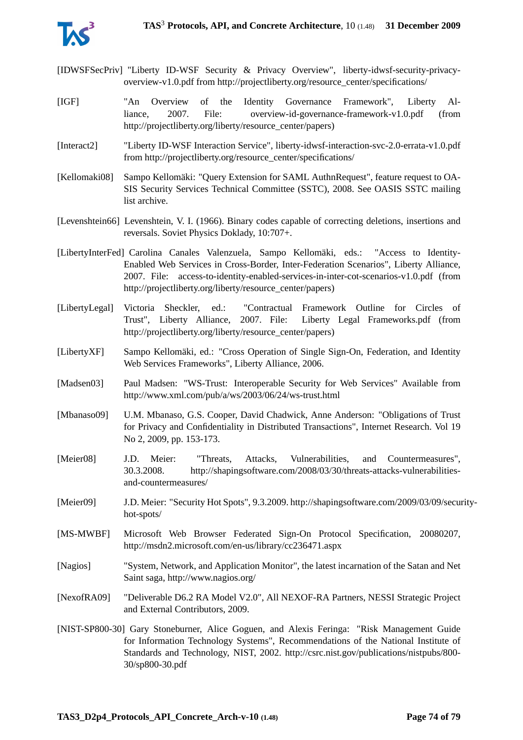[IDWSFSecPriv] "Liberty ID-WSF Security & Privacy Overview", liberty-idwsf-security-privacy-overview-v1.0.pdf from http://projectliberty.org/resource_center/specifications/

[IGF] "An Overview of the Identity Governance Framework", Liberty Alliance, 2007. File: overview-id-governance-framework-v1.0.pdf (from http://projectliberty.org/liberty/resource_center/papers)

[Interact2] "Liberty ID-WSF Interaction Service", liberty-idwsf-interaction-svc-2.0-errata-v1.0.pdf from http://projectliberty.org/resource_center/specifications/

[Kellomaki08] Sampo Kellomäki: "Query Extension for SAML AuthnRequest", feature request to OASIS Security Services Technical Committee (SSTC), 2008. See OASIS SSTC mailing list archive.

[Levenshtein66] Levenshtein, V. I. (1966). Binary codes capable of correcting deletions, insertions and reversals. Soviet Physics Doklady, 10:707+.

[LibertyInterFed] Carolina Canales Valenzuela, Sampo Kellomäki, eds.: "Access to Identity-Enabled Web Services in Cross-Border, Inter-Federation Scenarios", Liberty Alliance, 2007. File: access-to-identity-enabled-services-in-inter-cot-scenarios-v1.0.pdf (from http://projectliberty.org/liberty/resource_center/papers)

[LibertyLegal] Victoria Sheckler, ed.: "Contractual Framework Outline for Circles of Trust", Liberty Alliance, 2007. File: Liberty Legal Frameworks.pdf (from http://projectliberty.org/liberty/resource_center/papers)

[LibertyXF] Sampo Kellomäki, ed.: "Cross Operation of Single Sign-On, Federation, and Identity Web Services Frameworks", Liberty Alliance, 2006.

[Madsen03] Paul Madsen: "WS-Trust: Interoperable Security for Web Services" Available from http://www.xml.com/pub/a/ws/2003/06/24/ws-trust.html

[Mbanaso09] U.M. Mbanaso, G.S. Cooper, David Chadwick, Anne Anderson: "Obligations of Trust for Privacy and Confidentiality in Distributed Transactions", Internet Research. Vol 19 No 2, 2009, pp. 153-173.

[Meier08] J.D. Meier: "Threats, Attacks, Vulnerabilities, and Countermeasures", 30.3.2008. http://shapingsoftware.com/2008/03/30/threats-attacks-vulnerabilities-and-countermeasures/

[Meier09] J.D. Meier: "Security Hot Spots", 9.3.2009. http://shapingsoftware.com/2009/03/09/security-hot-spots/

[MS-MWBF] Microsoft Web Browser Federated Sign-On Protocol Specification, 20080207, http://msdn2.microsoft.com/en-us/library/cc236471.aspx

[Nagios] "System, Network, and Application Monitor", the latest incarnation of the Satan and Net Saint saga, http://www.nagios.org/

[NexofRA09] "Deliverable D6.2 RA Model V2.0", All NEXOF-RA Partners, NESSI Strategic Project and External Contributors, 2009.

[NIST-SP800-30] Gary Stoneburner, Alice Goguen, and Alexis Feringa: "Risk Management Guide for Information Technology Systems", Recommendations of the National Institute of Standards and Technology, NIST, 2002. http://csrc.nist.gov/publications/nistpubs/800-30/sp800-30.pdf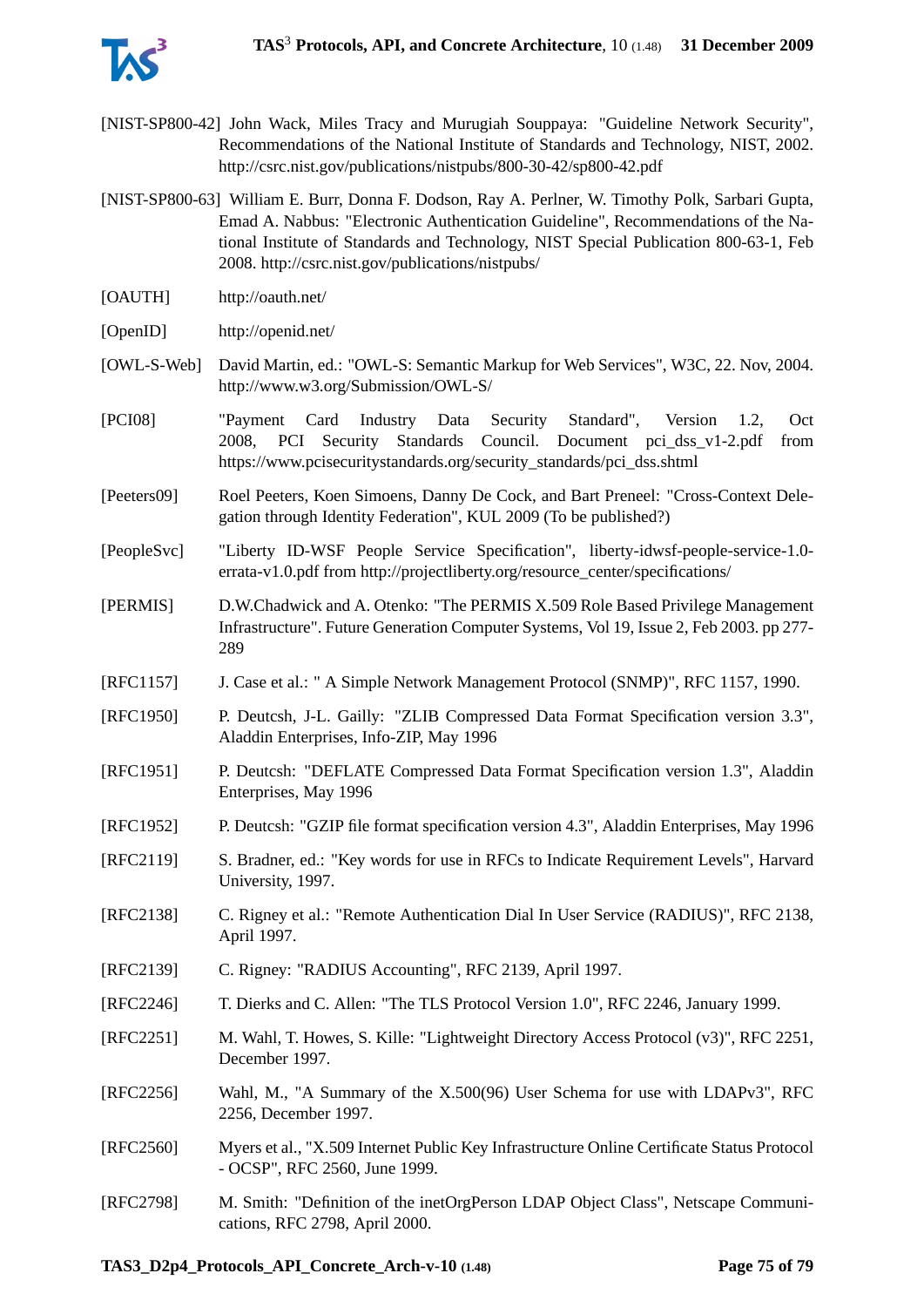[NIST-SP800-42] John Wack, Miles Tracy and Murugiah Souppaya: "Guideline Network Security", Recommendations of the National Institute of Standards and Technology, NIST, 2002. http://csrc.nist.gov/publications/nistpubs/800-30-42/sp800-42.pdf

[NIST-SP800-63] William E. Burr, Donna F. Dodson, Ray A. Perlner, W. Timothy Polk, Sarbari Gupta, Emad A. Nabbus: "Electronic Authentication Guideline", Recommendations of the National Institute of Standards and Technology, NIST Special Publication 800-63-1, Feb 2008. http://csrc.nist.gov/publications/nistpubs/

[OAUTH] http://oauth.net/

[OpenID] http://openid.net/

[OWL-S-Web] David Martin, ed.: "OWL-S: Semantic Markup for Web Services", W3C, 22. Nov, 2004. http://www.w3.org/Submission/OWL-S/

[PCI08] "Payment Card Industry Data Security Standard", Version 1.2, Oct 2008, PCI Security Standards Council. Document pci_dss_v1-2.pdf from https://www.pcisecuritystandards.org/security_standards/pci_dss.shtml

[Peeters09] Roel Peeters, Koen Simoens, Danny De Cock, and Bart Preneel: "Cross-Context Delegation through Identity Federation", KUL 2009 (To be published?)

[PeopleSvc] "Liberty ID-WSF People Service Specification", liberty-idwsf-people-service-1.0-errata-v1.0.pdf from http://projectliberty.org/resource_center/specifications/

[PERMIS] D.W.Chadwick and A. Otenko: "The PERMIS X.509 Role Based Privilege Management Infrastructure". Future Generation Computer Systems, Vol 19, Issue 2, Feb 2003. pp 277-289

[RFC1157] J. Case et al.: " A Simple Network Management Protocol (SNMP)", RFC 1157, 1990.

[RFC1950] P. Deutcsh, J-L. Gailly: "ZLIB Compressed Data Format Specification version 3.3", Aladdin Enterprises, Info-ZIP, May 1996

[RFC1951] P. Deutcsh: "DEFLATE Compressed Data Format Specification version 1.3", Aladdin Enterprises, May 1996

[RFC1952] P. Deutcsh: "GZIP file format specification version 4.3", Aladdin Enterprises, May 1996

[RFC2119] S. Bradner, ed.: "Key words for use in RFCs to Indicate Requirement Levels", Harvard University, 1997.

[RFC2138] C. Rigney et al.: "Remote Authentication Dial In User Service (RADIUS)", RFC 2138, April 1997.

[RFC2139] C. Rigney: "RADIUS Accounting", RFC 2139, April 1997.

[RFC2246] T. Dierks and C. Allen: "The TLS Protocol Version 1.0", RFC 2246, January 1999.

[RFC2251] M. Wahl, T. Howes, S. Kille: "Lightweight Directory Access Protocol (v3)", RFC 2251, December 1997.

[RFC2256] Wahl, M., "A Summary of the X.500(96) User Schema for use with LDAPv3", RFC 2256, December 1997.

[RFC2560] Myers et al., "X.509 Internet Public Key Infrastructure Online Certificate Status Protocol - OCSP", RFC 2560, June 1999.

[RFC2798] M. Smith: "Definition of the inetOrgPerson LDAP Object Class", Netscape Communications, RFC 2798, April 2000.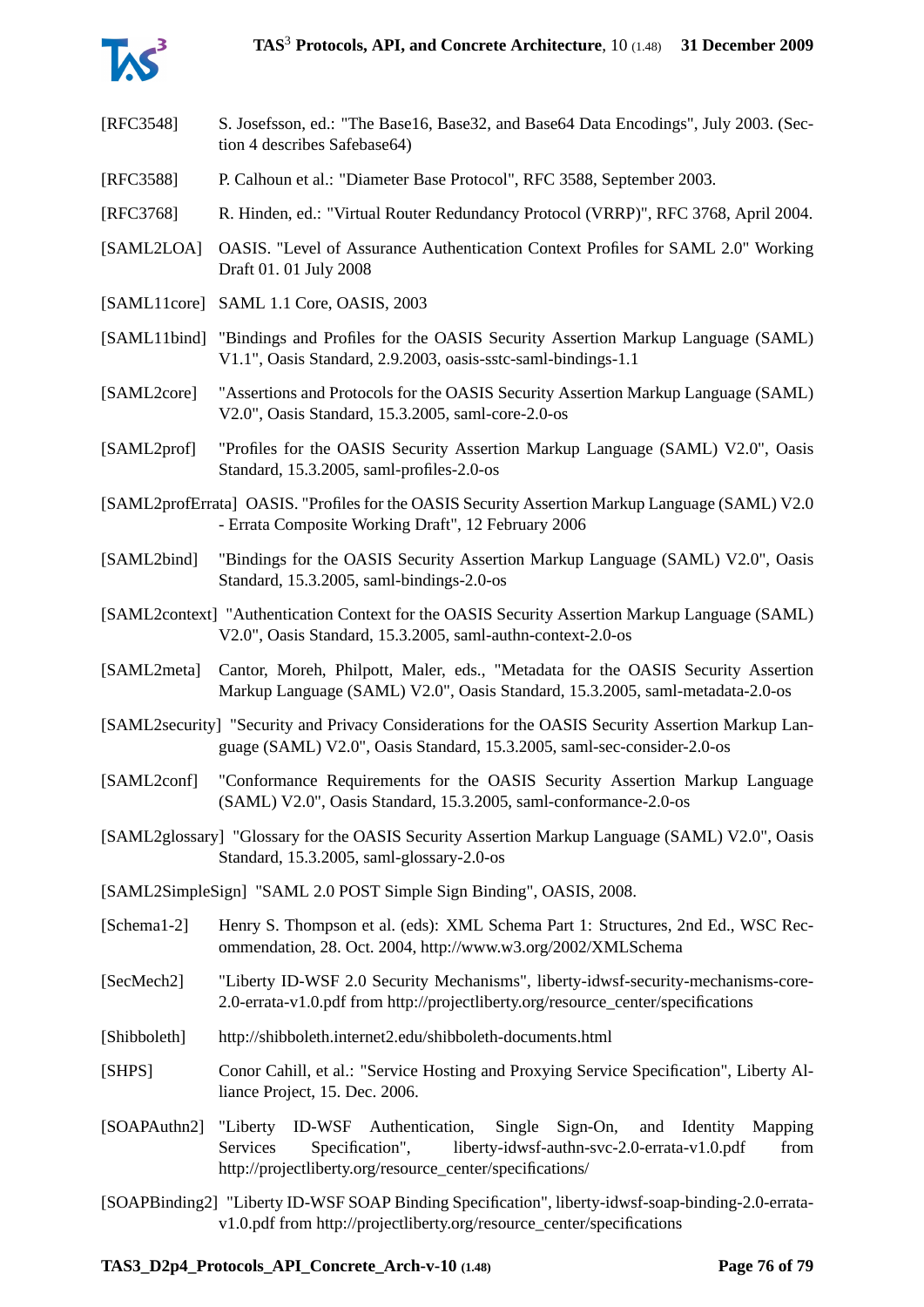[RFC3548] S. Josefsson, ed.: "The Base16, Base32, and Base64 Data Encodings", July 2003. (Section 4 describes Safebase64)

[RFC3588] P. Calhoun et al.: "Diameter Base Protocol", RFC 3588, September 2003.

[RFC3768] R. Hinden, ed.: "Virtual Router Redundancy Protocol (VRRP)", RFC 3768, April 2004.

[SAML2LOA] OASIS. "Level of Assurance Authentication Context Profiles for SAML 2.0" Working Draft 01. 01 July 2008

[SAML11core] SAML 1.1 Core, OASIS, 2003

[SAML11bind] "Bindings and Profiles for the OASIS Security Assertion Markup Language (SAML) V1.1", Oasis Standard, 2.9.2003, oasis-sstc-saml-bindings-1.1

[SAML2core] "Assertions and Protocols for the OASIS Security Assertion Markup Language (SAML) V2.0", Oasis Standard, 15.3.2005, saml-core-2.0-os

[SAML2prof] "Profiles for the OASIS Security Assertion Markup Language (SAML) V2.0", Oasis Standard, 15.3.2005, saml-profiles-2.0-os

[SAML2profErrata] OASIS. "Profiles for the OASIS Security Assertion Markup Language (SAML) V2.0 - Errata Composite Working Draft", 12 February 2006

[SAML2bind] "Bindings for the OASIS Security Assertion Markup Language (SAML) V2.0", Oasis Standard, 15.3.2005, saml-bindings-2.0-os

[SAML2context] "Authentication Context for the OASIS Security Assertion Markup Language (SAML) V2.0", Oasis Standard, 15.3.2005, saml-authn-context-2.0-os

[SAML2meta] Cantor, Moreh, Philpott, Maler, eds., "Metadata for the OASIS Security Assertion Markup Language (SAML) V2.0", Oasis Standard, 15.3.2005, saml-metadata-2.0-os

[SAML2security] "Security and Privacy Considerations for the OASIS Security Assertion Markup Language (SAML) V2.0", Oasis Standard, 15.3.2005, saml-sec-consider-2.0-os

[SAML2conf] "Conformance Requirements for the OASIS Security Assertion Markup Language (SAML) V2.0", Oasis Standard, 15.3.2005, saml-conformance-2.0-os

[SAML2glossary] "Glossary for the OASIS Security Assertion Markup Language (SAML) V2.0", Oasis Standard, 15.3.2005, saml-glossary-2.0-os

[SAML2SimpleSign] "SAML 2.0 POST Simple Sign Binding", OASIS, 2008.

[Schema1-2] Henry S. Thompson et al. (eds): XML Schema Part 1: Structures, 2nd Ed., WSC Recommendation, 28. Oct. 2004, http://www.w3.org/2002/XMLSchema

[SecMech2] "Liberty ID-WSF 2.0 Security Mechanisms", liberty-idwsf-security-mechanisms-core-2.0-errata-v1.0.pdf from http://projectliberty.org/resource_center/specifications

[Shibboleth] http://shibboleth.internet2.edu/shibboleth-documents.html

[SHPS] Conor Cahill, et al.: "Service Hosting and Proxying Service Specification", Liberty Alliance Project, 15. Dec. 2006.

[SOAPAuthn2] "Liberty ID-WSF Authentication, Single Sign-On, and Identity Mapping Services Specification", liberty-idwsf-authn-svc-2.0-errata-v1.0.pdf from http://projectliberty.org/resource_center/specifications/

[SOAPBinding2] "Liberty ID-WSF SOAP Binding Specification", liberty-idwsf-soap-binding-2.0-errata-v1.0.pdf from http://projectliberty.org/resource_center/specifications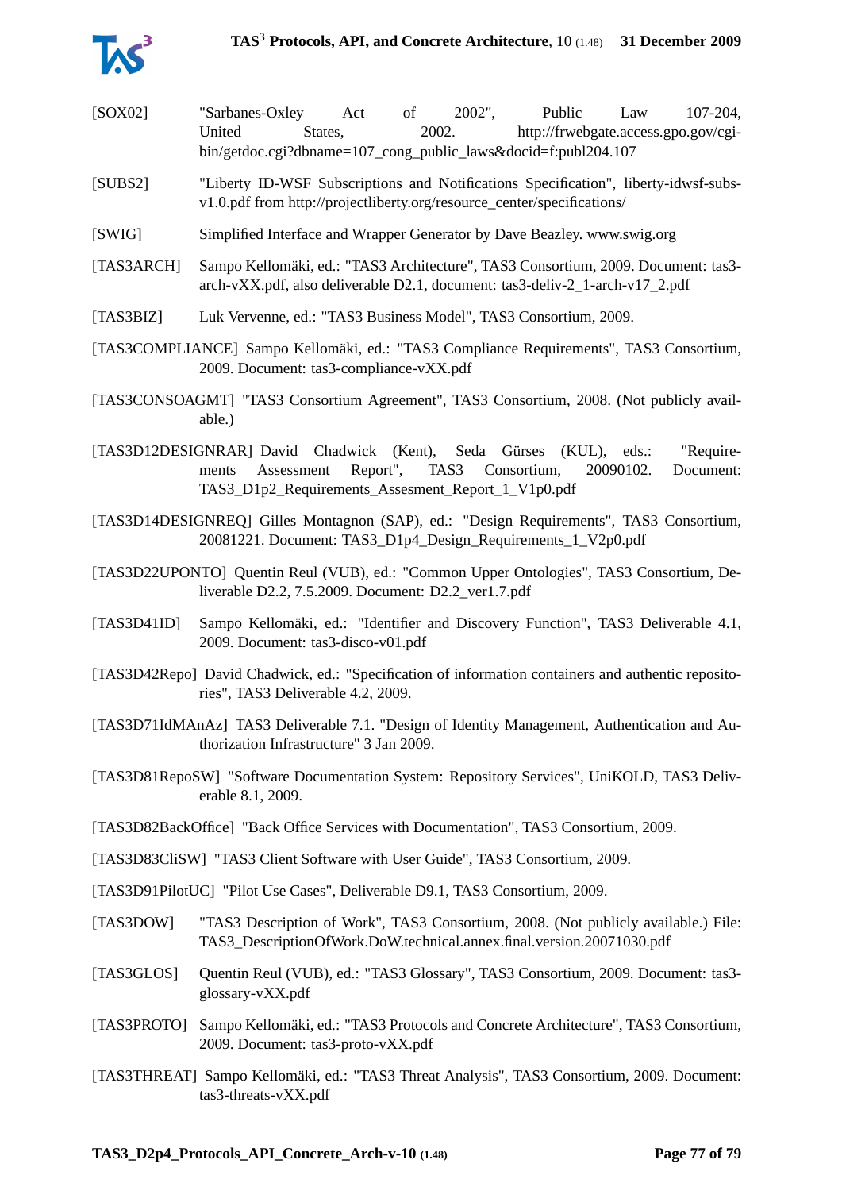[SOX02] "Sarbanes-Oxley Act of 2002", Public Law 107-204, United States, 2002. http://frwebgate.access.gpo.gov/cgi-bin/getdoc.cgi?dbname=107_cong_public_laws&docid=f:publ204.107

[SUBS2] "Liberty ID-WSF Subscriptions and Notifications Specification", liberty-idwsf-subs-v1.0.pdf from http://projectliberty.org/resource_center/specifications/

[SWIG] Simplified Interface and Wrapper Generator by Dave Beazley. www.swig.org

[TAS3ARCH] Sampo Kellomäki, ed.: "TAS3 Architecture", TAS3 Consortium, 2009. Document: tas3-arch-vXX.pdf, also deliverable D2.1, document: tas3-deliv-2_1-arch-v17_2.pdf

[TAS3BIZ] Luk Vervenne, ed.: "TAS3 Business Model", TAS3 Consortium, 2009.

[TAS3COMPLIANCE] Sampo Kellomäki, ed.: "TAS3 Compliance Requirements", TAS3 Consortium, 2009. Document: tas3-compliance-vXX.pdf

[TAS3CONSOAGMT] "TAS3 Consortium Agreement", TAS3 Consortium, 2008. (Not publicly available.)

[TAS3D12DESIGNRAR] David Chadwick (Kent), Seda Gürses (KUL), eds.: "Requirements Assessment Report", TAS3 Consortium, 20090102. Document: TAS3_D1p2_Requirements_Assesment_Report_1_V1p0.pdf

[TAS3D14DESIGNREQ] Gilles Montagnon (SAP), ed.: "Design Requirements", TAS3 Consortium, 20081221. Document: TAS3_D1p4_Design_Requirements_1_V2p0.pdf

[TAS3D22UPONTO] Quentin Reul (VUB), ed.: "Common Upper Ontologies", TAS3 Consortium, Deliverable D2.2, 7.5.2009. Document: D2.2_ver1.7.pdf

[TAS3D41ID] Sampo Kellomäki, ed.: "Identifier and Discovery Function", TAS3 Deliverable 4.1, 2009. Document: tas3-disco-v01.pdf

[TAS3D42Repo] David Chadwick, ed.: "Specification of information containers and authentic repositories", TAS3 Deliverable 4.2, 2009.

[TAS3D71IdMAnAz] TAS3 Deliverable 7.1. "Design of Identity Management, Authentication and Authorization Infrastructure" 3 Jan 2009.

[TAS3D81RepoSW] "Software Documentation System: Repository Services", UniKOLD, TAS3 Deliverable 8.1, 2009.

[TAS3D82BackOffice] "Back Office Services with Documentation", TAS3 Consortium, 2009.

[TAS3D83CliSW] "TAS3 Client Software with User Guide", TAS3 Consortium, 2009.

[TAS3D91PilotUC] "Pilot Use Cases", Deliverable D9.1, TAS3 Consortium, 2009.

[TAS3DOW] "TAS3 Description of Work", TAS3 Consortium, 2008. (Not publicly available.) File: TAS3_DescriptionOfWork.DoW.technical.annex.final.version.20071030.pdf

[TAS3GLOS] Quentin Reul (VUB), ed.: "TAS3 Glossary", TAS3 Consortium, 2009. Document: tas3-glossary-vXX.pdf

[TAS3PROTO] Sampo Kellomäki, ed.: "TAS3 Protocols and Concrete Architecture", TAS3 Consortium, 2009. Document: tas3-proto-vXX.pdf

[TAS3THREAT] Sampo Kellomäki, ed.: "TAS3 Threat Analysis", TAS3 Consortium, 2009. Document: tas3-threats-vXX.pdf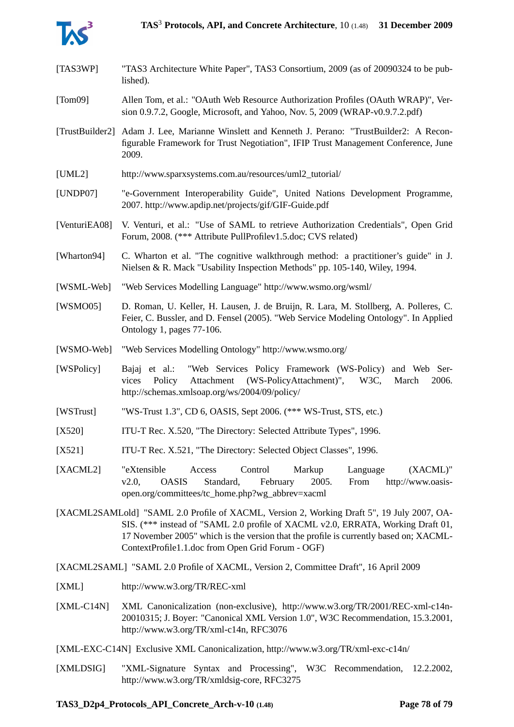[TAS3WP] "TAS3 Architecture White Paper", TAS3 Consortium, 2009 (as of 20090324 to be published).

[Tom09] Allen Tom, et al.: "OAuth Web Resource Authorization Profiles (OAuth WRAP)", Version 0.9.7.2, Google, Microsoft, and Yahoo, Nov. 5, 2009 (WRAP-v0.9.7.2.pdf)

[TrustBuilder2] Adam J. Lee, Marianne Winslett and Kenneth J. Perano: "TrustBuilder2: A Reconfigurable Framework for Trust Negotiation", IFIP Trust Management Conference, June 2009.

[UML2] http://www.sparxsystems.com.au/resources/uml2_tutorial/

[UNDP07] "e-Government Interoperability Guide", United Nations Development Programme, 2007. http://www.apdip.net/projects/gif/GIF-Guide.pdf

[VenturiEA08] V. Venturi, et al.: "Use of SAML to retrieve Authorization Credentials", Open Grid Forum, 2008. (*** Attribute PullProfilev1.5.doc; CVS related)

[Wharton94] C. Wharton et al. "The cognitive walkthrough method: a practitioner's guide" in J. Nielsen & R. Mack "Usability Inspection Methods" pp. 105-140, Wiley, 1994.

[WSML-Web] "Web Services Modelling Language" http://www.wsmo.org/wsml/

[WSMO05] D. Roman, U. Keller, H. Lausen, J. de Bruijn, R. Lara, M. Stollberg, A. Polleres, C. Feier, C. Bussler, and D. Fensel (2005). "Web Service Modeling Ontology". In Applied Ontology 1, pages 77-106.

[WSMO-Web] "Web Services Modelling Ontology" http://www.wsmo.org/

[WSPolicy] Bajaj et al.: "Web Services Policy Framework (WS-Policy) and Web Services Policy Attachment (WS-PolicyAttachment)", W3C, March 2006. http://schemas.xmlsoap.org/ws/2004/09/policy/

[WSTrust] "WS-Trust 1.3", CD 6, OASIS, Sept 2006. (*** WS-Trust, STS, etc.)

[X520] ITU-T Rec. X.520, "The Directory: Selected Attribute Types", 1996.

[X521] ITU-T Rec. X.521, "The Directory: Selected Object Classes", 1996.

[XACML2] "eXtensible Access Control Markup Language (XACML)" v2.0, OASIS Standard, February 2005. From http://www.oasis-open.org/committees/tc_home.php?wg_abbrev=xacml

[XACML2SAMLold] "SAML 2.0 Profile of XACML, Version 2, Working Draft 5", 19 July 2007, OASIS. (*** instead of "SAML 2.0 profile of XACML v2.0, ERRATA, Working Draft 01, 17 November 2005" which is the version that the profile is currently based on; XACML-ContextProfile1.1.doc from Open Grid Forum - OGF)

[XACML2SAML] "SAML 2.0 Profile of XACML, Version 2, Committee Draft", 16 April 2009

[XML] http://www.w3.org/TR/REC-xml

[XML-C14N] XML Canonicalization (non-exclusive), http://www.w3.org/TR/2001/REC-xml-c14n-20010315; J. Boyer: "Canonical XML Version 1.0", W3C Recommendation, 15.3.2001, http://www.w3.org/TR/xml-c14n, RFC3076

[XML-EXC-C14N] Exclusive XML Canonicalization, http://www.w3.org/TR/xml-exc-c14n/

[XMLDSIG] "XML-Signature Syntax and Processing", W3C Recommendation, 12.2.2002, http://www.w3.org/TR/xmldsig-core, RFC3275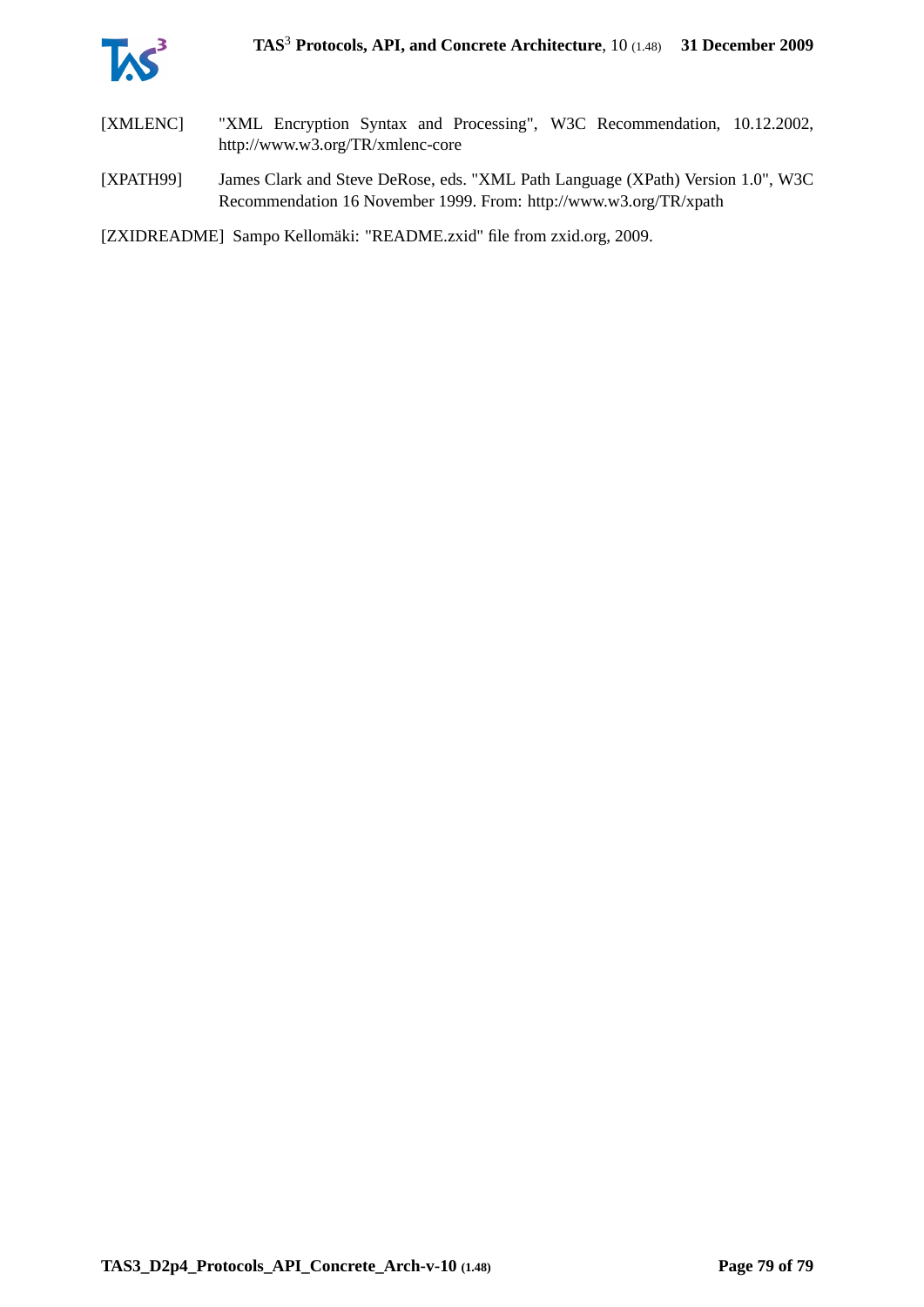[XMLENC] "XML Encryption Syntax and Processing", W3C Recommendation, 10.12.2002, http://www.w3.org/TR/xmlenc-core

[XPATH99] James Clark and Steve DeRose, eds. "XML Path Language (XPath) Version 1.0", W3C Recommendation 16 November 1999. From: http://www.w3.org/TR/xpath

[ZXIDREADME] Sampo Kellomäki: "README.zxid" file from zxid.org, 2009.